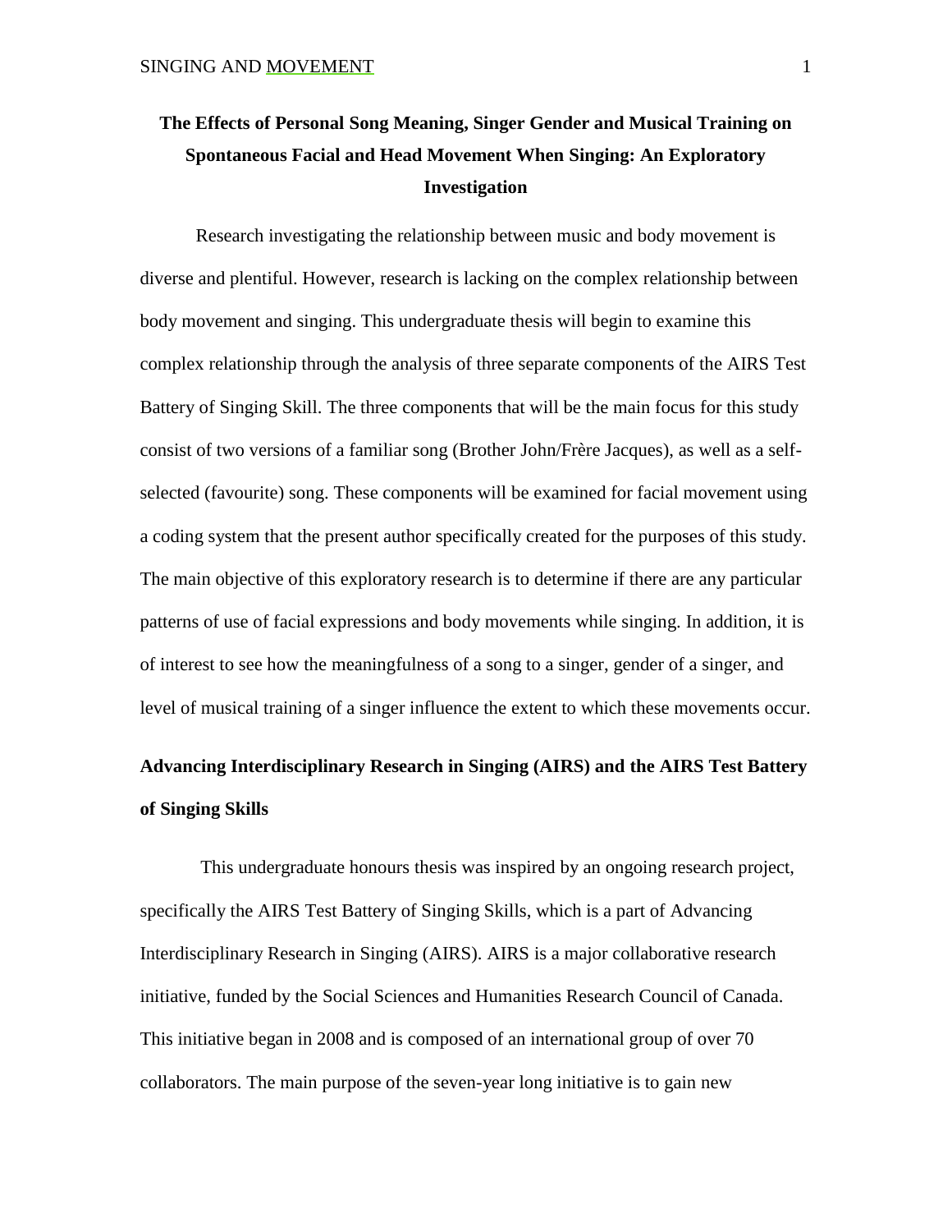# The Effects of Personal Song Meaning, Singer Gender and Musical Training on Spontaneous Facial and Head Movement When Singing: An Exploratory Investigation

Research investigating the relationship between music and body movement is diverse and plentiful. However, research is lacking on the complex relationship between body movement and singing. This undergraduate thesis will begin to examine this complex relationship through the analysis of three separate components of the AIRS Test Battery of Singing Skill. The three components that will be the main focus for this study consist of two versions of a familiar song (Brother John/Frère Jacques), as well as a self-selected (favourite) song. These components will be examined for facial movement using a coding system that the present author specifically created for the purposes of this study. The main objective of this exploratory research is to determine if there are any particular patterns of use of facial expressions and body movements while singing. In addition, it is of interest to see how the meaningfulness of a song to a singer, gender of a singer, and level of musical training of a singer influence the extent to which these movements occur.

## Advancing Interdisciplinary Research in Singing (AIRS) and the AIRS Test Battery of Singing Skills

This undergraduate honours thesis was inspired by an ongoing research project, specifically the AIRS Test Battery of Singing Skills, which is a part of Advancing Interdisciplinary Research in Singing (AIRS). AIRS is a major collaborative research initiative, funded by the Social Sciences and Humanities Research Council of Canada. This initiative began in 2008 and is composed of an international group of over 70 collaborators. The main purpose of the seven-year long initiative is to gain new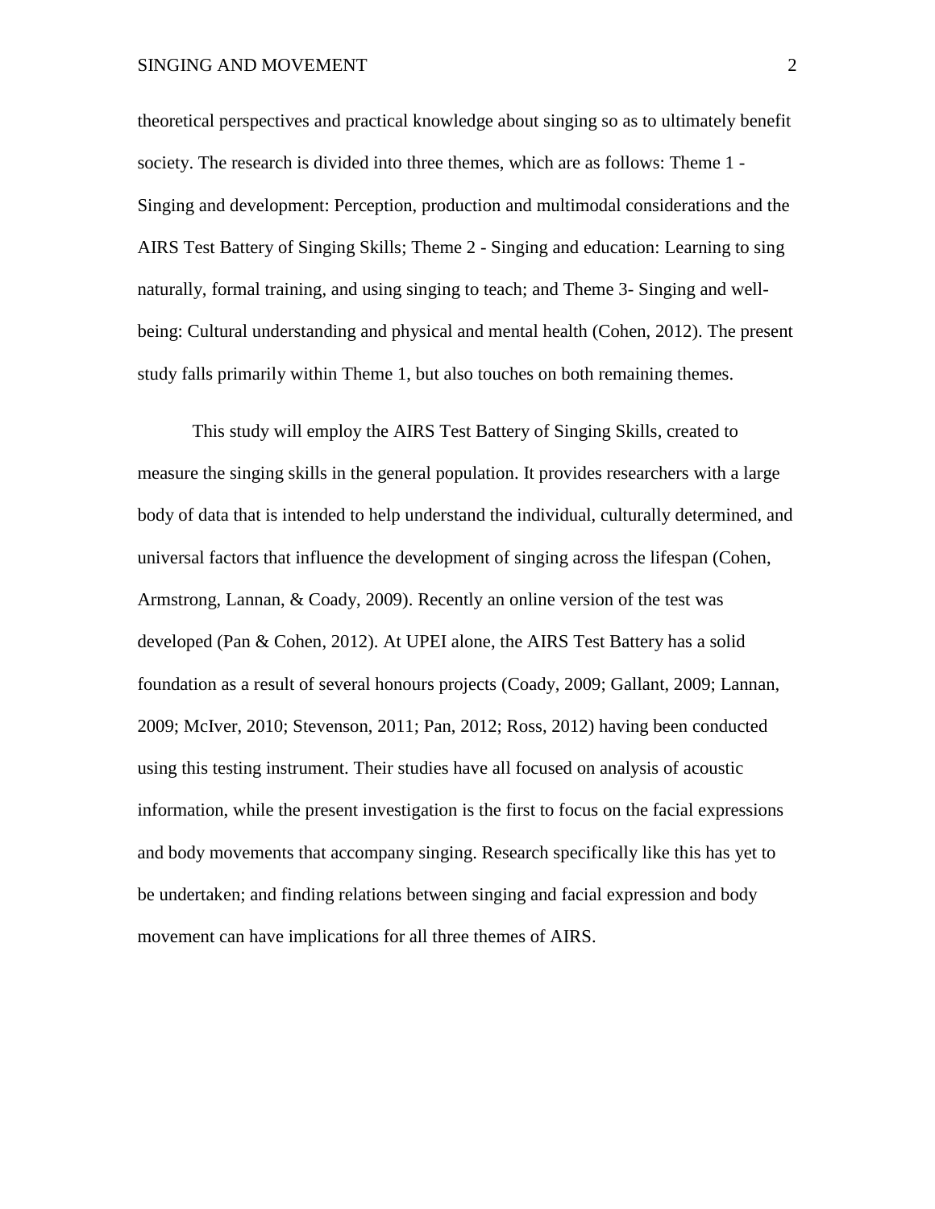theoretical perspectives and practical knowledge about singing so as to ultimately benefit society. The research is divided into three themes, which are as follows: Theme 1 - Singing and development: Perception, production and multimodal considerations and the AIRS Test Battery of Singing Skills; Theme 2 - Singing and education: Learning to sing naturally, formal training, and using singing to teach; and Theme 3- Singing and well-being: Cultural understanding and physical and mental health (Cohen, 2012). The present study falls primarily within Theme 1, but also touches on both remaining themes.

This study will employ the AIRS Test Battery of Singing Skills, created to measure the singing skills in the general population. It provides researchers with a large body of data that is intended to help understand the individual, culturally determined, and universal factors that influence the development of singing across the lifespan (Cohen, Armstrong, Lannan, & Coady, 2009). Recently an online version of the test was developed (Pan & Cohen, 2012). At UPEI alone, the AIRS Test Battery has a solid foundation as a result of several honours projects (Coady, 2009; Gallant, 2009; Lannan, 2009; McIver, 2010; Stevenson, 2011; Pan, 2012; Ross, 2012) having been conducted using this testing instrument. Their studies have all focused on analysis of acoustic information, while the present investigation is the first to focus on the facial expressions and body movements that accompany singing. Research specifically like this has yet to be undertaken; and finding relations between singing and facial expression and body movement can have implications for all three themes of AIRS.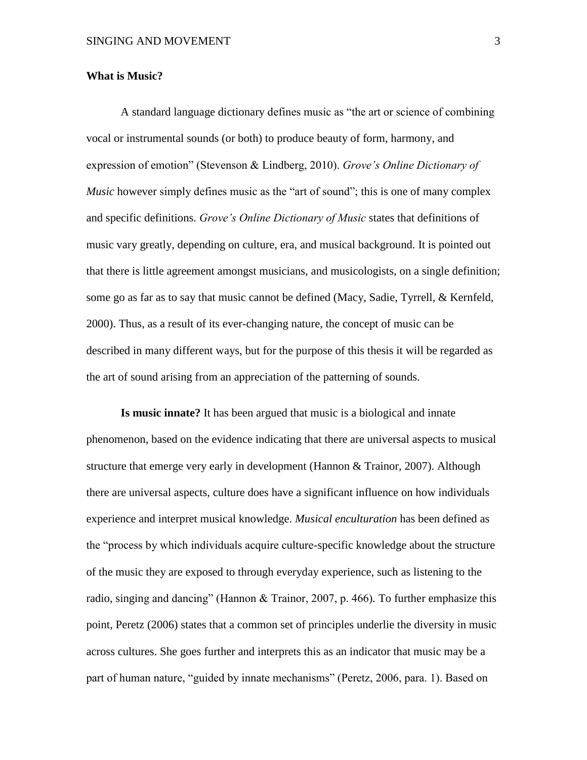## What is Music?

A standard language dictionary defines music as "the art or science of combining vocal or instrumental sounds (or both) to produce beauty of form, harmony, and expression of emotion" (Stevenson & Lindberg, 2010). *Grove's Online Dictionary of Music* however simply defines music as the "art of sound"; this is one of many complex and specific definitions. *Grove's Online Dictionary of Music* states that definitions of music vary greatly, depending on culture, era, and musical background. It is pointed out that there is little agreement amongst musicians, and musicologists, on a single definition; some go as far as to say that music cannot be defined (Macy, Sadie, Tyrrell, & Kernfeld, 2000). Thus, as a result of its ever-changing nature, the concept of music can be described in many different ways, but for the purpose of this thesis it will be regarded as the art of sound arising from an appreciation of the patterning of sounds.

**Is music innate?** It has been argued that music is a biological and innate phenomenon, based on the evidence indicating that there are universal aspects to musical structure that emerge very early in development (Hannon & Trainor, 2007). Although there are universal aspects, culture does have a significant influence on how individuals experience and interpret musical knowledge. *Musical enculturation* has been defined as the "process by which individuals acquire culture-specific knowledge about the structure of the music they are exposed to through everyday experience, such as listening to the radio, singing and dancing" (Hannon & Trainor, 2007, p. 466). To further emphasize this point, Peretz (2006) states that a common set of principles underlie the diversity in music across cultures. She goes further and interprets this as an indicator that music may be a part of human nature, "guided by innate mechanisms" (Peretz, 2006, para. 1). Based on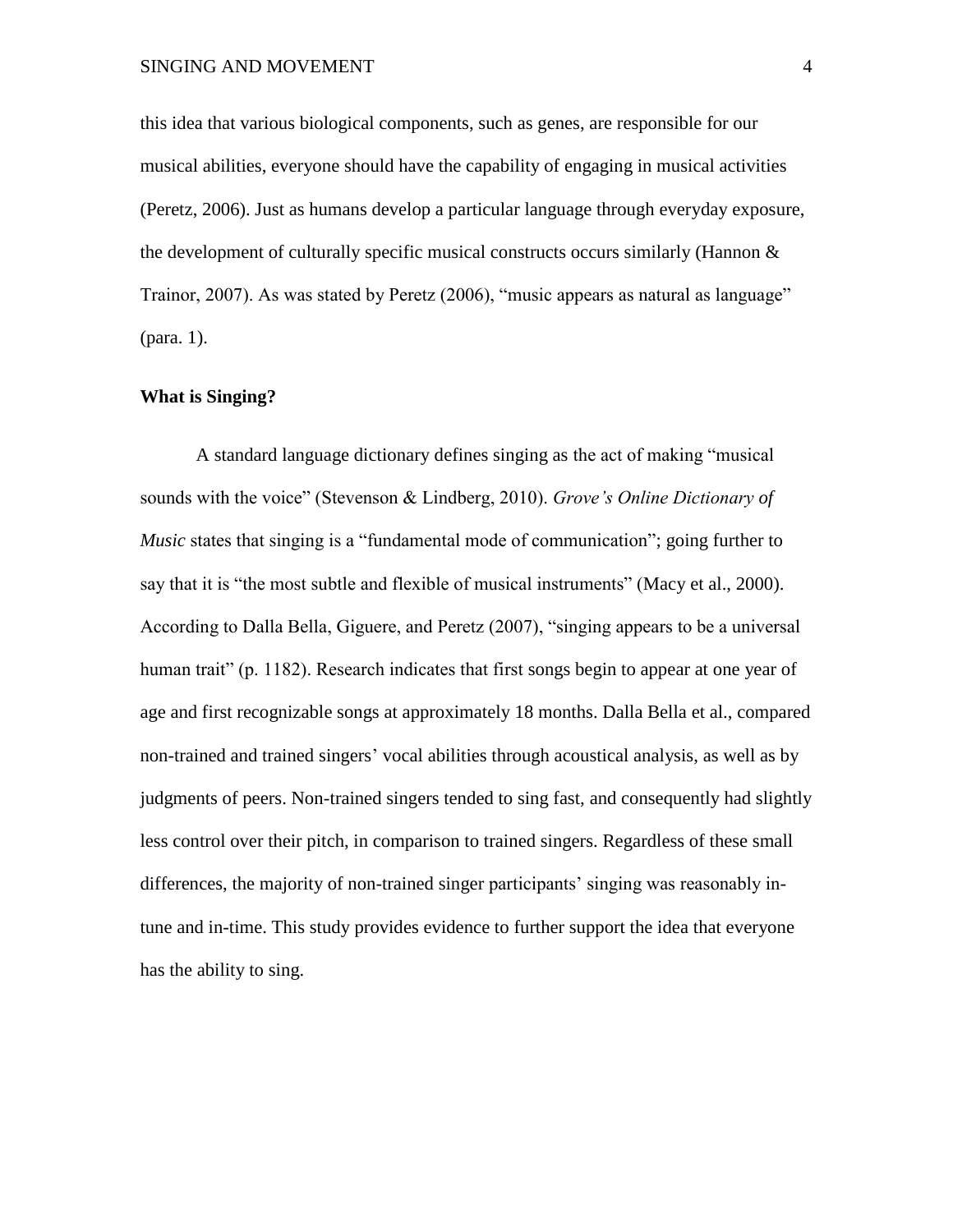this idea that various biological components, such as genes, are responsible for our musical abilities, everyone should have the capability of engaging in musical activities (Peretz, 2006). Just as humans develop a particular language through everyday exposure, the development of culturally specific musical constructs occurs similarly (Hannon & Trainor, 2007). As was stated by Peretz (2006), "music appears as natural as language" (para. 1).

## What is Singing?

A standard language dictionary defines singing as the act of making "musical sounds with the voice" (Stevenson & Lindberg, 2010). *Grove's Online Dictionary of Music* states that singing is a "fundamental mode of communication"; going further to say that it is "the most subtle and flexible of musical instruments" (Macy et al., 2000). According to Dalla Bella, Giguere, and Peretz (2007), "singing appears to be a universal human trait" (p. 1182). Research indicates that first songs begin to appear at one year of age and first recognizable songs at approximately 18 months. Dalla Bella et al., compared non-trained and trained singers' vocal abilities through acoustical analysis, as well as by judgments of peers. Non-trained singers tended to sing fast, and consequently had slightly less control over their pitch, in comparison to trained singers. Regardless of these small differences, the majority of non-trained singer participants' singing was reasonably in-tune and in-time. This study provides evidence to further support the idea that everyone has the ability to sing.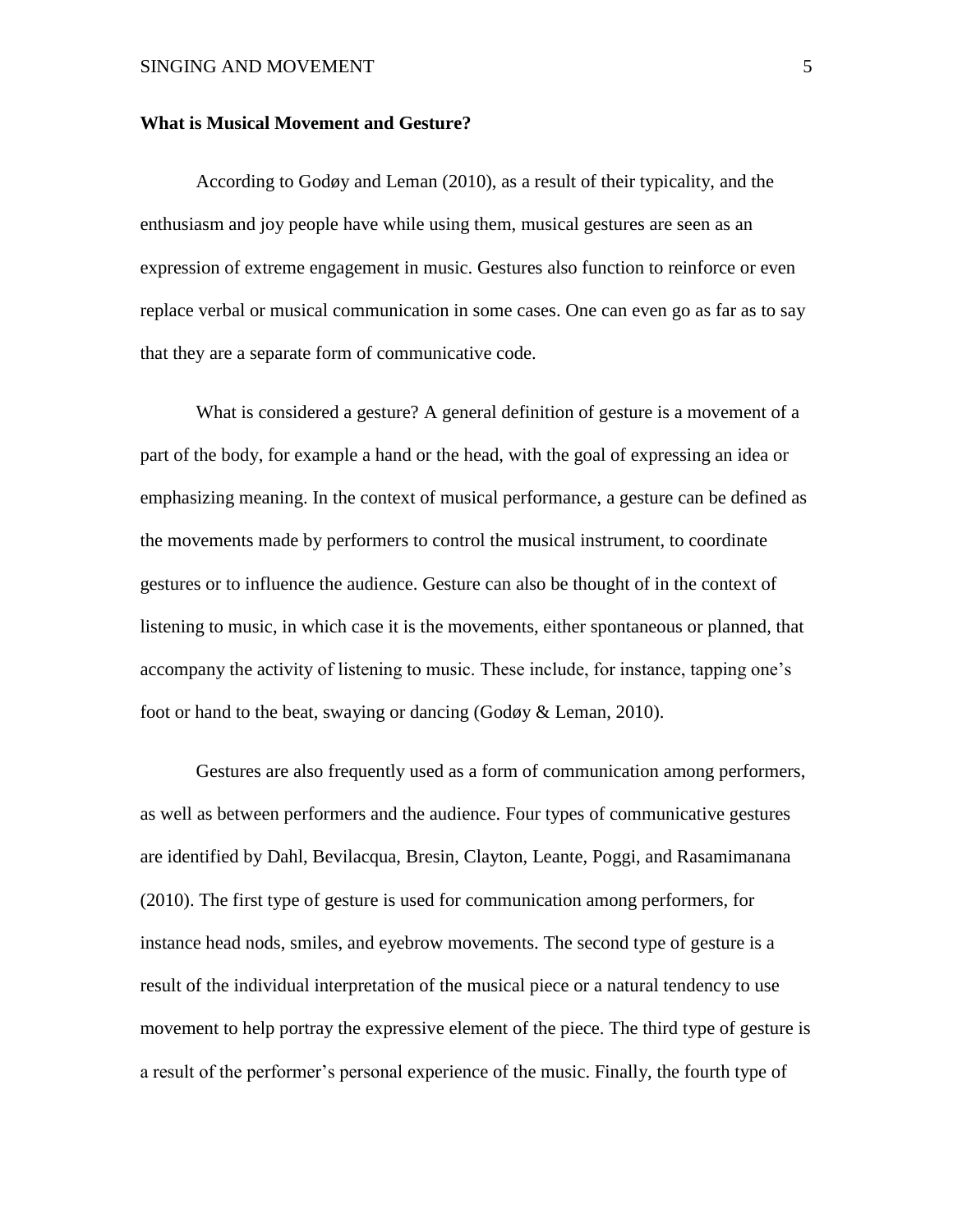**What is Musical Movement and Gesture?**

According to Godøy and Leman (2010), as a result of their typicality, and the enthusiasm and joy people have while using them, musical gestures are seen as an expression of extreme engagement in music. Gestures also function to reinforce or even replace verbal or musical communication in some cases. One can even go as far as to say that they are a separate form of communicative code.

What is considered a gesture? A general definition of gesture is a movement of a part of the body, for example a hand or the head, with the goal of expressing an idea or emphasizing meaning. In the context of musical performance, a gesture can be defined as the movements made by performers to control the musical instrument, to coordinate gestures or to influence the audience. Gesture can also be thought of in the context of listening to music, in which case it is the movements, either spontaneous or planned, that accompany the activity of listening to music. These include, for instance, tapping one's foot or hand to the beat, swaying or dancing (Godøy & Leman, 2010).

Gestures are also frequently used as a form of communication among performers, as well as between performers and the audience. Four types of communicative gestures are identified by Dahl, Bevilacqua, Bresin, Clayton, Leante, Poggi, and Rasamimanana (2010). The first type of gesture is used for communication among performers, for instance head nods, smiles, and eyebrow movements. The second type of gesture is a result of the individual interpretation of the musical piece or a natural tendency to use movement to help portray the expressive element of the piece. The third type of gesture is a result of the performer's personal experience of the music. Finally, the fourth type of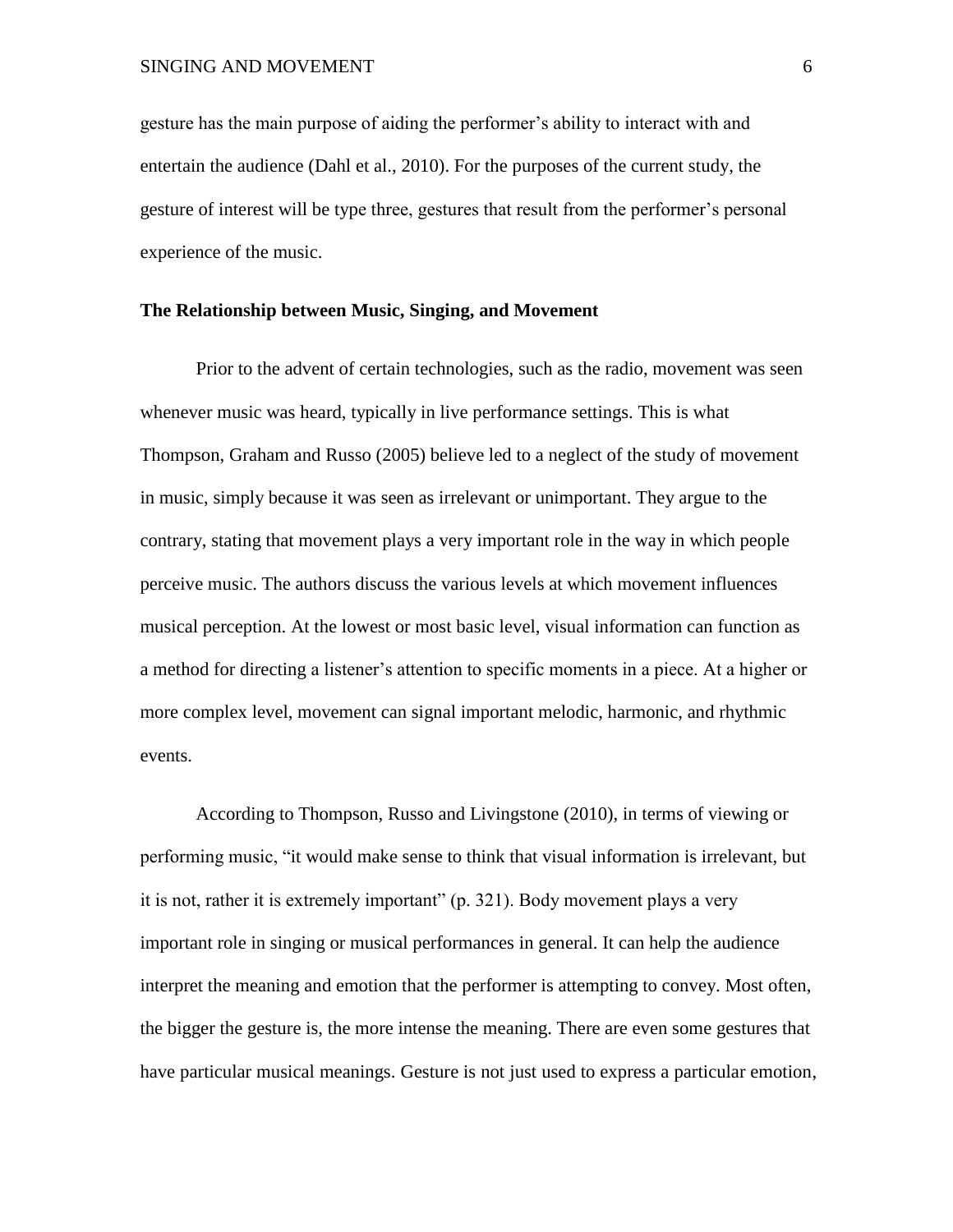gesture has the main purpose of aiding the performer's ability to interact with and entertain the audience (Dahl et al., 2010). For the purposes of the current study, the gesture of interest will be type three, gestures that result from the performer's personal experience of the music.

### The Relationship between Music, Singing, and Movement

Prior to the advent of certain technologies, such as the radio, movement was seen whenever music was heard, typically in live performance settings. This is what Thompson, Graham and Russo (2005) believe led to a neglect of the study of movement in music, simply because it was seen as irrelevant or unimportant. They argue to the contrary, stating that movement plays a very important role in the way in which people perceive music. The authors discuss the various levels at which movement influences musical perception. At the lowest or most basic level, visual information can function as a method for directing a listener's attention to specific moments in a piece. At a higher or more complex level, movement can signal important melodic, harmonic, and rhythmic events.

According to Thompson, Russo and Livingstone (2010), in terms of viewing or performing music, "it would make sense to think that visual information is irrelevant, but it is not, rather it is extremely important" (p. 321). Body movement plays a very important role in singing or musical performances in general. It can help the audience interpret the meaning and emotion that the performer is attempting to convey. Most often, the bigger the gesture is, the more intense the meaning. There are even some gestures that have particular musical meanings. Gesture is not just used to express a particular emotion,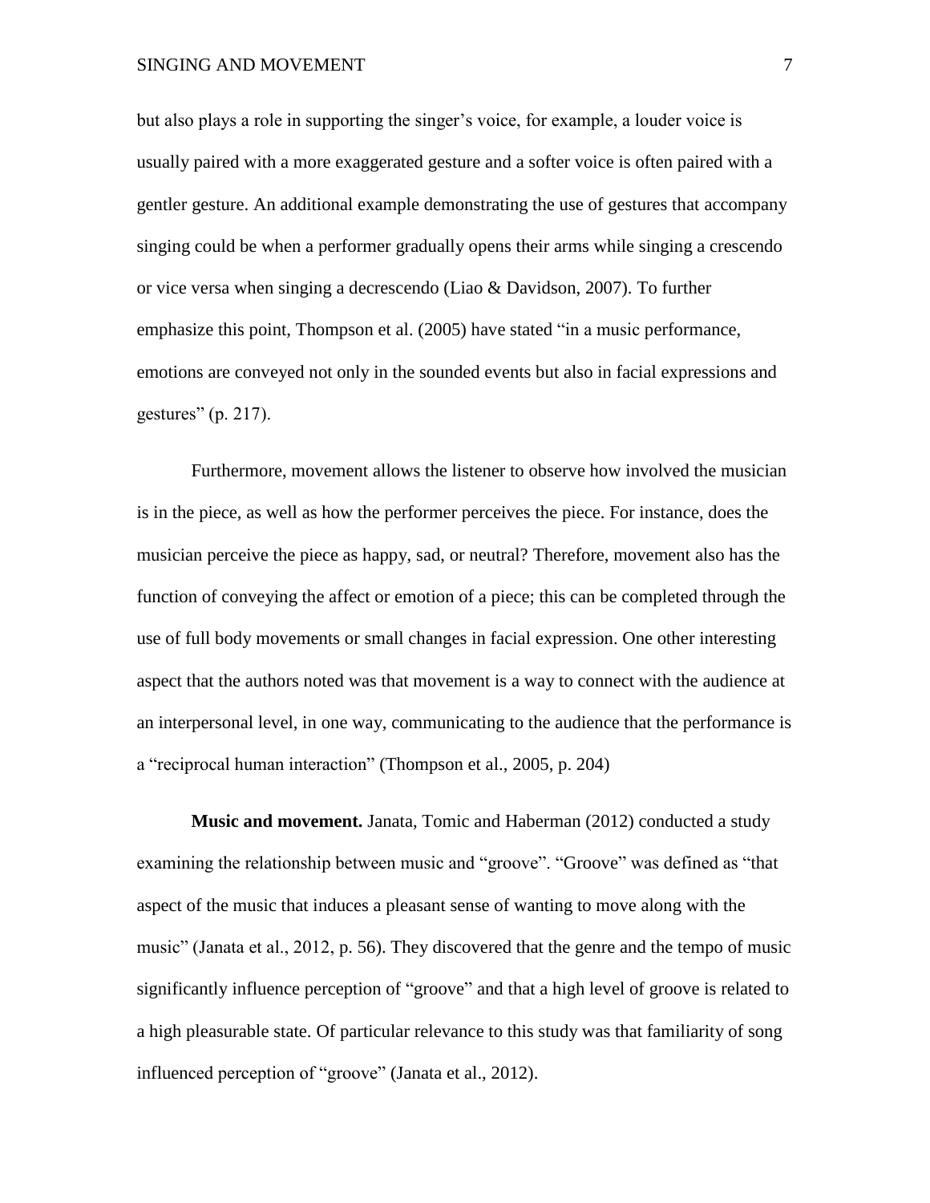but also plays a role in supporting the singer's voice, for example, a louder voice is usually paired with a more exaggerated gesture and a softer voice is often paired with a gentler gesture. An additional example demonstrating the use of gestures that accompany singing could be when a performer gradually opens their arms while singing a crescendo or vice versa when singing a decrescendo (Liao & Davidson, 2007). To further emphasize this point, Thompson et al. (2005) have stated "in a music performance, emotions are conveyed not only in the sounded events but also in facial expressions and gestures" (p. 217).

Furthermore, movement allows the listener to observe how involved the musician is in the piece, as well as how the performer perceives the piece. For instance, does the musician perceive the piece as happy, sad, or neutral? Therefore, movement also has the function of conveying the affect or emotion of a piece; this can be completed through the use of full body movements or small changes in facial expression. One other interesting aspect that the authors noted was that movement is a way to connect with the audience at an interpersonal level, in one way, communicating to the audience that the performance is a "reciprocal human interaction" (Thompson et al., 2005, p. 204)

**Music and movement.** Janata, Tomic and Haberman (2012) conducted a study examining the relationship between music and "groove". "Groove" was defined as "that aspect of the music that induces a pleasant sense of wanting to move along with the music" (Janata et al., 2012, p. 56). They discovered that the genre and the tempo of music significantly influence perception of "groove" and that a high level of groove is related to a high pleasurable state. Of particular relevance to this study was that familiarity of song influenced perception of "groove" (Janata et al., 2012).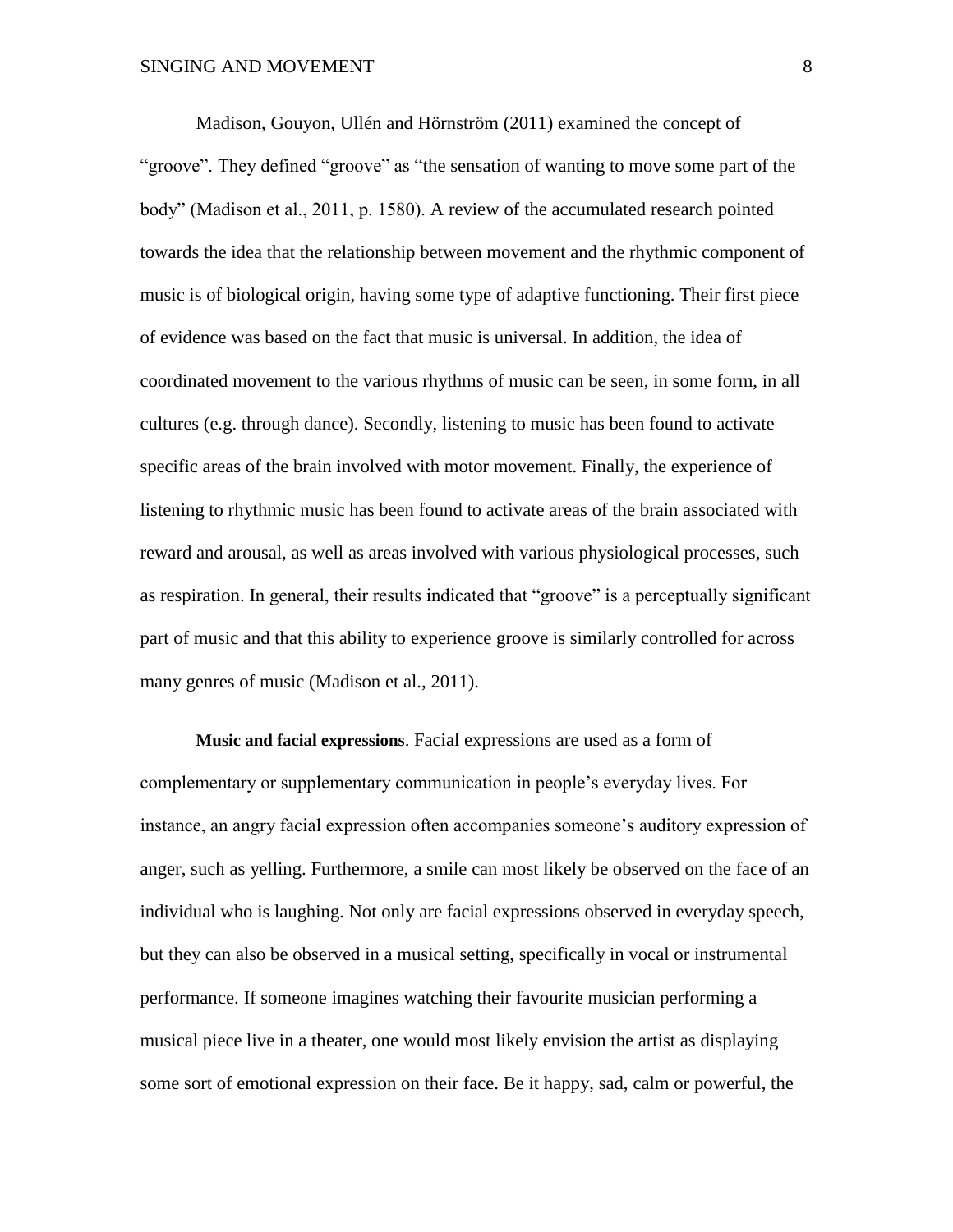Madison, Gouyon, Ullén and Hörnström (2011) examined the concept of "groove". They defined "groove" as "the sensation of wanting to move some part of the body" (Madison et al., 2011, p. 1580). A review of the accumulated research pointed towards the idea that the relationship between movement and the rhythmic component of music is of biological origin, having some type of adaptive functioning. Their first piece of evidence was based on the fact that music is universal. In addition, the idea of coordinated movement to the various rhythms of music can be seen, in some form, in all cultures (e.g. through dance). Secondly, listening to music has been found to activate specific areas of the brain involved with motor movement. Finally, the experience of listening to rhythmic music has been found to activate areas of the brain associated with reward and arousal, as well as areas involved with various physiological processes, such as respiration. In general, their results indicated that "groove" is a perceptually significant part of music and that this ability to experience groove is similarly controlled for across many genres of music (Madison et al., 2011).

**Music and facial expressions**. Facial expressions are used as a form of complementary or supplementary communication in people's everyday lives. For instance, an angry facial expression often accompanies someone's auditory expression of anger, such as yelling. Furthermore, a smile can most likely be observed on the face of an individual who is laughing. Not only are facial expressions observed in everyday speech, but they can also be observed in a musical setting, specifically in vocal or instrumental performance. If someone imagines watching their favourite musician performing a musical piece live in a theater, one would most likely envision the artist as displaying some sort of emotional expression on their face. Be it happy, sad, calm or powerful, the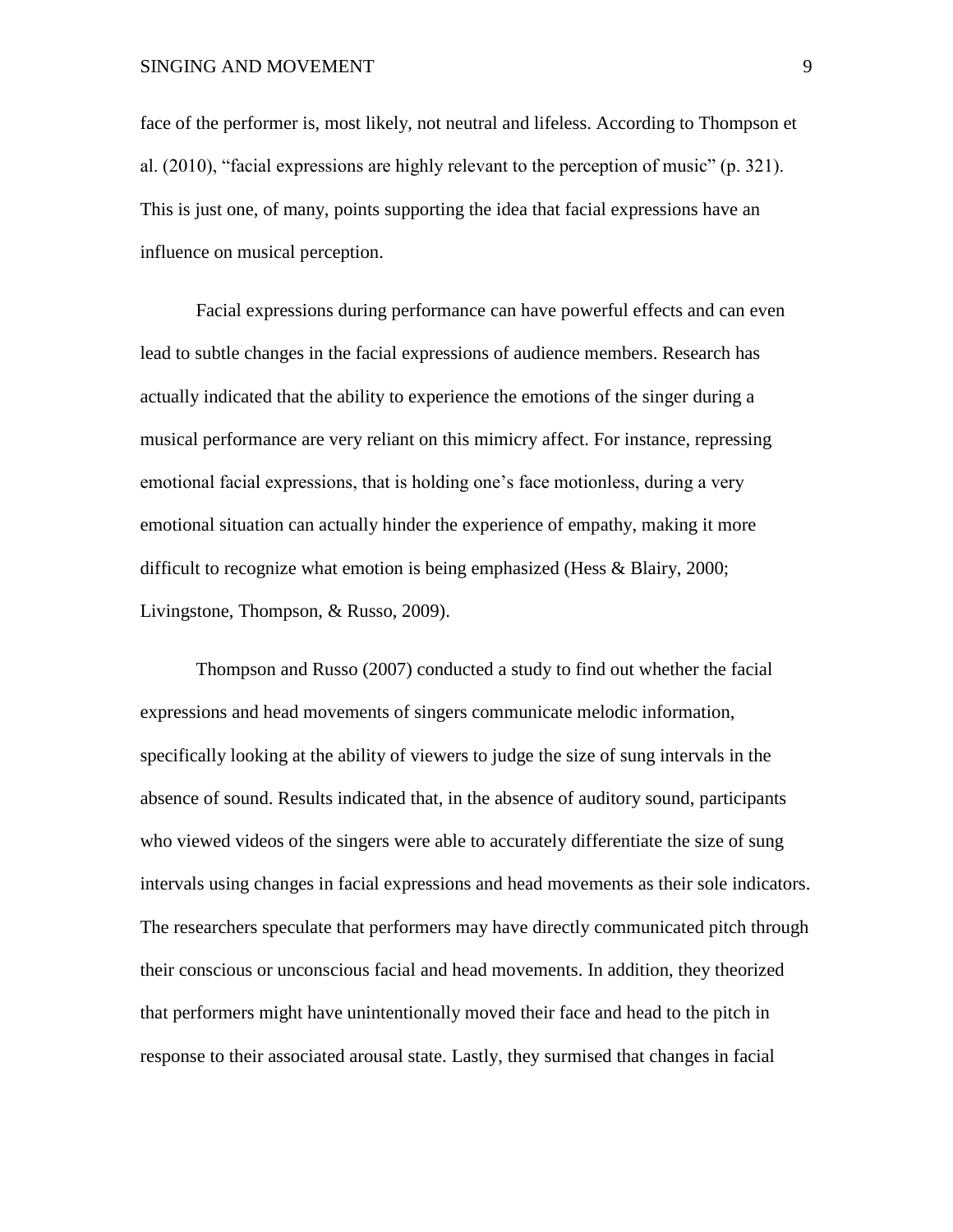face of the performer is, most likely, not neutral and lifeless. According to Thompson et al. (2010), "facial expressions are highly relevant to the perception of music" (p. 321). This is just one, of many, points supporting the idea that facial expressions have an influence on musical perception.

Facial expressions during performance can have powerful effects and can even lead to subtle changes in the facial expressions of audience members. Research has actually indicated that the ability to experience the emotions of the singer during a musical performance are very reliant on this mimicry affect. For instance, repressing emotional facial expressions, that is holding one's face motionless, during a very emotional situation can actually hinder the experience of empathy, making it more difficult to recognize what emotion is being emphasized (Hess & Blairy, 2000; Livingstone, Thompson, & Russo, 2009).

Thompson and Russo (2007) conducted a study to find out whether the facial expressions and head movements of singers communicate melodic information, specifically looking at the ability of viewers to judge the size of sung intervals in the absence of sound. Results indicated that, in the absence of auditory sound, participants who viewed videos of the singers were able to accurately differentiate the size of sung intervals using changes in facial expressions and head movements as their sole indicators. The researchers speculate that performers may have directly communicated pitch through their conscious or unconscious facial and head movements. In addition, they theorized that performers might have unintentionally moved their face and head to the pitch in response to their associated arousal state. Lastly, they surmised that changes in facial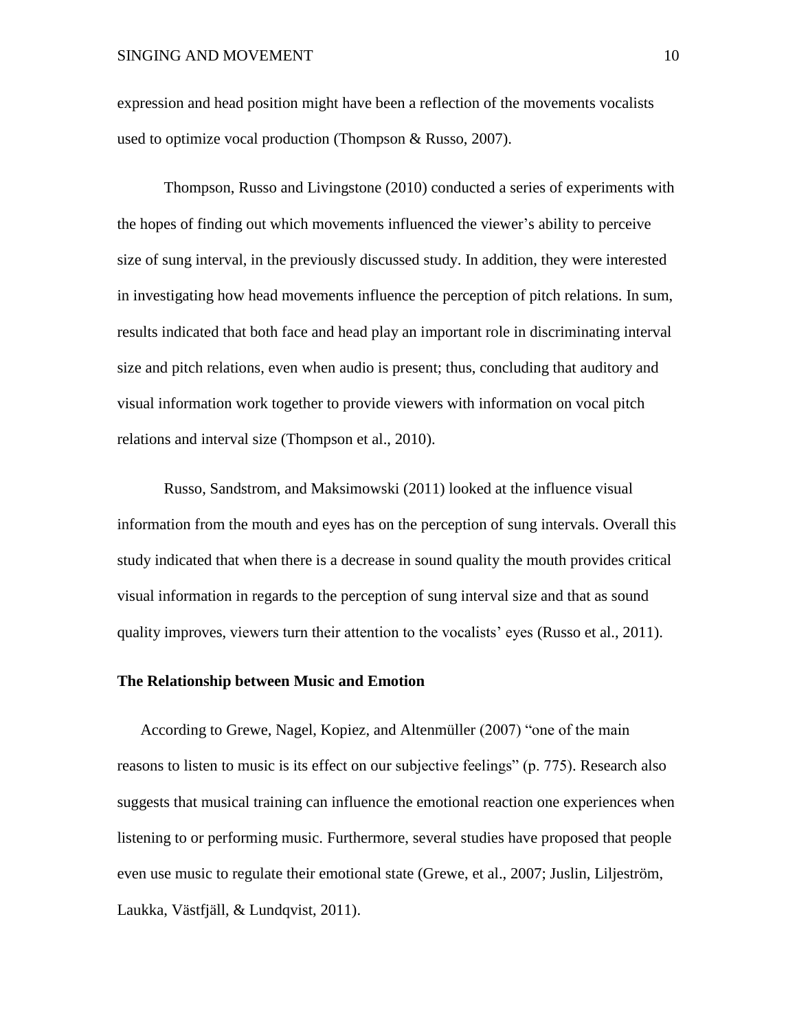expression and head position might have been a reflection of the movements vocalists used to optimize vocal production (Thompson & Russo, 2007).

Thompson, Russo and Livingstone (2010) conducted a series of experiments with the hopes of finding out which movements influenced the viewer's ability to perceive size of sung interval, in the previously discussed study. In addition, they were interested in investigating how head movements influence the perception of pitch relations. In sum, results indicated that both face and head play an important role in discriminating interval size and pitch relations, even when audio is present; thus, concluding that auditory and visual information work together to provide viewers with information on vocal pitch relations and interval size (Thompson et al., 2010).

Russo, Sandstrom, and Maksimowski (2011) looked at the influence visual information from the mouth and eyes has on the perception of sung intervals. Overall this study indicated that when there is a decrease in sound quality the mouth provides critical visual information in regards to the perception of sung interval size and that as sound quality improves, viewers turn their attention to the vocalists' eyes (Russo et al., 2011).

**The Relationship between Music and Emotion**

According to Grewe, Nagel, Kopiez, and Altenmüller (2007) "one of the main reasons to listen to music is its effect on our subjective feelings" (p. 775). Research also suggests that musical training can influence the emotional reaction one experiences when listening to or performing music. Furthermore, several studies have proposed that people even use music to regulate their emotional state (Grewe, et al., 2007; Juslin, Liljeström, Laukka, Västfjäll, & Lundqvist, 2011).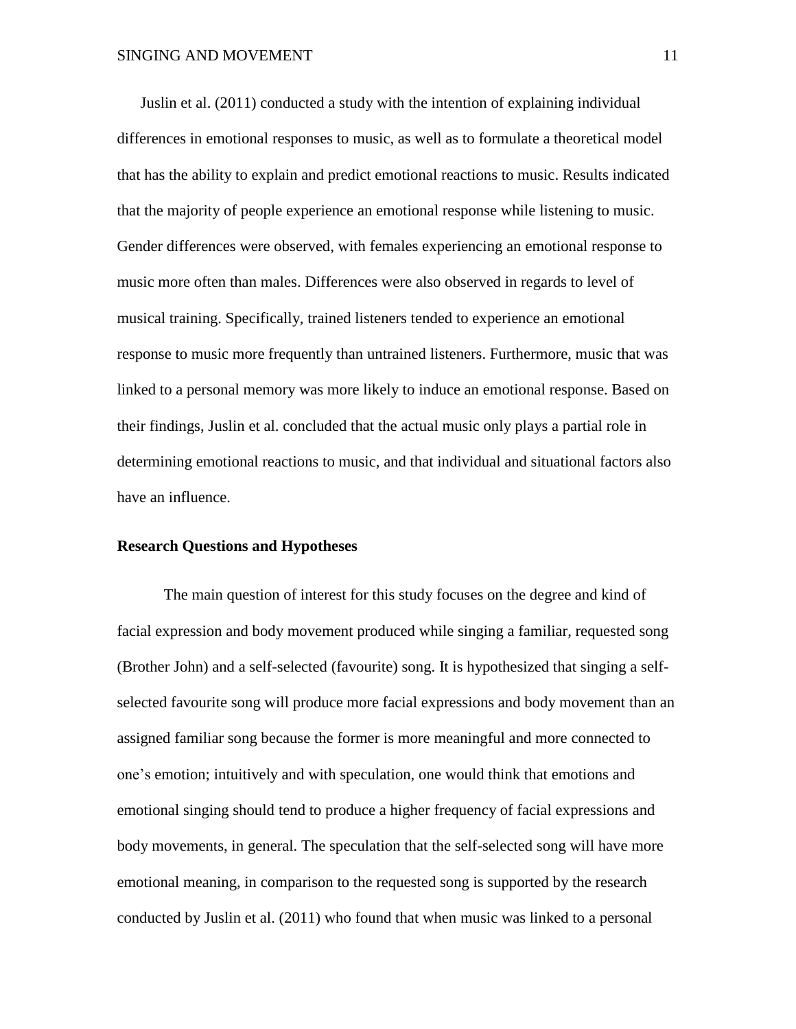Juslin et al. (2011) conducted a study with the intention of explaining individual differences in emotional responses to music, as well as to formulate a theoretical model that has the ability to explain and predict emotional reactions to music. Results indicated that the majority of people experience an emotional response while listening to music. Gender differences were observed, with females experiencing an emotional response to music more often than males. Differences were also observed in regards to level of musical training. Specifically, trained listeners tended to experience an emotional response to music more frequently than untrained listeners. Furthermore, music that was linked to a personal memory was more likely to induce an emotional response. Based on their findings, Juslin et al. concluded that the actual music only plays a partial role in determining emotional reactions to music, and that individual and situational factors also have an influence.

**Research Questions and Hypotheses**

The main question of interest for this study focuses on the degree and kind of facial expression and body movement produced while singing a familiar, requested song (Brother John) and a self-selected (favourite) song. It is hypothesized that singing a self-selected favourite song will produce more facial expressions and body movement than an assigned familiar song because the former is more meaningful and more connected to one's emotion; intuitively and with speculation, one would think that emotions and emotional singing should tend to produce a higher frequency of facial expressions and body movements, in general. The speculation that the self-selected song will have more emotional meaning, in comparison to the requested song is supported by the research conducted by Juslin et al. (2011) who found that when music was linked to a personal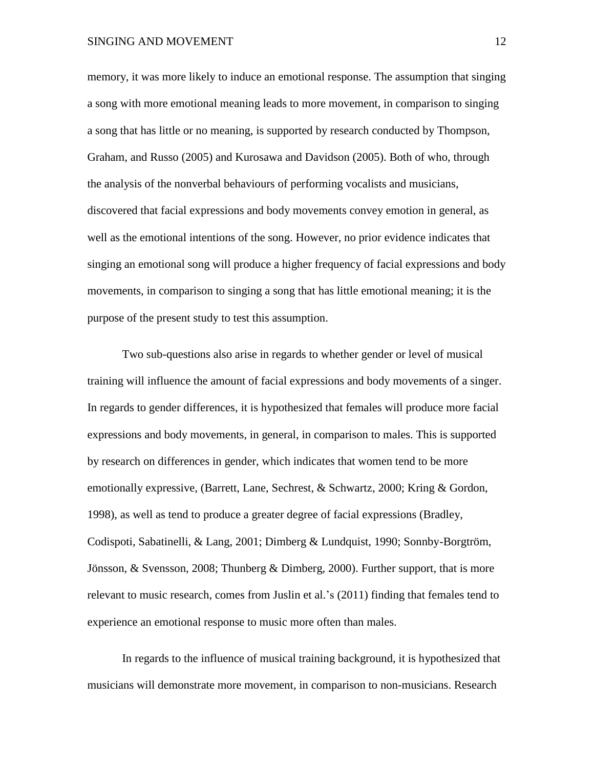memory, it was more likely to induce an emotional response. The assumption that singing a song with more emotional meaning leads to more movement, in comparison to singing a song that has little or no meaning, is supported by research conducted by Thompson, Graham, and Russo (2005) and Kurosawa and Davidson (2005). Both of who, through the analysis of the nonverbal behaviours of performing vocalists and musicians, discovered that facial expressions and body movements convey emotion in general, as well as the emotional intentions of the song. However, no prior evidence indicates that singing an emotional song will produce a higher frequency of facial expressions and body movements, in comparison to singing a song that has little emotional meaning; it is the purpose of the present study to test this assumption.

Two sub-questions also arise in regards to whether gender or level of musical training will influence the amount of facial expressions and body movements of a singer. In regards to gender differences, it is hypothesized that females will produce more facial expressions and body movements, in general, in comparison to males. This is supported by research on differences in gender, which indicates that women tend to be more emotionally expressive, (Barrett, Lane, Sechrest, & Schwartz, 2000; Kring & Gordon, 1998), as well as tend to produce a greater degree of facial expressions (Bradley, Codispoti, Sabatinelli, & Lang, 2001; Dimberg & Lundquist, 1990; Sonnby-Borgtröm, Jönsson, & Svensson, 2008; Thunberg & Dimberg, 2000). Further support, that is more relevant to music research, comes from Juslin et al.'s (2011) finding that females tend to experience an emotional response to music more often than males.

In regards to the influence of musical training background, it is hypothesized that musicians will demonstrate more movement, in comparison to non-musicians. Research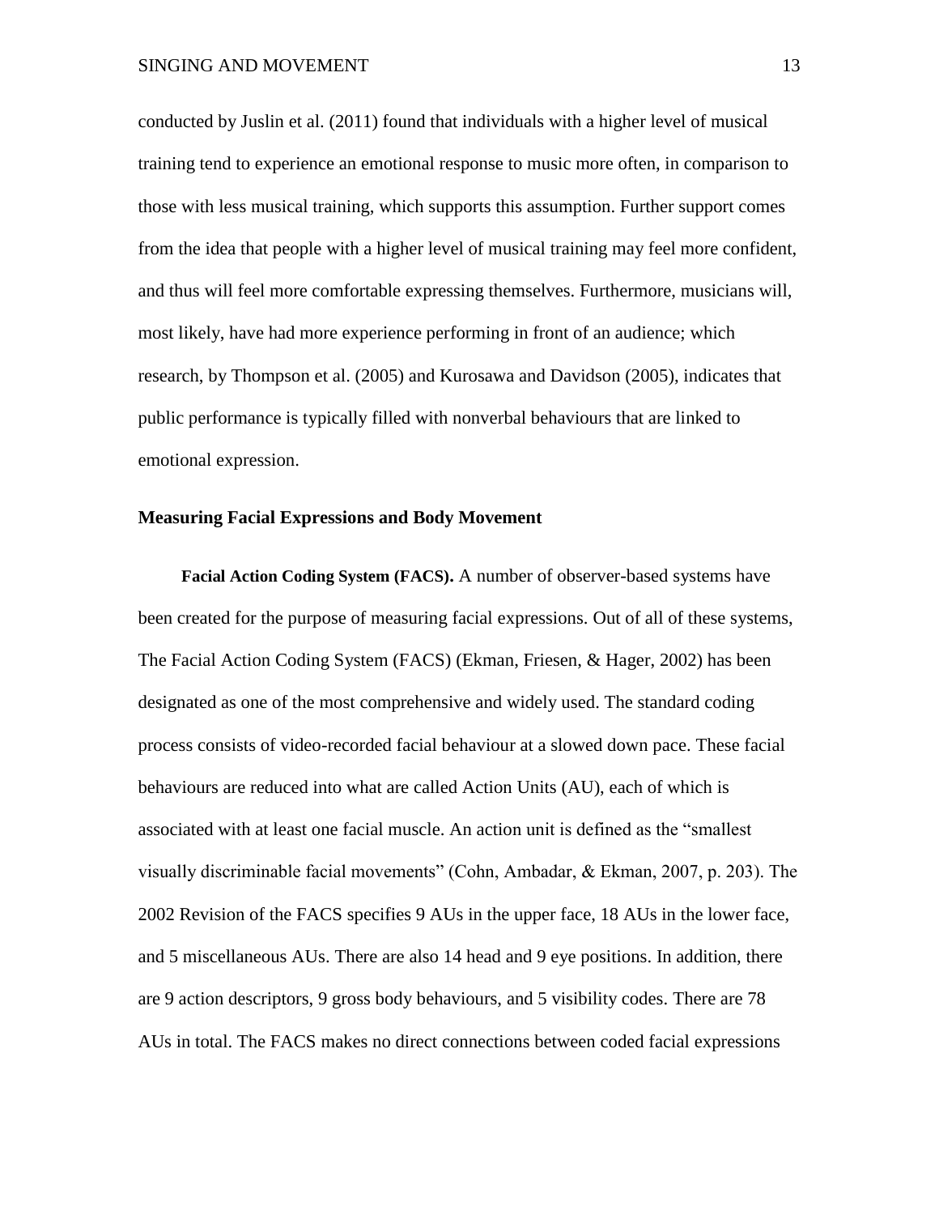conducted by Juslin et al. (2011) found that individuals with a higher level of musical training tend to experience an emotional response to music more often, in comparison to those with less musical training, which supports this assumption. Further support comes from the idea that people with a higher level of musical training may feel more confident, and thus will feel more comfortable expressing themselves. Furthermore, musicians will, most likely, have had more experience performing in front of an audience; which research, by Thompson et al. (2005) and Kurosawa and Davidson (2005), indicates that public performance is typically filled with nonverbal behaviours that are linked to emotional expression.

## Measuring Facial Expressions and Body Movement

**Facial Action Coding System (FACS).** A number of observer-based systems have been created for the purpose of measuring facial expressions. Out of all of these systems, The Facial Action Coding System (FACS) (Ekman, Friesen, & Hager, 2002) has been designated as one of the most comprehensive and widely used. The standard coding process consists of video-recorded facial behaviour at a slowed down pace. These facial behaviours are reduced into what are called Action Units (AU), each of which is associated with at least one facial muscle. An action unit is defined as the "smallest visually discriminable facial movements" (Cohn, Ambadar, & Ekman, 2007, p. 203). The 2002 Revision of the FACS specifies 9 AUs in the upper face, 18 AUs in the lower face, and 5 miscellaneous AUs. There are also 14 head and 9 eye positions. In addition, there are 9 action descriptors, 9 gross body behaviours, and 5 visibility codes. There are 78 AUs in total. The FACS makes no direct connections between coded facial expressions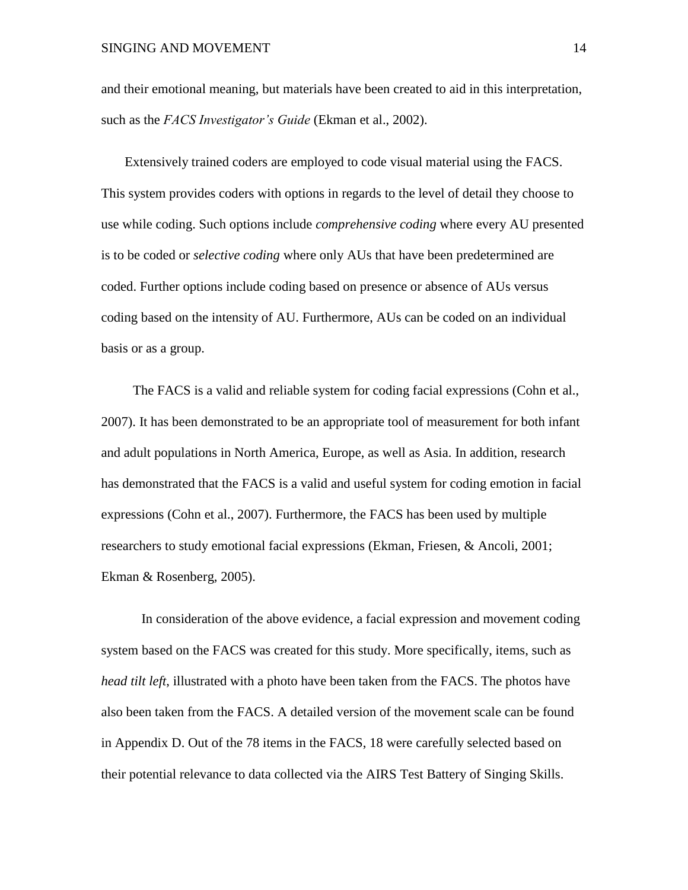and their emotional meaning, but materials have been created to aid in this interpretation, such as the *FACS Investigator's Guide* (Ekman et al., 2002).

Extensively trained coders are employed to code visual material using the FACS. This system provides coders with options in regards to the level of detail they choose to use while coding. Such options include *comprehensive coding* where every AU presented is to be coded or *selective coding* where only AUs that have been predetermined are coded. Further options include coding based on presence or absence of AUs versus coding based on the intensity of AU. Furthermore, AUs can be coded on an individual basis or as a group.

The FACS is a valid and reliable system for coding facial expressions (Cohn et al., 2007). It has been demonstrated to be an appropriate tool of measurement for both infant and adult populations in North America, Europe, as well as Asia. In addition, research has demonstrated that the FACS is a valid and useful system for coding emotion in facial expressions (Cohn et al., 2007). Furthermore, the FACS has been used by multiple researchers to study emotional facial expressions (Ekman, Friesen, & Ancoli, 2001; Ekman & Rosenberg, 2005).

In consideration of the above evidence, a facial expression and movement coding system based on the FACS was created for this study. More specifically, items, such as *head tilt left*, illustrated with a photo have been taken from the FACS. The photos have also been taken from the FACS. A detailed version of the movement scale can be found in Appendix D. Out of the 78 items in the FACS, 18 were carefully selected based on their potential relevance to data collected via the AIRS Test Battery of Singing Skills.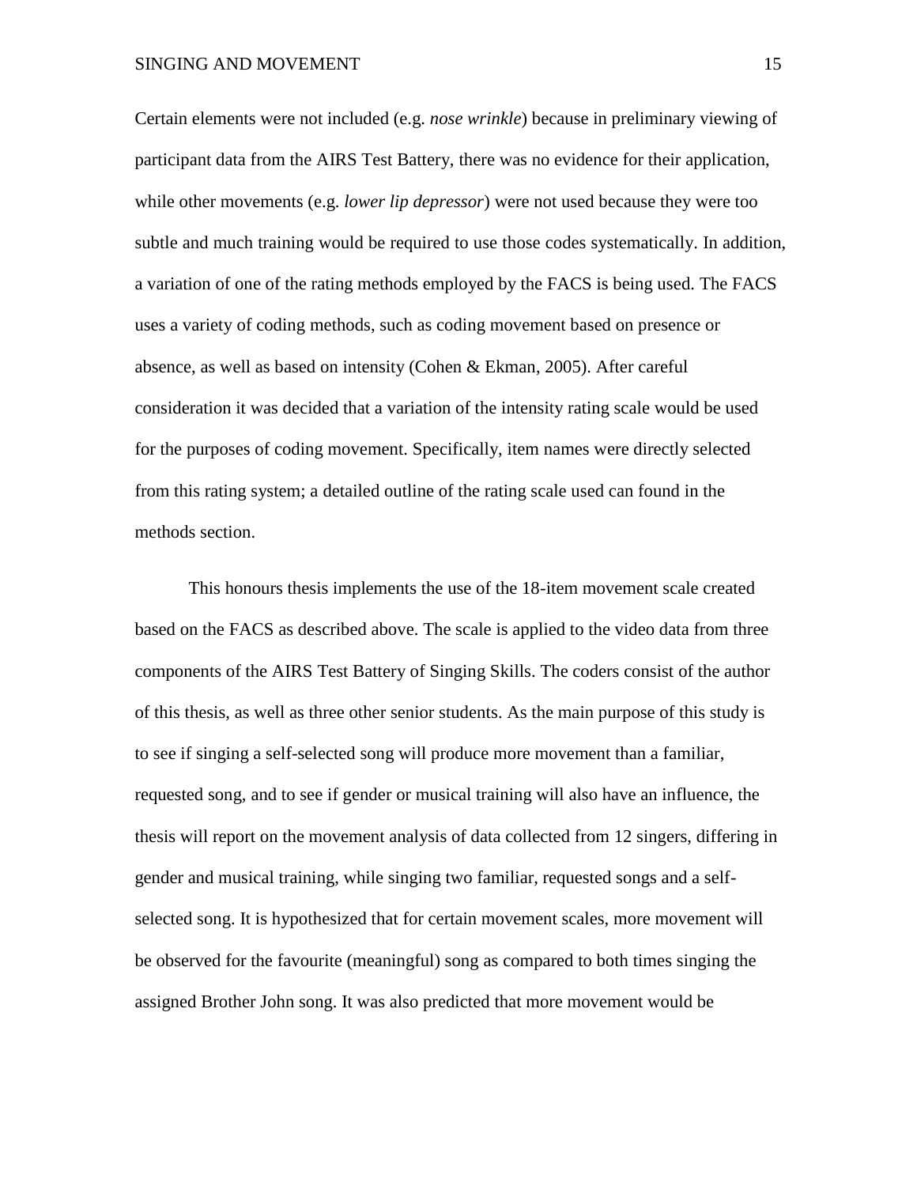Certain elements were not included (e.g. *nose wrinkle*) because in preliminary viewing of participant data from the AIRS Test Battery, there was no evidence for their application, while other movements (e.g. *lower lip depressor*) were not used because they were too subtle and much training would be required to use those codes systematically. In addition, a variation of one of the rating methods employed by the FACS is being used. The FACS uses a variety of coding methods, such as coding movement based on presence or absence, as well as based on intensity (Cohen & Ekman, 2005). After careful consideration it was decided that a variation of the intensity rating scale would be used for the purposes of coding movement. Specifically, item names were directly selected from this rating system; a detailed outline of the rating scale used can found in the methods section.

This honours thesis implements the use of the 18-item movement scale created based on the FACS as described above. The scale is applied to the video data from three components of the AIRS Test Battery of Singing Skills. The coders consist of the author of this thesis, as well as three other senior students. As the main purpose of this study is to see if singing a self-selected song will produce more movement than a familiar, requested song, and to see if gender or musical training will also have an influence, the thesis will report on the movement analysis of data collected from 12 singers, differing in gender and musical training, while singing two familiar, requested songs and a self-selected song. It is hypothesized that for certain movement scales, more movement will be observed for the favourite (meaningful) song as compared to both times singing the assigned Brother John song. It was also predicted that more movement would be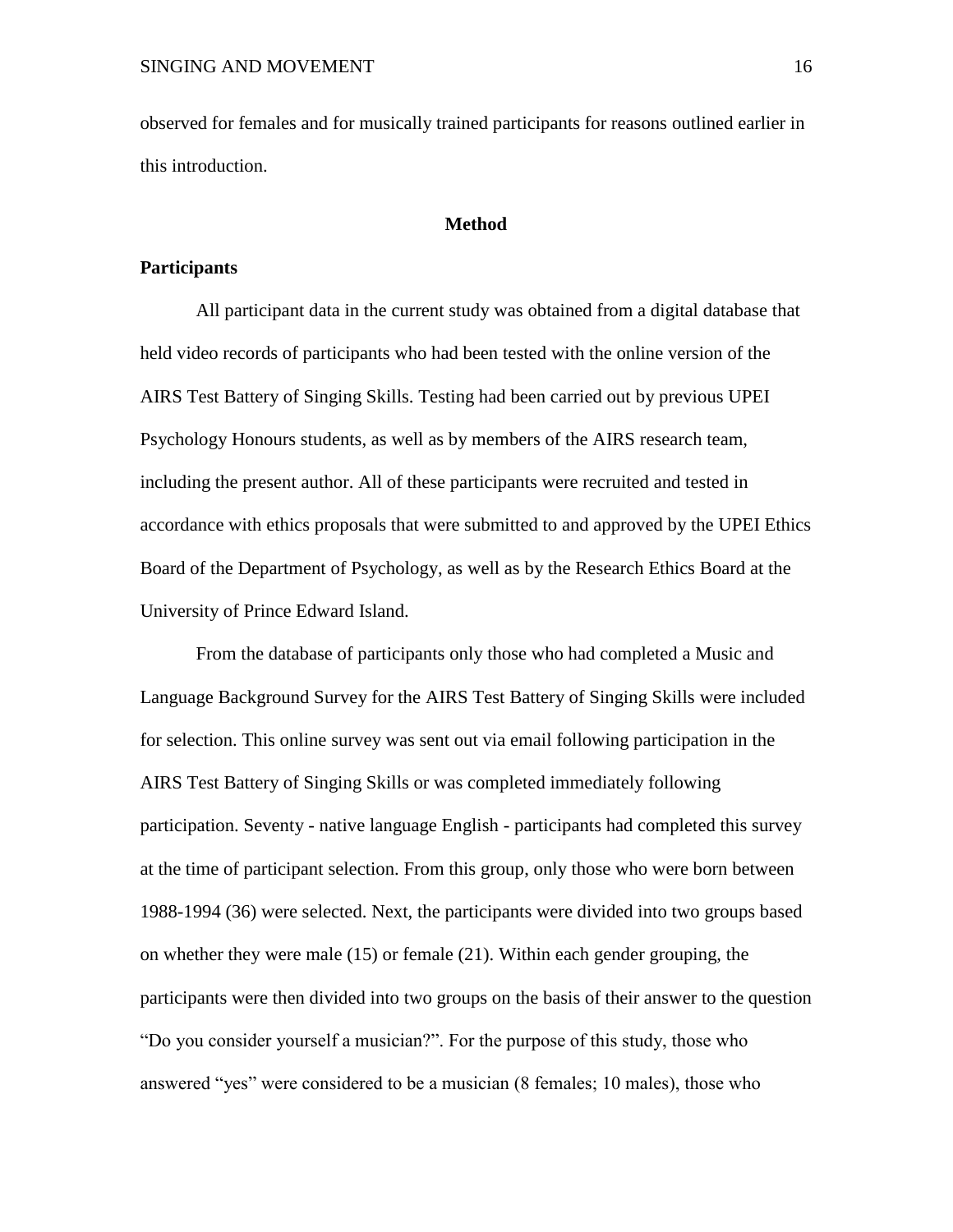observed for females and for musically trained participants for reasons outlined earlier in this introduction.

# Method

## Participants

All participant data in the current study was obtained from a digital database that held video records of participants who had been tested with the online version of the AIRS Test Battery of Singing Skills. Testing had been carried out by previous UPEI Psychology Honours students, as well as by members of the AIRS research team, including the present author. All of these participants were recruited and tested in accordance with ethics proposals that were submitted to and approved by the UPEI Ethics Board of the Department of Psychology, as well as by the Research Ethics Board at the University of Prince Edward Island.

From the database of participants only those who had completed a Music and Language Background Survey for the AIRS Test Battery of Singing Skills were included for selection. This online survey was sent out via email following participation in the AIRS Test Battery of Singing Skills or was completed immediately following participation. Seventy - native language English - participants had completed this survey at the time of participant selection. From this group, only those who were born between 1988-1994 (36) were selected. Next, the participants were divided into two groups based on whether they were male (15) or female (21). Within each gender grouping, the participants were then divided into two groups on the basis of their answer to the question "Do you consider yourself a musician?". For the purpose of this study, those who answered "yes" were considered to be a musician (8 females; 10 males), those who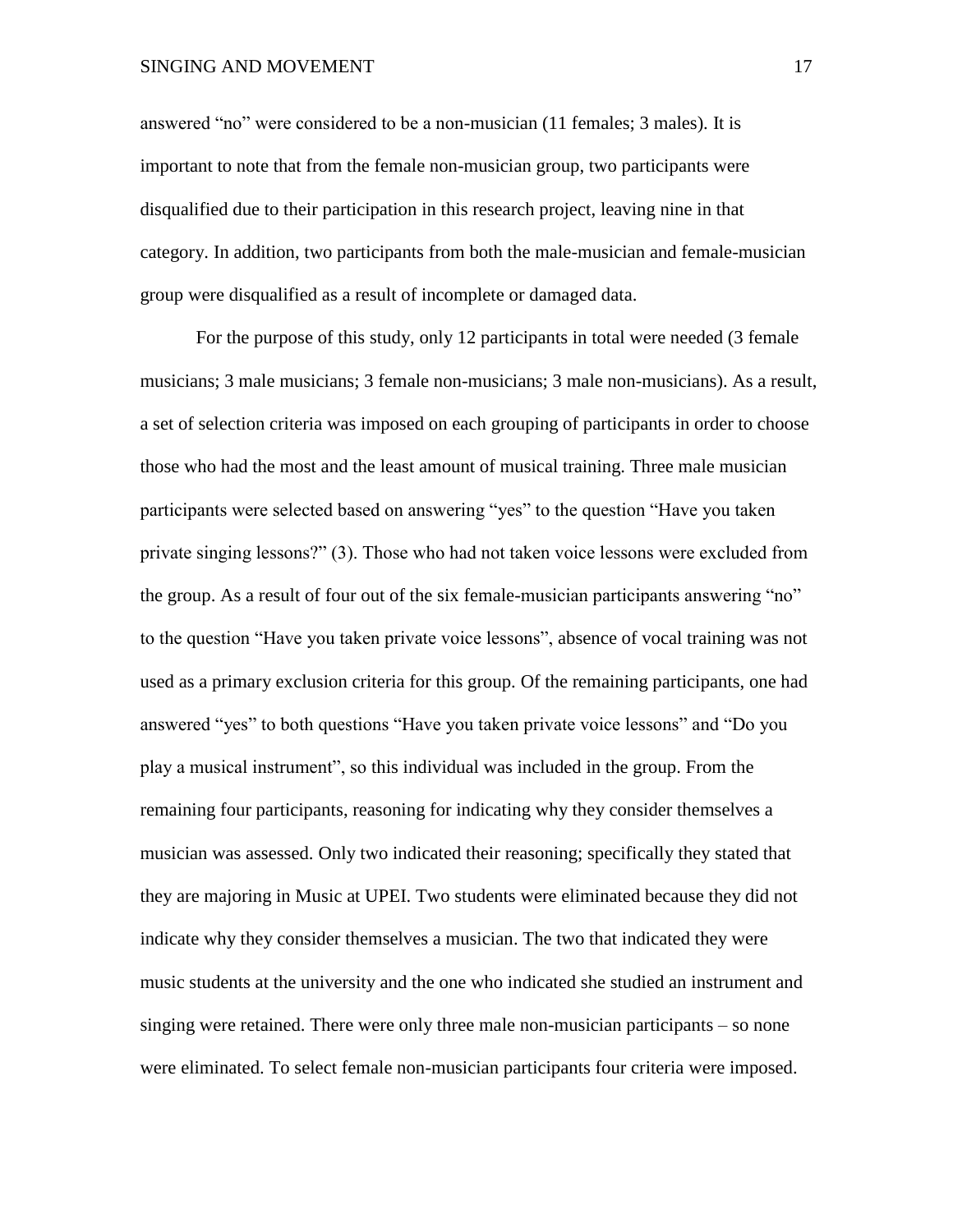answered “no” were considered to be a non-musician (11 females; 3 males). It is important to note that from the female non-musician group, two participants were disqualified due to their participation in this research project, leaving nine in that category. In addition, two participants from both the male-musician and female-musician group were disqualified as a result of incomplete or damaged data.

For the purpose of this study, only 12 participants in total were needed (3 female musicians; 3 male musicians; 3 female non-musicians; 3 male non-musicians). As a result, a set of selection criteria was imposed on each grouping of participants in order to choose those who had the most and the least amount of musical training. Three male musician participants were selected based on answering “yes” to the question “Have you taken private singing lessons?” (3). Those who had not taken voice lessons were excluded from the group. As a result of four out of the six female-musician participants answering “no” to the question “Have you taken private voice lessons”, absence of vocal training was not used as a primary exclusion criteria for this group. Of the remaining participants, one had answered “yes” to both questions “Have you taken private voice lessons” and “Do you play a musical instrument”, so this individual was included in the group. From the remaining four participants, reasoning for indicating why they consider themselves a musician was assessed. Only two indicated their reasoning; specifically they stated that they are majoring in Music at UPEI. Two students were eliminated because they did not indicate why they consider themselves a musician. The two that indicated they were music students at the university and the one who indicated she studied an instrument and singing were retained. There were only three male non-musician participants – so none were eliminated. To select female non-musician participants four criteria were imposed.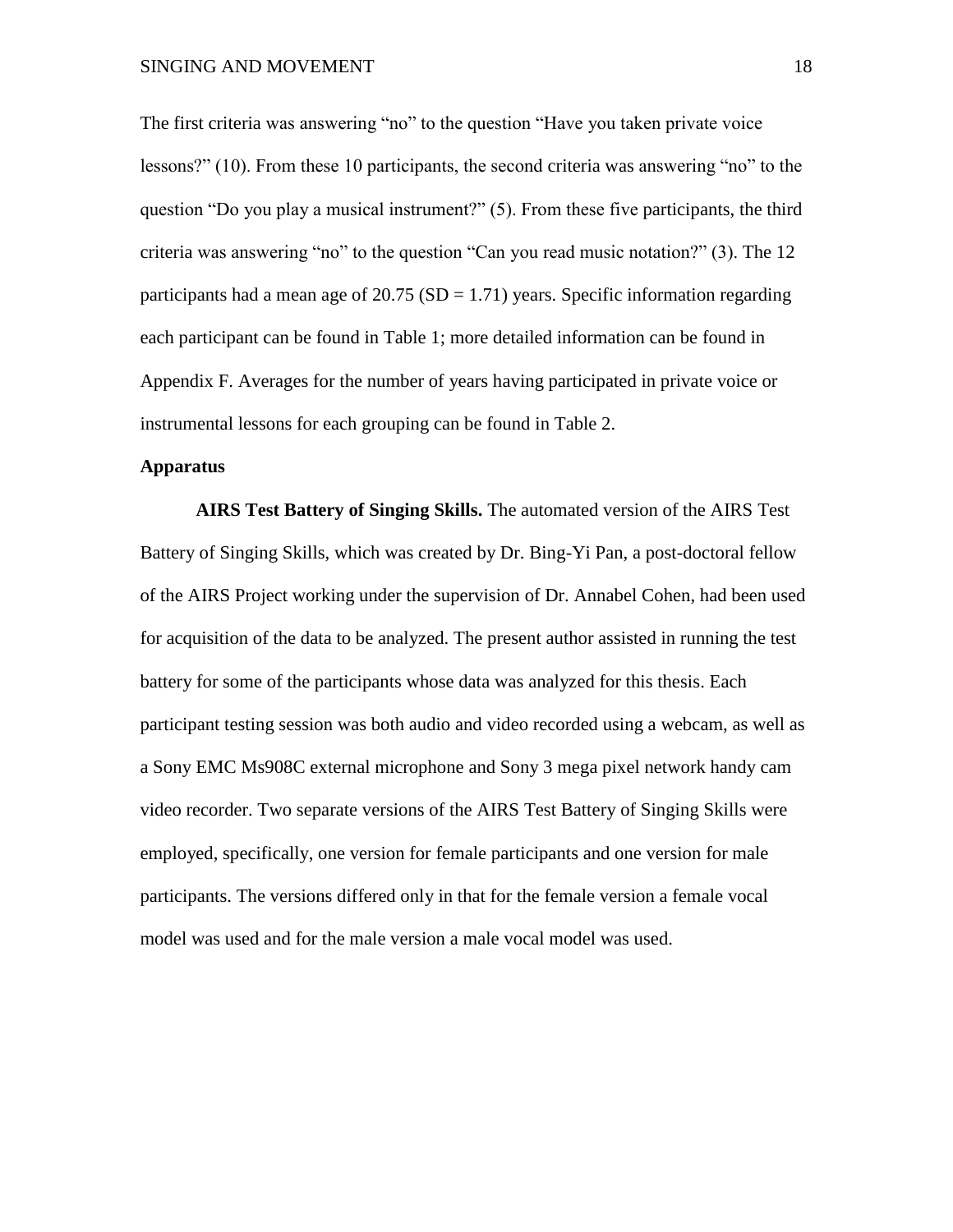The first criteria was answering "no" to the question "Have you taken private voice lessons?" (10). From these 10 participants, the second criteria was answering "no" to the question "Do you play a musical instrument?" (5). From these five participants, the third criteria was answering "no" to the question "Can you read music notation?" (3). The 12 participants had a mean age of 20.75 (SD = 1.71) years. Specific information regarding each participant can be found in Table 1; more detailed information can be found in Appendix F. Averages for the number of years having participated in private voice or instrumental lessons for each grouping can be found in Table 2.

## Apparatus

**AIRS Test Battery of Singing Skills.** The automated version of the AIRS Test Battery of Singing Skills, which was created by Dr. Bing-Yi Pan, a post-doctoral fellow of the AIRS Project working under the supervision of Dr. Annabel Cohen, had been used for acquisition of the data to be analyzed. The present author assisted in running the test battery for some of the participants whose data was analyzed for this thesis. Each participant testing session was both audio and video recorded using a webcam, as well as a Sony EMC Ms908C external microphone and Sony 3 mega pixel network handy cam video recorder. Two separate versions of the AIRS Test Battery of Singing Skills were employed, specifically, one version for female participants and one version for male participants. The versions differed only in that for the female version a female vocal model was used and for the male version a male vocal model was used.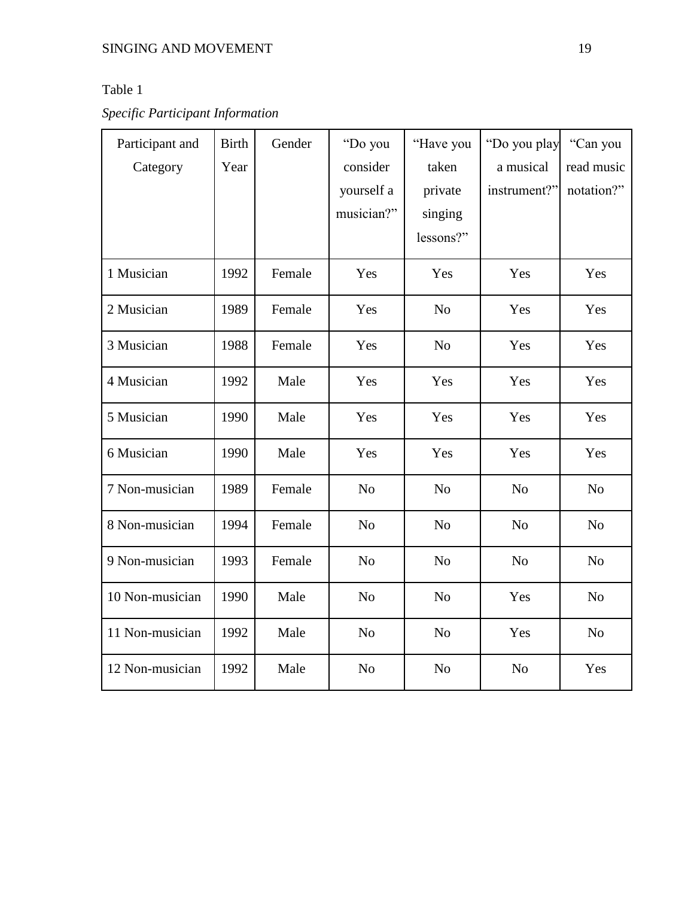Table 1

*Specific Participant Information*

| Participant and Category | Birth Year | Gender | "Do you consider yourself a musician?" | "Have you taken private singing lessons?" | "Do you play a musical instrument?" | "Can you read music notation?" |
|---|---|---|---|---|---|---|
| 1 Musician | 1992 | Female | Yes | Yes | Yes | Yes |
| 2 Musician | 1989 | Female | Yes | No | Yes | Yes |
| 3 Musician | 1988 | Female | Yes | No | Yes | Yes |
| 4 Musician | 1992 | Male | Yes | Yes | Yes | Yes |
| 5 Musician | 1990 | Male | Yes | Yes | Yes | Yes |
| 6 Musician | 1990 | Male | Yes | Yes | Yes | Yes |
| 7 Non-musician | 1989 | Female | No | No | No | No |
| 8 Non-musician | 1994 | Female | No | No | No | No |
| 9 Non-musician | 1993 | Female | No | No | No | No |
| 10 Non-musician | 1990 | Male | No | No | Yes | No |
| 11 Non-musician | 1992 | Male | No | No | Yes | No |
| 12 Non-musician | 1992 | Male | No | No | No | Yes |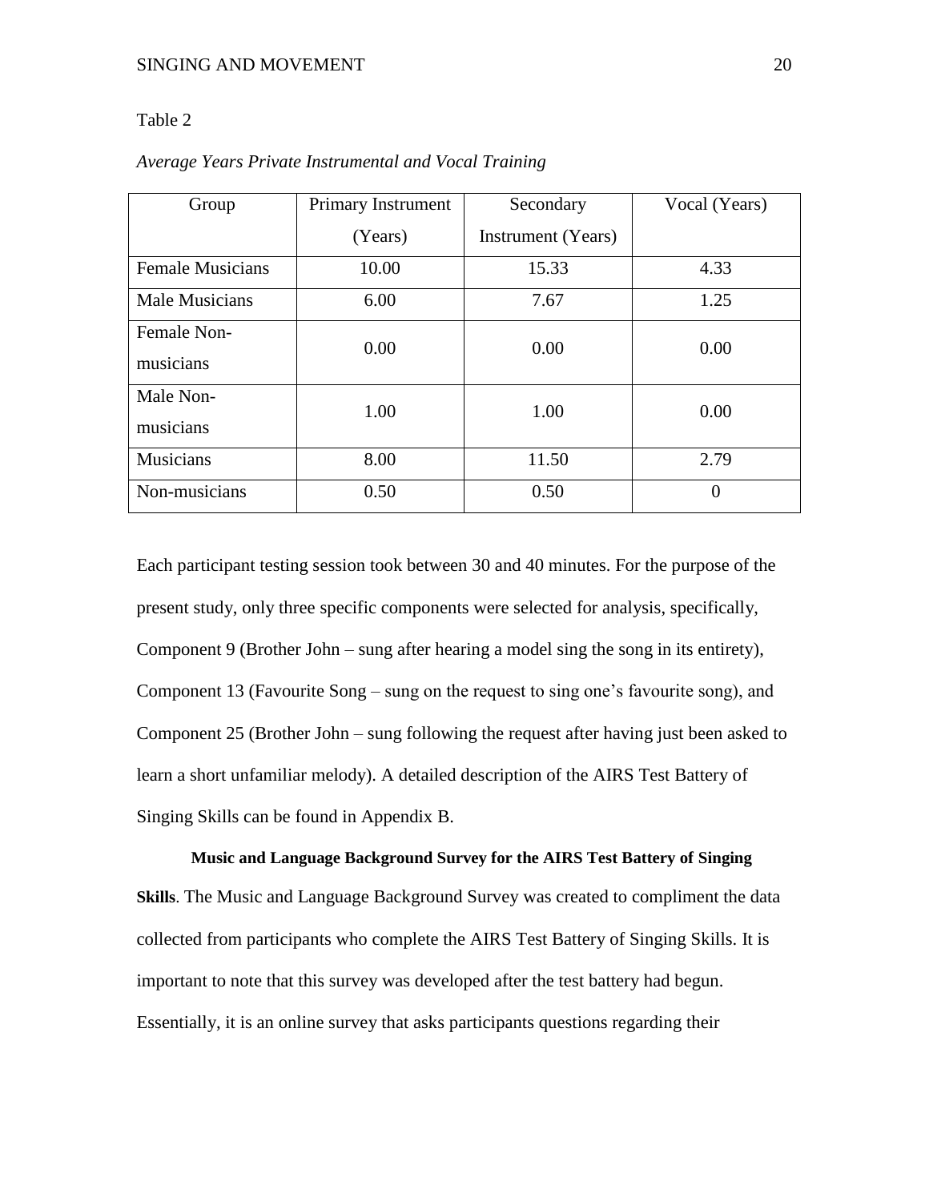Table 2

*Average Years Private Instrumental and Vocal Training*

| Group | Primary Instrument (Years) | Secondary Instrument (Years) | Vocal (Years) |
|---|---|---|---|
| Female Musicians | 10.00 | 15.33 | 4.33 |
| Male Musicians | 6.00 | 7.67 | 1.25 |
| Female Non-musicians | 0.00 | 0.00 | 0.00 |
| Male Non-musicians | 1.00 | 1.00 | 0.00 |
| Musicians | 8.00 | 11.50 | 2.79 |
| Non-musicians | 0.50 | 0.50 | 0 |

Each participant testing session took between 30 and 40 minutes. For the purpose of the present study, only three specific components were selected for analysis, specifically, Component 9 (Brother John – sung after hearing a model sing the song in its entirety), Component 13 (Favourite Song – sung on the request to sing one's favourite song), and Component 25 (Brother John – sung following the request after having just been asked to learn a short unfamiliar melody). A detailed description of the AIRS Test Battery of Singing Skills can be found in Appendix B.

**Music and Language Background Survey for the AIRS Test Battery of Singing Skills**. The Music and Language Background Survey was created to compliment the data collected from participants who complete the AIRS Test Battery of Singing Skills. It is important to note that this survey was developed after the test battery had begun. Essentially, it is an online survey that asks participants questions regarding their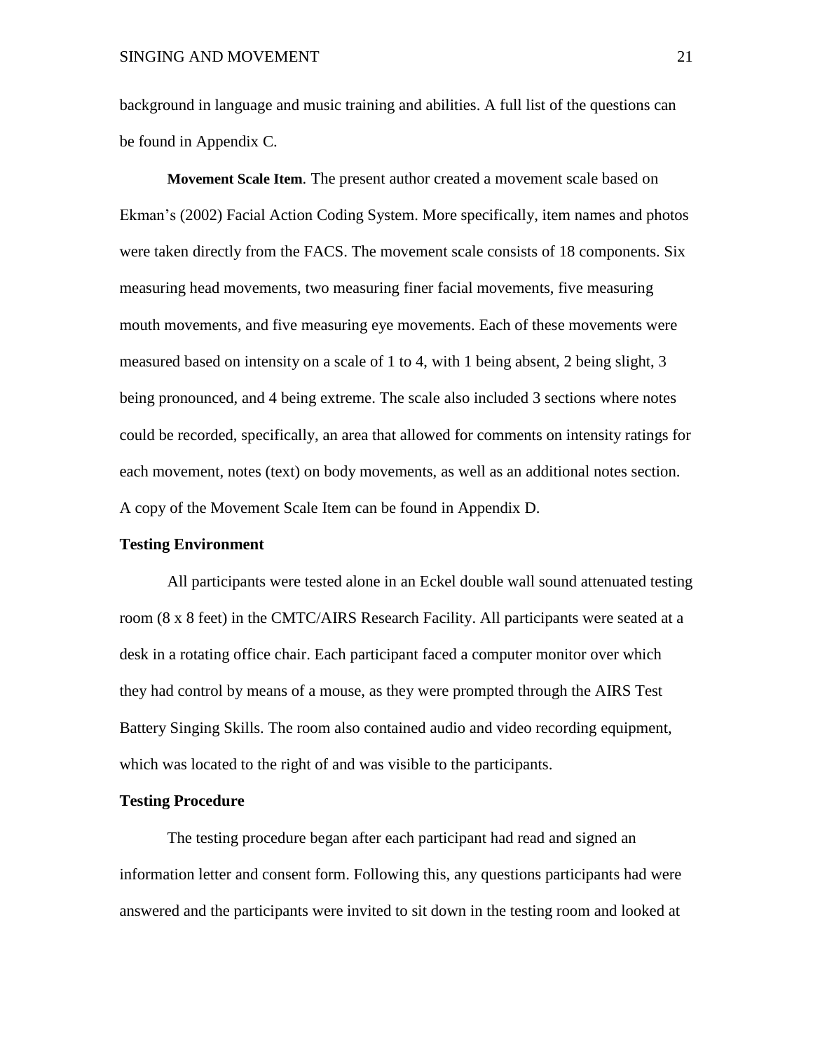background in language and music training and abilities. A full list of the questions can be found in Appendix C.

**Movement Scale Item**. The present author created a movement scale based on Ekman's (2002) Facial Action Coding System. More specifically, item names and photos were taken directly from the FACS. The movement scale consists of 18 components. Six measuring head movements, two measuring finer facial movements, five measuring mouth movements, and five measuring eye movements. Each of these movements were measured based on intensity on a scale of 1 to 4, with 1 being absent, 2 being slight, 3 being pronounced, and 4 being extreme. The scale also included 3 sections where notes could be recorded, specifically, an area that allowed for comments on intensity ratings for each movement, notes (text) on body movements, as well as an additional notes section. A copy of the Movement Scale Item can be found in Appendix D.

### Testing Environment

All participants were tested alone in an Eckel double wall sound attenuated testing room (8 x 8 feet) in the CMTC/AIRS Research Facility. All participants were seated at a desk in a rotating office chair. Each participant faced a computer monitor over which they had control by means of a mouse, as they were prompted through the AIRS Test Battery Singing Skills. The room also contained audio and video recording equipment, which was located to the right of and was visible to the participants.

### Testing Procedure

The testing procedure began after each participant had read and signed an information letter and consent form. Following this, any questions participants had were answered and the participants were invited to sit down in the testing room and looked at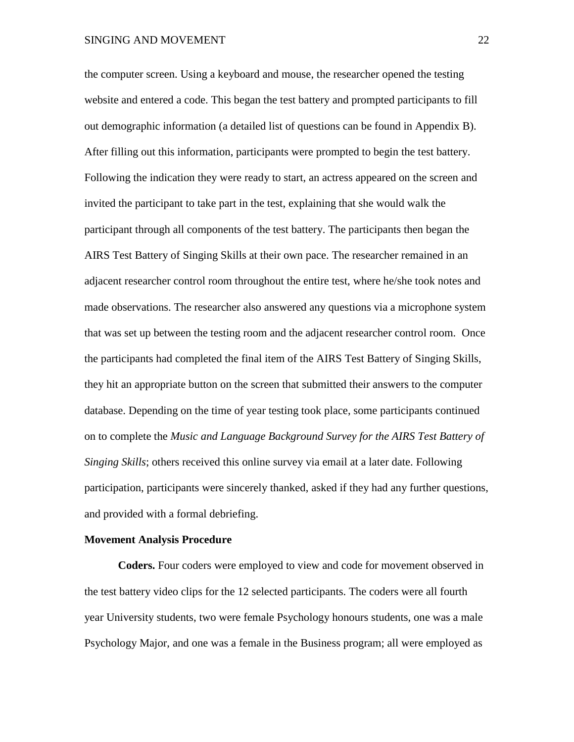the computer screen. Using a keyboard and mouse, the researcher opened the testing website and entered a code. This began the test battery and prompted participants to fill out demographic information (a detailed list of questions can be found in Appendix B). After filling out this information, participants were prompted to begin the test battery. Following the indication they were ready to start, an actress appeared on the screen and invited the participant to take part in the test, explaining that she would walk the participant through all components of the test battery. The participants then began the AIRS Test Battery of Singing Skills at their own pace. The researcher remained in an adjacent researcher control room throughout the entire test, where he/she took notes and made observations. The researcher also answered any questions via a microphone system that was set up between the testing room and the adjacent researcher control room. Once the participants had completed the final item of the AIRS Test Battery of Singing Skills, they hit an appropriate button on the screen that submitted their answers to the computer database. Depending on the time of year testing took place, some participants continued on to complete the *Music and Language Background Survey for the AIRS Test Battery of Singing Skills*; others received this online survey via email at a later date. Following participation, participants were sincerely thanked, asked if they had any further questions, and provided with a formal debriefing.

**Movement Analysis Procedure**

**Coders.** Four coders were employed to view and code for movement observed in the test battery video clips for the 12 selected participants. The coders were all fourth year University students, two were female Psychology honours students, one was a male Psychology Major, and one was a female in the Business program; all were employed as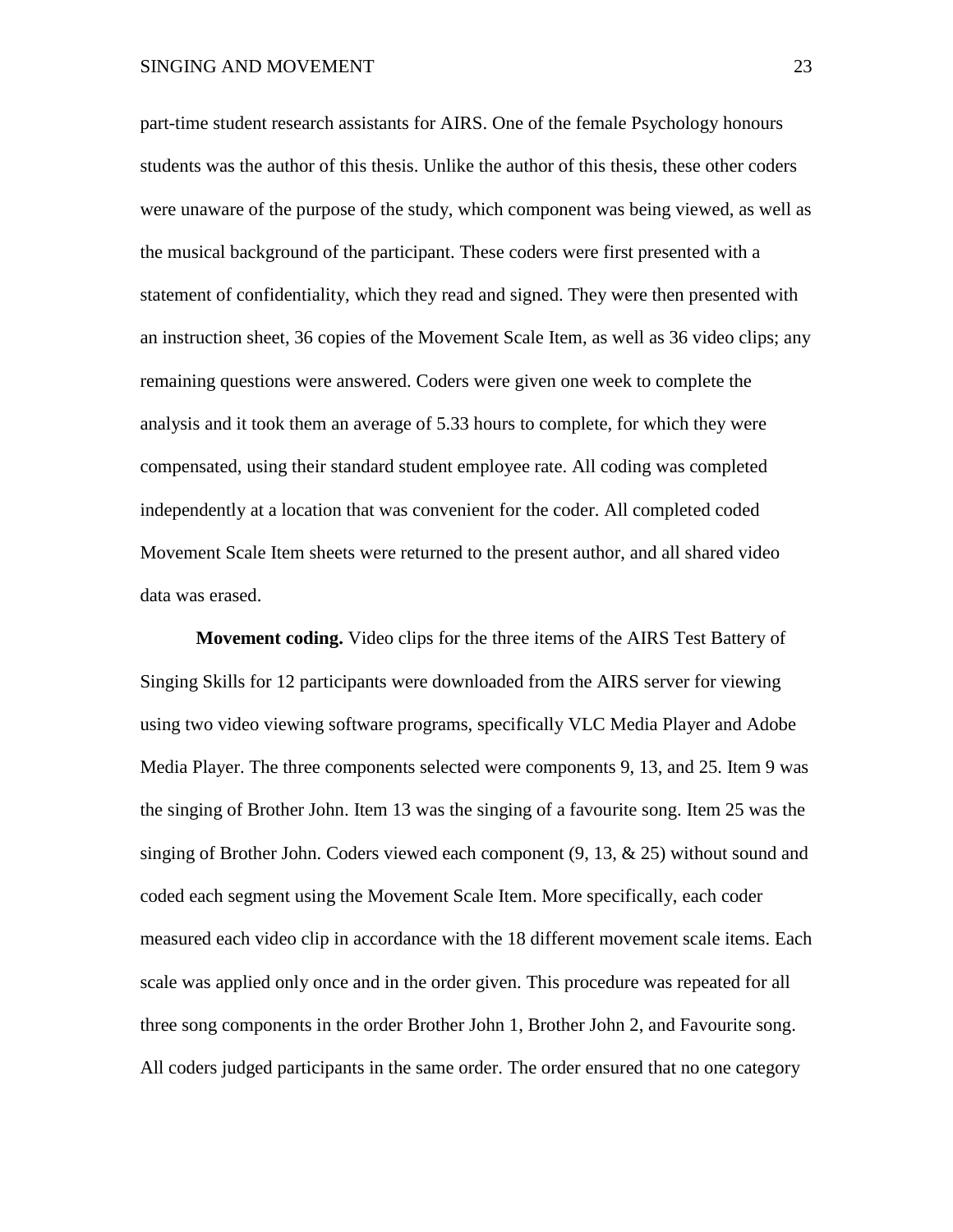part-time student research assistants for AIRS. One of the female Psychology honours students was the author of this thesis. Unlike the author of this thesis, these other coders were unaware of the purpose of the study, which component was being viewed, as well as the musical background of the participant. These coders were first presented with a statement of confidentiality, which they read and signed. They were then presented with an instruction sheet, 36 copies of the Movement Scale Item, as well as 36 video clips; any remaining questions were answered. Coders were given one week to complete the analysis and it took them an average of 5.33 hours to complete, for which they were compensated, using their standard student employee rate. All coding was completed independently at a location that was convenient for the coder. All completed coded Movement Scale Item sheets were returned to the present author, and all shared video data was erased.

**Movement coding.** Video clips for the three items of the AIRS Test Battery of Singing Skills for 12 participants were downloaded from the AIRS server for viewing using two video viewing software programs, specifically VLC Media Player and Adobe Media Player. The three components selected were components 9, 13, and 25. Item 9 was the singing of Brother John. Item 13 was the singing of a favourite song. Item 25 was the singing of Brother John. Coders viewed each component (9, 13, & 25) without sound and coded each segment using the Movement Scale Item. More specifically, each coder measured each video clip in accordance with the 18 different movement scale items. Each scale was applied only once and in the order given. This procedure was repeated for all three song components in the order Brother John 1, Brother John 2, and Favourite song. All coders judged participants in the same order. The order ensured that no one category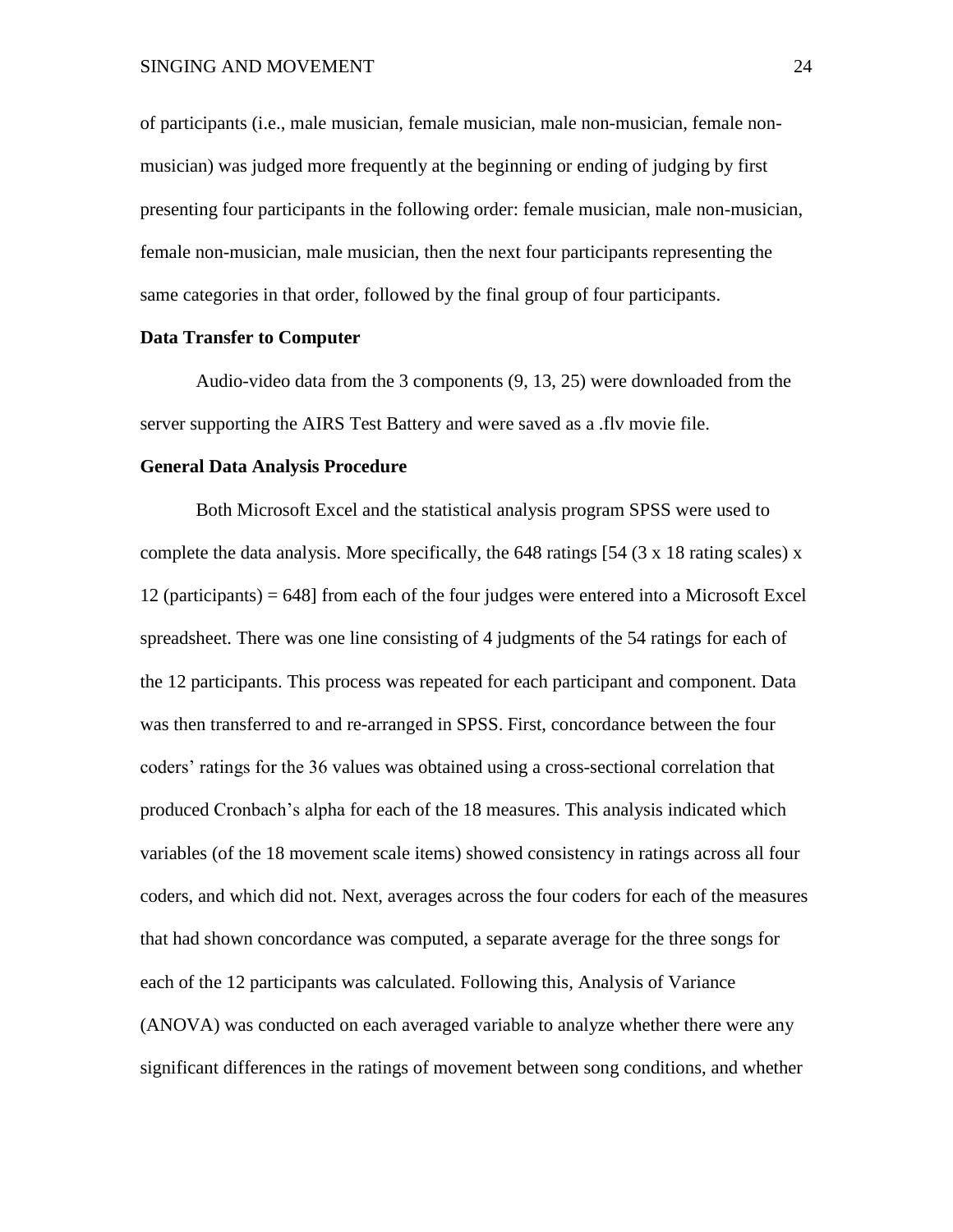of participants (i.e., male musician, female musician, male non-musician, female non-musician) was judged more frequently at the beginning or ending of judging by first presenting four participants in the following order: female musician, male non-musician, female non-musician, male musician, then the next four participants representing the same categories in that order, followed by the final group of four participants.

**Data Transfer to Computer**

Audio-video data from the 3 components (9, 13, 25) were downloaded from the server supporting the AIRS Test Battery and were saved as a .flv movie file.

**General Data Analysis Procedure**

Both Microsoft Excel and the statistical analysis program SPSS were used to complete the data analysis. More specifically, the 648 ratings [54 (3 x 18 rating scales) x 12 (participants) = 648] from each of the four judges were entered into a Microsoft Excel spreadsheet. There was one line consisting of 4 judgments of the 54 ratings for each of the 12 participants. This process was repeated for each participant and component. Data was then transferred to and re-arranged in SPSS. First, concordance between the four coders' ratings for the 36 values was obtained using a cross-sectional correlation that produced Cronbach's alpha for each of the 18 measures. This analysis indicated which variables (of the 18 movement scale items) showed consistency in ratings across all four coders, and which did not. Next, averages across the four coders for each of the measures that had shown concordance was computed, a separate average for the three songs for each of the 12 participants was calculated. Following this, Analysis of Variance (ANOVA) was conducted on each averaged variable to analyze whether there were any significant differences in the ratings of movement between song conditions, and whether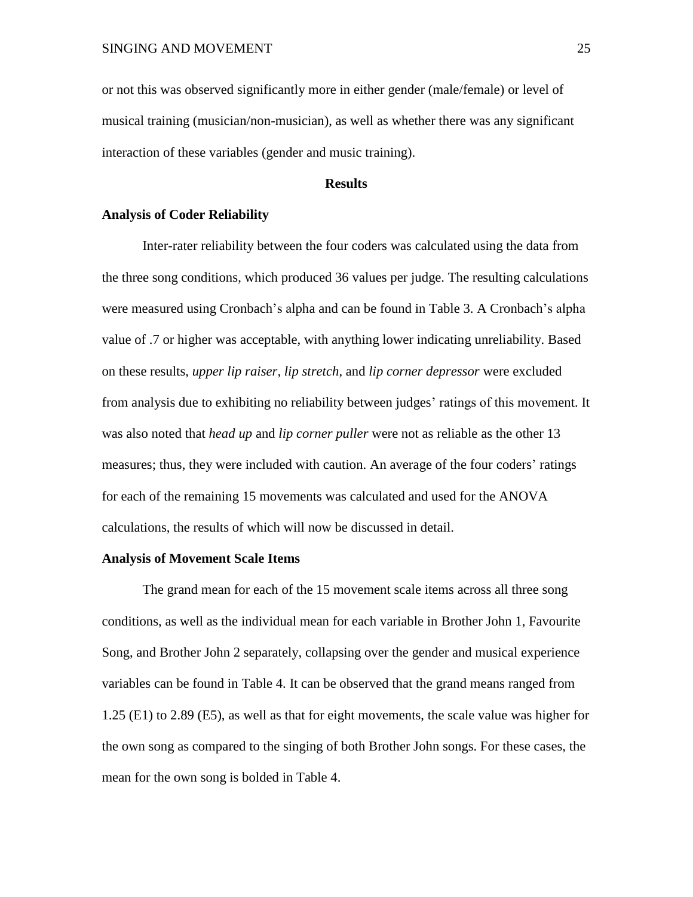or not this was observed significantly more in either gender (male/female) or level of musical training (musician/non-musician), as well as whether there was any significant interaction of these variables (gender and music training).

## Results

### Analysis of Coder Reliability

Inter-rater reliability between the four coders was calculated using the data from the three song conditions, which produced 36 values per judge. The resulting calculations were measured using Cronbach's alpha and can be found in Table 3. A Cronbach's alpha value of .7 or higher was acceptable, with anything lower indicating unreliability. Based on these results, *upper lip raiser*, *lip stretch*, and *lip corner depressor* were excluded from analysis due to exhibiting no reliability between judges' ratings of this movement. It was also noted that *head up* and *lip corner puller* were not as reliable as the other 13 measures; thus, they were included with caution. An average of the four coders' ratings for each of the remaining 15 movements was calculated and used for the ANOVA calculations, the results of which will now be discussed in detail.

### Analysis of Movement Scale Items

The grand mean for each of the 15 movement scale items across all three song conditions, as well as the individual mean for each variable in Brother John 1, Favourite Song, and Brother John 2 separately, collapsing over the gender and musical experience variables can be found in Table 4. It can be observed that the grand means ranged from 1.25 (E1) to 2.89 (E5), as well as that for eight movements, the scale value was higher for the own song as compared to the singing of both Brother John songs. For these cases, the mean for the own song is bolded in Table 4.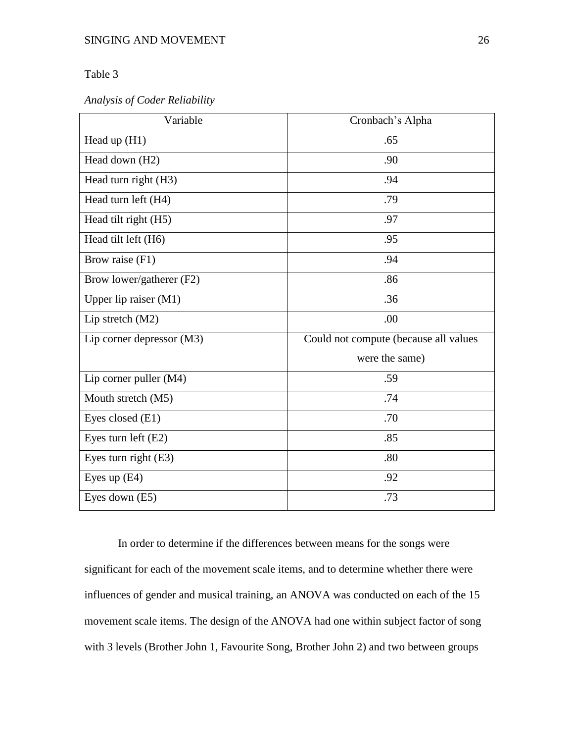Table 3

*Analysis of Coder Reliability*

| Variable | Cronbach's Alpha |
| --- | --- |
| Head up (H1) | .65 |
| Head down (H2) | .90 |
| Head turn right (H3) | .94 |
| Head turn left (H4) | .79 |
| Head tilt right (H5) | .97 |
| Head tilt left (H6) | .95 |
| Brow raise (F1) | .94 |
| Brow lower/gatherer (F2) | .86 |
| Upper lip raiser (M1) | .36 |
| Lip stretch (M2) | .00 |
| Lip corner depressor (M3) | Could not compute (because all values were the same) |
| Lip corner puller (M4) | .59 |
| Mouth stretch (M5) | .74 |
| Eyes closed (E1) | .70 |
| Eyes turn left (E2) | .85 |
| Eyes turn right (E3) | .80 |
| Eyes up (E4) | .92 |
| Eyes down (E5) | .73 |

In order to determine if the differences between means for the songs were significant for each of the movement scale items, and to determine whether there were influences of gender and musical training, an ANOVA was conducted on each of the 15 movement scale items. The design of the ANOVA had one within subject factor of song with 3 levels (Brother John 1, Favourite Song, Brother John 2) and two between groups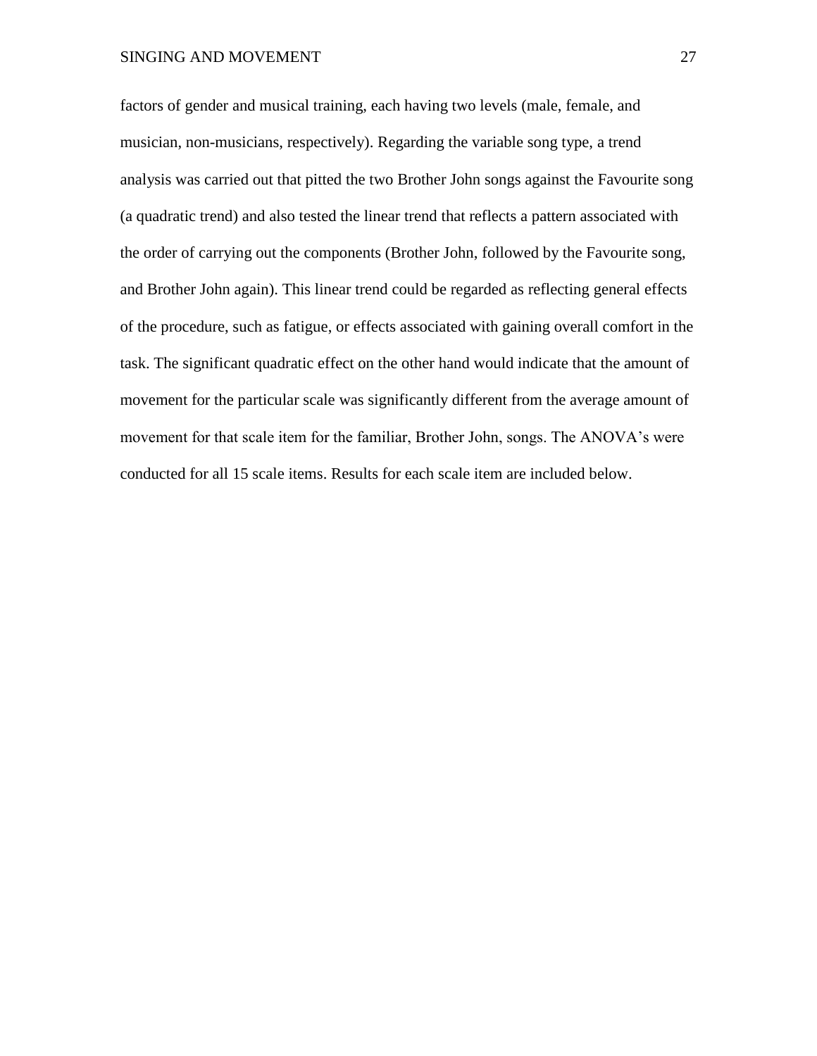factors of gender and musical training, each having two levels (male, female, and musician, non-musicians, respectively). Regarding the variable song type, a trend analysis was carried out that pitted the two Brother John songs against the Favourite song (a quadratic trend) and also tested the linear trend that reflects a pattern associated with the order of carrying out the components (Brother John, followed by the Favourite song, and Brother John again). This linear trend could be regarded as reflecting general effects of the procedure, such as fatigue, or effects associated with gaining overall comfort in the task. The significant quadratic effect on the other hand would indicate that the amount of movement for the particular scale was significantly different from the average amount of movement for that scale item for the familiar, Brother John, songs. The ANOVA's were conducted for all 15 scale items. Results for each scale item are included below.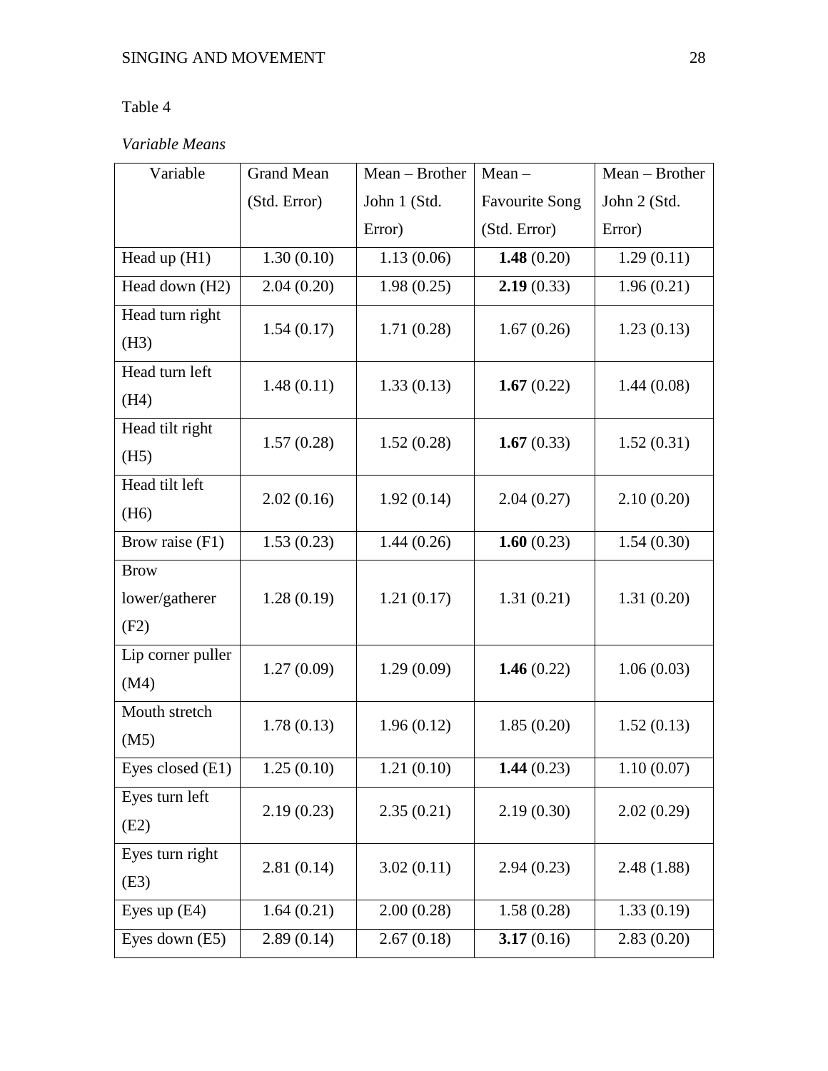Table 4

*Variable Means*

| Variable | Grand Mean (Std. Error) | Mean – Brother John 1 (Std. Error) | Mean – Favourite Song (Std. Error) | Mean – Brother John 2 (Std. Error) |
|---|---|---|---|---|
| Head up (H1) | 1.30 (0.10) | 1.13 (0.06) | **1.48** (0.20) | 1.29 (0.11) |
| Head down (H2) | 2.04 (0.20) | 1.98 (0.25) | **2.19** (0.33) | 1.96 (0.21) |
| Head turn right (H3) | 1.54 (0.17) | 1.71 (0.28) | 1.67 (0.26) | 1.23 (0.13) |
| Head turn left (H4) | 1.48 (0.11) | 1.33 (0.13) | **1.67** (0.22) | 1.44 (0.08) |
| Head tilt right (H5) | 1.57 (0.28) | 1.52 (0.28) | **1.67** (0.33) | 1.52 (0.31) |
| Head tilt left (H6) | 2.02 (0.16) | 1.92 (0.14) | 2.04 (0.27) | 2.10 (0.20) |
| Brow raise (F1) | 1.53 (0.23) | 1.44 (0.26) | **1.60** (0.23) | 1.54 (0.30) |
| Brow lower/gatherer (F2) | 1.28 (0.19) | 1.21 (0.17) | 1.31 (0.21) | 1.31 (0.20) |
| Lip corner puller (M4) | 1.27 (0.09) | 1.29 (0.09) | **1.46** (0.22) | 1.06 (0.03) |
| Mouth stretch (M5) | 1.78 (0.13) | 1.96 (0.12) | 1.85 (0.20) | 1.52 (0.13) |
| Eyes closed (E1) | 1.25 (0.10) | 1.21 (0.10) | **1.44** (0.23) | 1.10 (0.07) |
| Eyes turn left (E2) | 2.19 (0.23) | 2.35 (0.21) | 2.19 (0.30) | 2.02 (0.29) |
| Eyes turn right (E3) | 2.81 (0.14) | 3.02 (0.11) | 2.94 (0.23) | 2.48 (1.88) |
| Eyes up (E4) | 1.64 (0.21) | 2.00 (0.28) | 1.58 (0.28) | 1.33 (0.19) |
| Eyes down (E5) | 2.89 (0.14) | 2.67 (0.18) | **3.17** (0.16) | 2.83 (0.20) |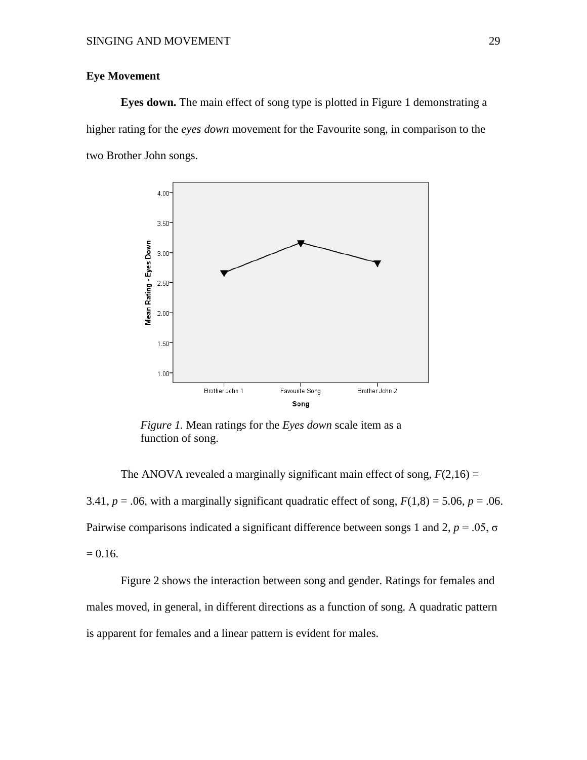## Eye Movement

**Eyes down.** The main effect of song type is plotted in Figure 1 demonstrating a higher rating for the *eyes down* movement for the Favourite song, in comparison to the two Brother John songs.

*Figure 1.* Mean ratings for the *Eyes down* scale item as a function of song.

The ANOVA revealed a marginally significant main effect of song, $F(2,16) = 3.41$, $p = .06$, with a marginally significant quadratic effect of song, $F(1,8) = 5.06$, $p = .06$. Pairwise comparisons indicated a significant difference between songs 1 and 2, $p = .05$, $\sigma = 0.16$.

Figure 2 shows the interaction between song and gender. Ratings for females and males moved, in general, in different directions as a function of song. A quadratic pattern is apparent for females and a linear pattern is evident for males.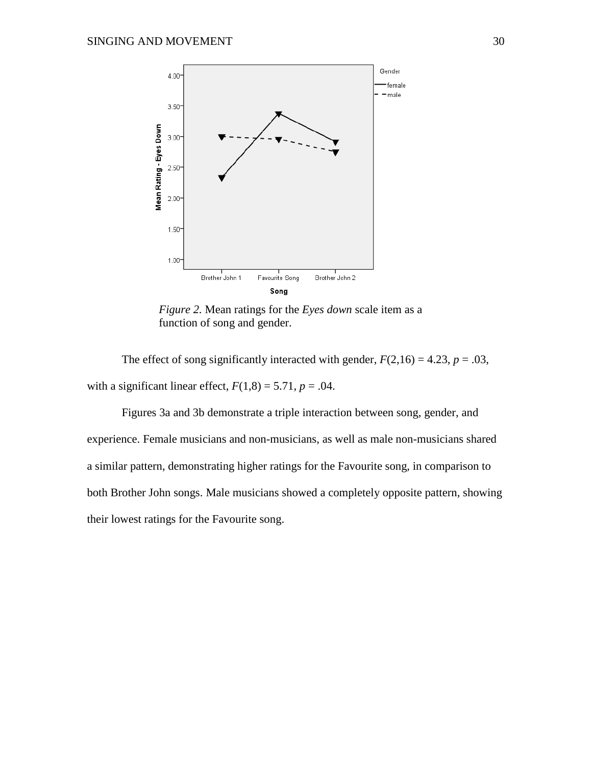*Figure 2.* Mean ratings for the *Eyes down* scale item as a function of song and gender.

The effect of song significantly interacted with gender, $F(2,16) = 4.23$, $p = .03$, with a significant linear effect, $F(1,8) = 5.71$, $p = .04$.

Figures 3a and 3b demonstrate a triple interaction between song, gender, and experience. Female musicians and non-musicians, as well as male non-musicians shared a similar pattern, demonstrating higher ratings for the Favourite song, in comparison to both Brother John songs. Male musicians showed a completely opposite pattern, showing their lowest ratings for the Favourite song.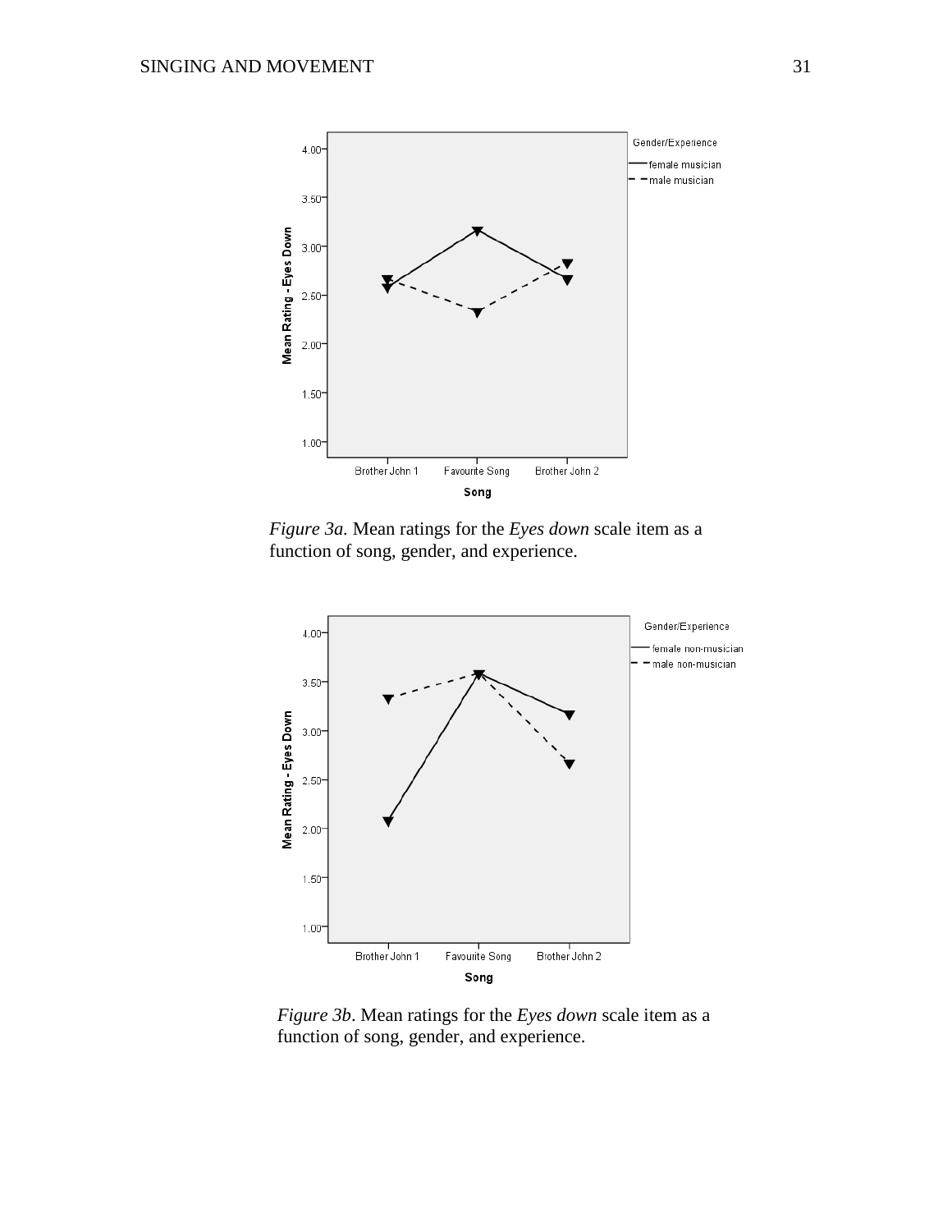*Figure 3a.* Mean ratings for the *Eyes down* scale item as a function of song, gender, and experience.

*Figure 3b*. Mean ratings for the *Eyes down* scale item as a function of song, gender, and experience.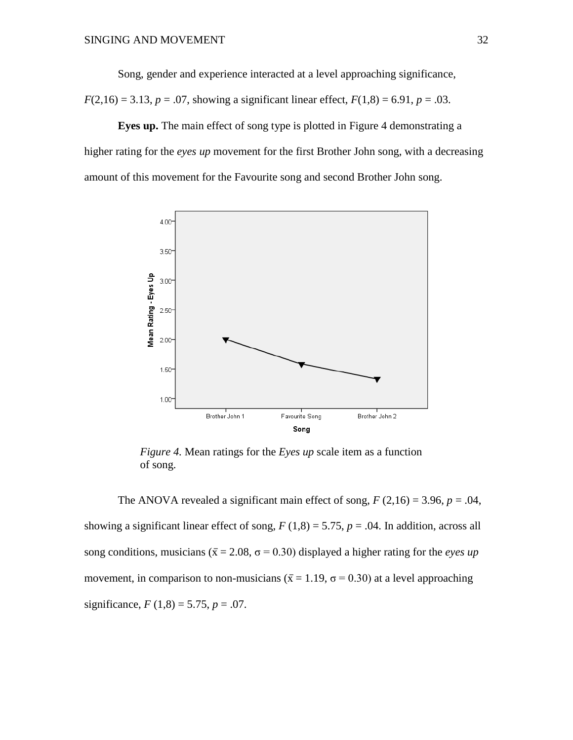Song, gender and experience interacted at a level approaching significance, $F(2,16) = 3.13$, $p = .07$, showing a significant linear effect, $F(1,8) = 6.91$, $p = .03$.

**Eyes up.** The main effect of song type is plotted in Figure 4 demonstrating a higher rating for the *eyes up* movement for the first Brother John song, with a decreasing amount of this movement for the Favourite song and second Brother John song.

*Figure 4.* Mean ratings for the *Eyes up* scale item as a function of song.

The ANOVA revealed a significant main effect of song, $F$ (2,16) = 3.96, $p = .04$, showing a significant linear effect of song, $F$ (1,8) = 5.75, $p = .04$. In addition, across all song conditions, musicians ($\bar{x} = 2.08$, $\sigma = 0.30$) displayed a higher rating for the *eyes up* movement, in comparison to non-musicians ($\bar{x} = 1.19$, $\sigma = 0.30$) at a level approaching significance, $F$ (1,8) = 5.75, $p = .07$.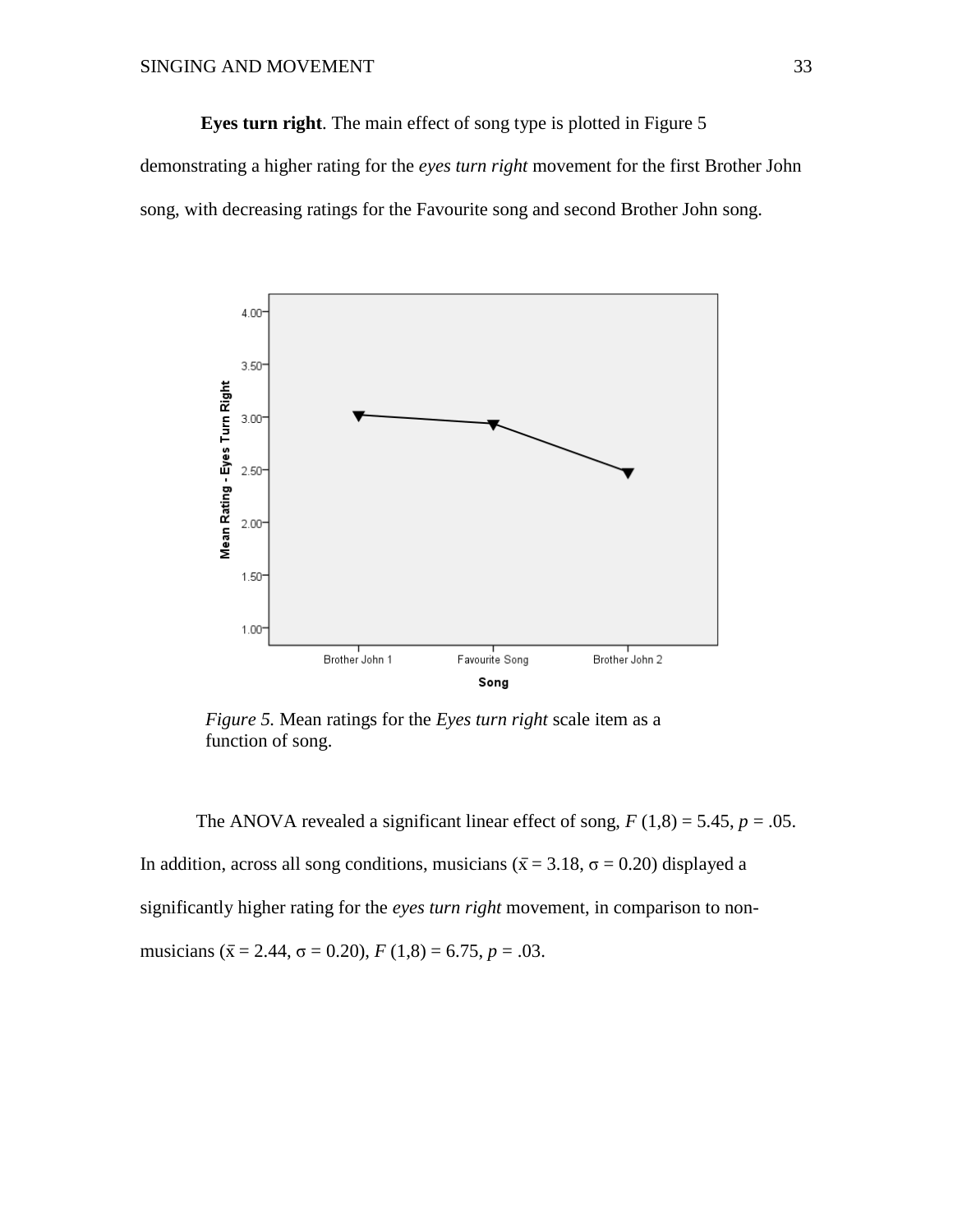**Eyes turn right**. The main effect of song type is plotted in Figure 5 demonstrating a higher rating for the *eyes turn right* movement for the first Brother John song, with decreasing ratings for the Favourite song and second Brother John song.

*Figure 5.* Mean ratings for the *Eyes turn right* scale item as a function of song.

The ANOVA revealed a significant linear effect of song, $F$ (1,8) = 5.45, $p$ = .05. In addition, across all song conditions, musicians ($\bar{x}$ = 3.18, $\sigma$ = 0.20) displayed a significantly higher rating for the *eyes turn right* movement, in comparison to non-musicians ($\bar{x}$ = 2.44, $\sigma$ = 0.20), $F$ (1,8) = 6.75, $p$ = .03.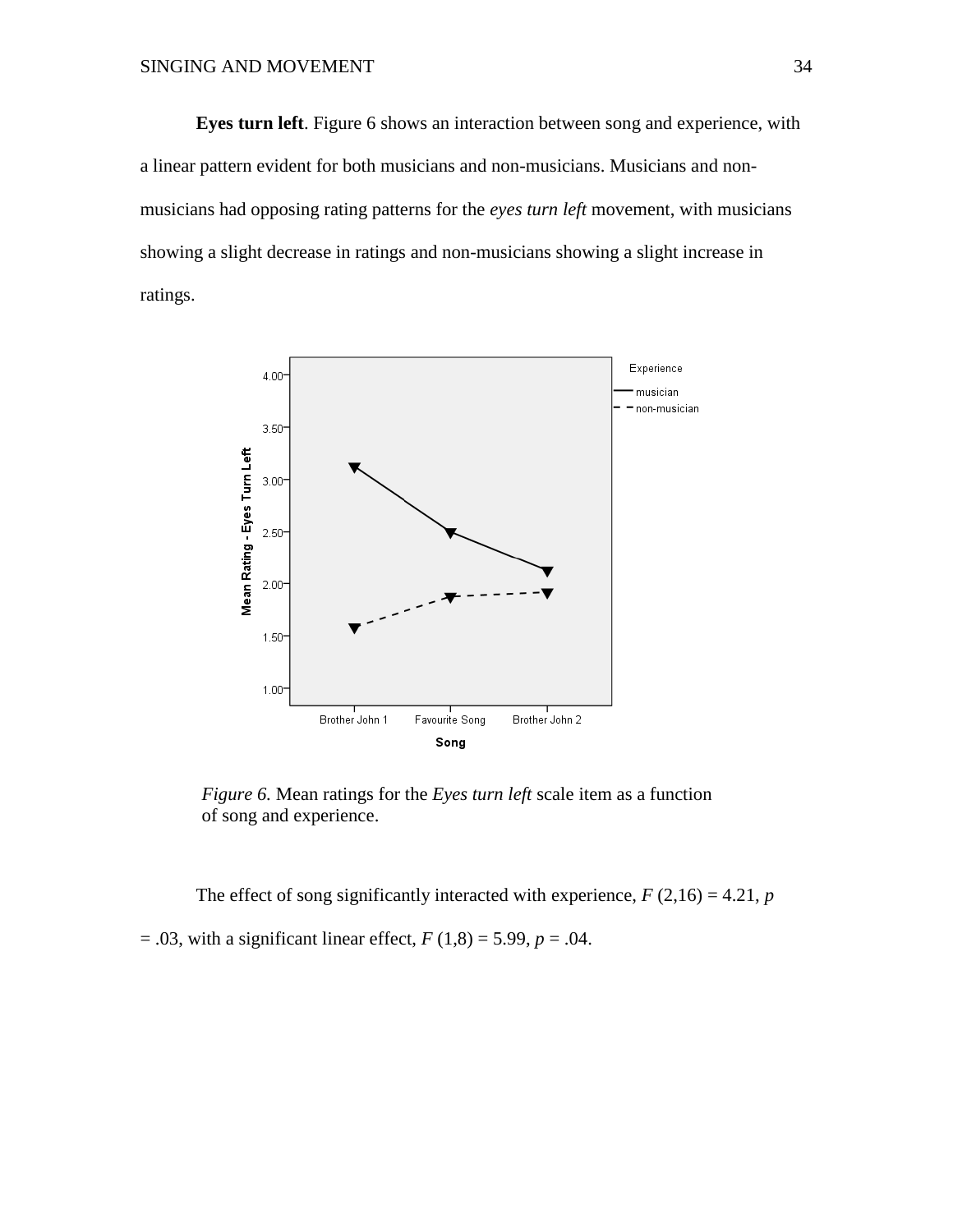**Eyes turn left**. Figure 6 shows an interaction between song and experience, with a linear pattern evident for both musicians and non-musicians. Musicians and non-musicians had opposing rating patterns for the *eyes turn left* movement, with musicians showing a slight decrease in ratings and non-musicians showing a slight increase in ratings.

*Figure 6.* Mean ratings for the *Eyes turn left* scale item as a function of song and experience.

The effect of song significantly interacted with experience, $F$ (2,16) = 4.21, $p$ = .03, with a significant linear effect, $F$ (1,8) = 5.99, $p$ = .04.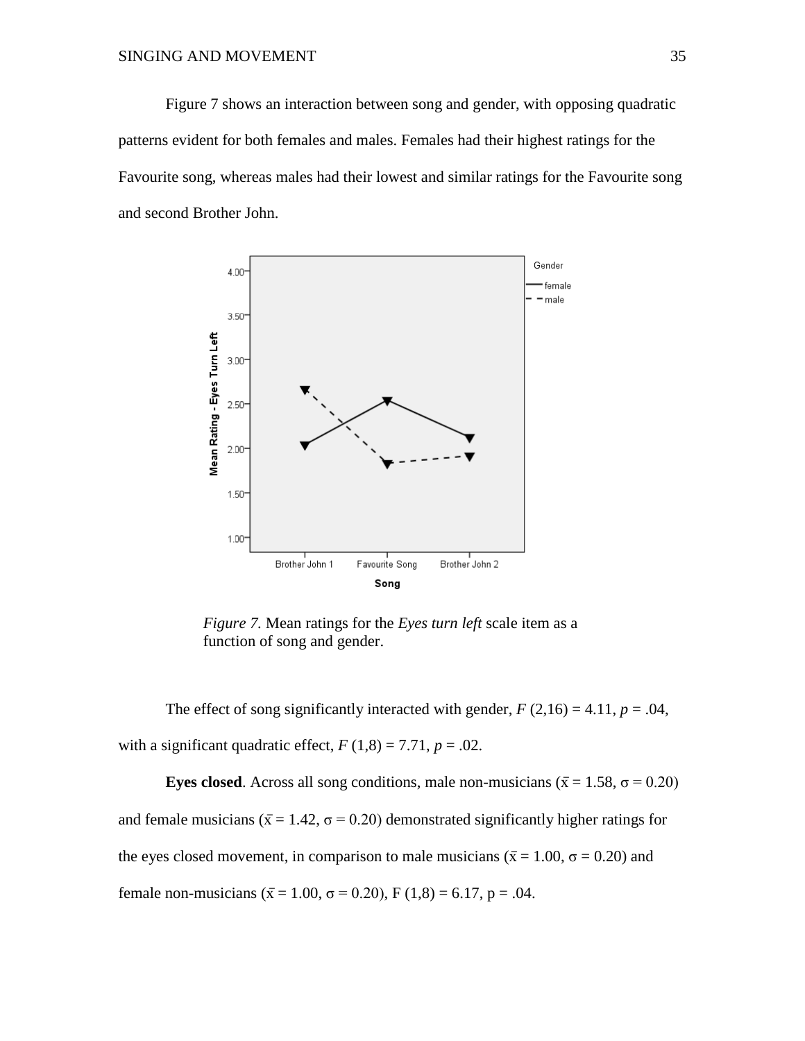Figure 7 shows an interaction between song and gender, with opposing quadratic patterns evident for both females and males. Females had their highest ratings for the Favourite song, whereas males had their lowest and similar ratings for the Favourite song and second Brother John.

*Figure 7.* Mean ratings for the *Eyes turn left* scale item as a function of song and gender.

The effect of song significantly interacted with gender, $F$ (2,16) = 4.11, $p$ = .04, with a significant quadratic effect, $F$ (1,8) = 7.71, $p$ = .02.

**Eyes closed**. Across all song conditions, male non-musicians ($\bar{x}$ = 1.58, $\sigma$ = 0.20) and female musicians ($\bar{x}$ = 1.42, $\sigma$ = 0.20) demonstrated significantly higher ratings for the eyes closed movement, in comparison to male musicians ($\bar{x}$ = 1.00, $\sigma$ = 0.20) and female non-musicians ($\bar{x}$ = 1.00, $\sigma$ = 0.20), F (1,8) = 6.17, p = .04.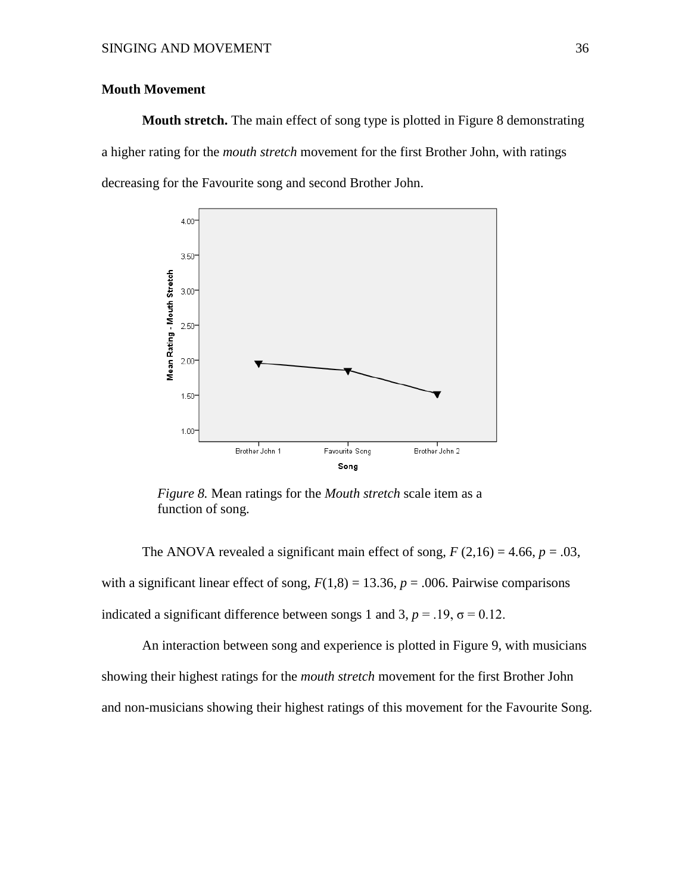### Mouth Movement

**Mouth stretch.** The main effect of song type is plotted in Figure 8 demonstrating a higher rating for the *mouth stretch* movement for the first Brother John, with ratings decreasing for the Favourite song and second Brother John.

*Figure 8.* Mean ratings for the *Mouth stretch* scale item as a function of song.

The ANOVA revealed a significant main effect of song, $F\ (2,16) = 4.66$, $p = .03$, with a significant linear effect of song, $F(1,8) = 13.36$, $p = .006$. Pairwise comparisons indicated a significant difference between songs 1 and 3, $p = .19$, $\sigma = 0.12$.

An interaction between song and experience is plotted in Figure 9, with musicians showing their highest ratings for the *mouth stretch* movement for the first Brother John and non-musicians showing their highest ratings of this movement for the Favourite Song.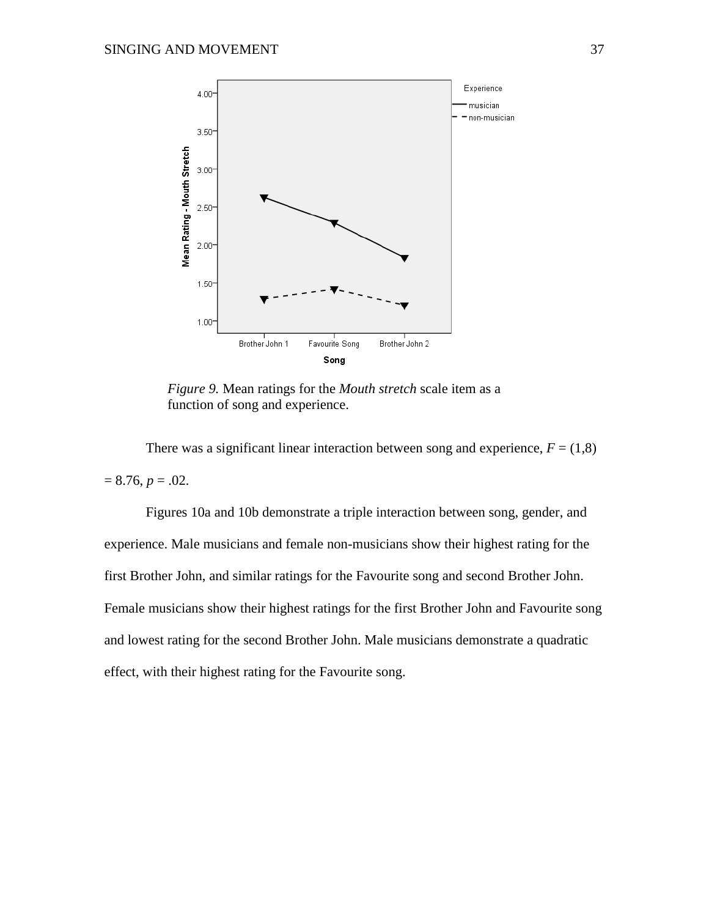*Figure 9.* Mean ratings for the *Mouth stretch* scale item as a function of song and experience.

There was a significant linear interaction between song and experience, $F = (1,8) = 8.76$, $p = .02$.

Figures 10a and 10b demonstrate a triple interaction between song, gender, and experience. Male musicians and female non-musicians show their highest rating for the first Brother John, and similar ratings for the Favourite song and second Brother John. Female musicians show their highest ratings for the first Brother John and Favourite song and lowest rating for the second Brother John. Male musicians demonstrate a quadratic effect, with their highest rating for the Favourite song.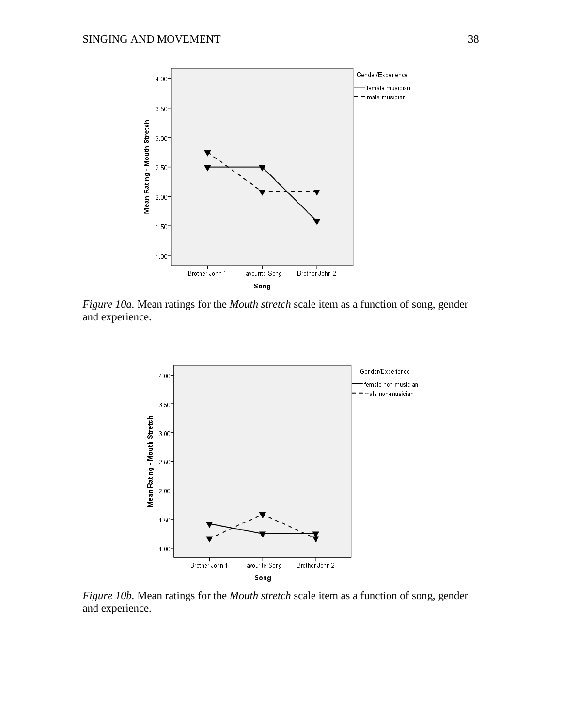*Figure 10a.* Mean ratings for the *Mouth stretch* scale item as a function of song, gender and experience.

*Figure 10b.* Mean ratings for the *Mouth stretch* scale item as a function of song, gender and experience.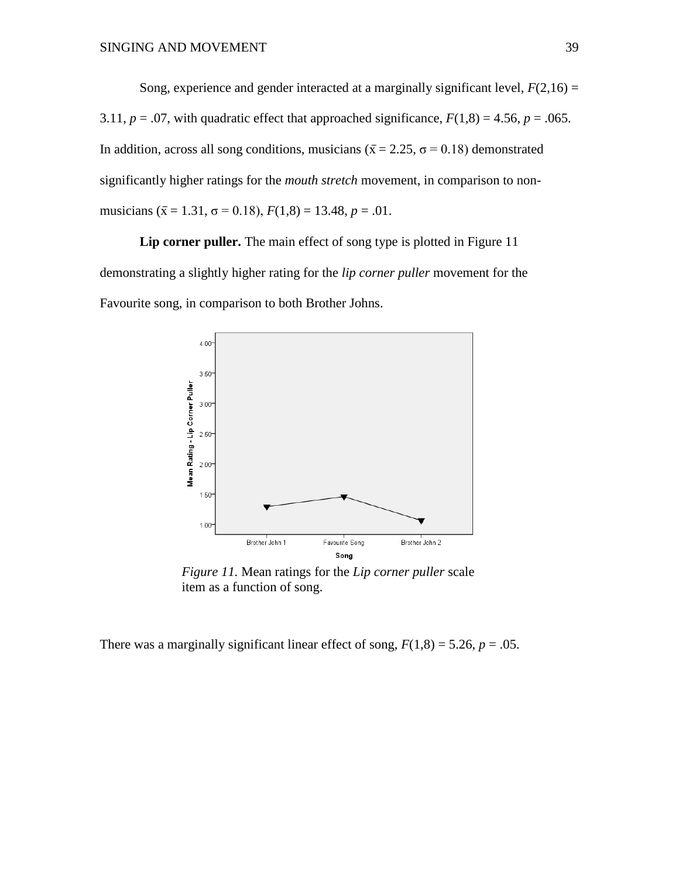Song, experience and gender interacted at a marginally significant level, $F(2,16) = 3.11$, $p = .07$, with quadratic effect that approached significance, $F(1,8) = 4.56$, $p = .065$. In addition, across all song conditions, musicians ($\bar{x} = 2.25$, $\sigma = 0.18$) demonstrated significantly higher ratings for the *mouth stretch* movement, in comparison to non-musicians ($\bar{x} = 1.31$, $\sigma = 0.18$), $F(1,8) = 13.48$, $p = .01$.

**Lip corner puller.** The main effect of song type is plotted in Figure 11 demonstrating a slightly higher rating for the *lip corner puller* movement for the Favourite song, in comparison to both Brother Johns.

*Figure 11.* Mean ratings for the *Lip corner puller* scale item as a function of song.

There was a marginally significant linear effect of song, $F(1,8) = 5.26$, $p = .05$.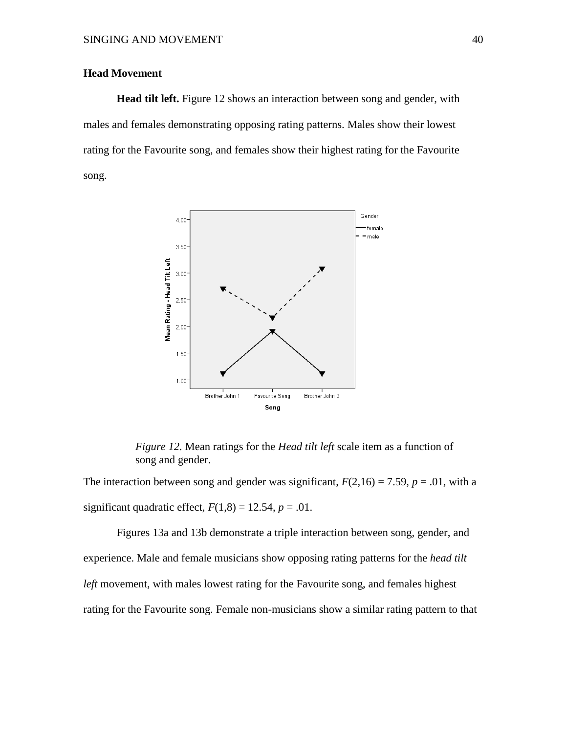### Head Movement

**Head tilt left.** Figure 12 shows an interaction between song and gender, with males and females demonstrating opposing rating patterns. Males show their lowest rating for the Favourite song, and females show their highest rating for the Favourite song.

*Figure 12.* Mean ratings for the *Head tilt left* scale item as a function of song and gender.

The interaction between song and gender was significant, $F(2,16) = 7.59$, $p = .01$, with a significant quadratic effect, $F(1,8) = 12.54$, $p = .01$.

Figures 13a and 13b demonstrate a triple interaction between song, gender, and experience. Male and female musicians show opposing rating patterns for the *head tilt left* movement, with males lowest rating for the Favourite song, and females highest rating for the Favourite song. Female non-musicians show a similar rating pattern to that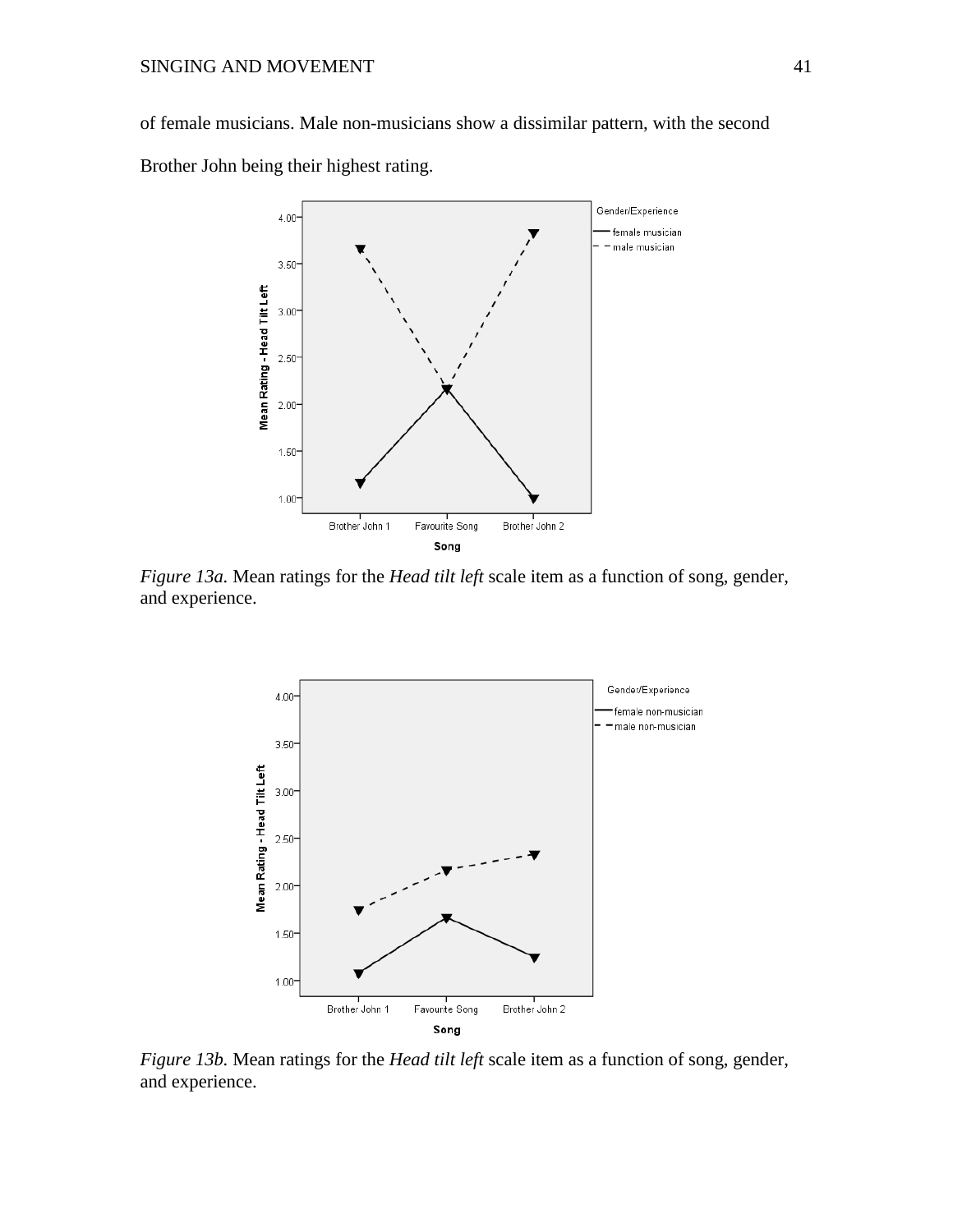of female musicians. Male non-musicians show a dissimilar pattern, with the second Brother John being their highest rating.

*Figure 13a.* Mean ratings for the *Head tilt left* scale item as a function of song, gender, and experience.

*Figure 13b.* Mean ratings for the *Head tilt left* scale item as a function of song, gender, and experience.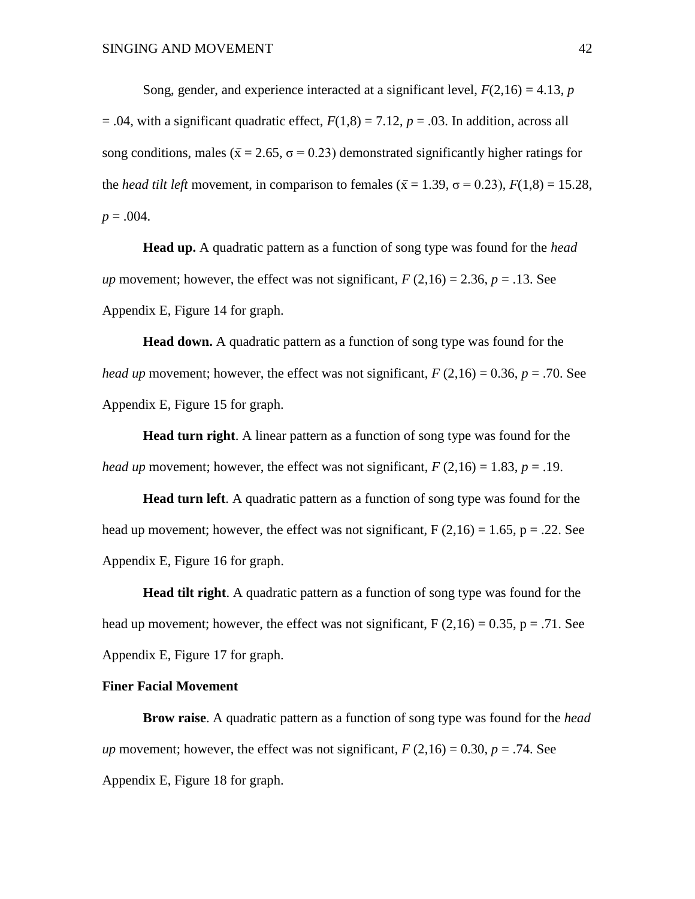Song, gender, and experience interacted at a significant level, $F(2,16) = 4.13$, $p = .04$, with a significant quadratic effect, $F(1,8) = 7.12$, $p = .03$. In addition, across all song conditions, males ($\bar{x} = 2.65$, $\sigma = 0.23$) demonstrated significantly higher ratings for the *head tilt left* movement, in comparison to females ($\bar{x} = 1.39$, $\sigma = 0.23$), $F(1,8) = 15.28$, $p = .004$.

**Head up.** A quadratic pattern as a function of song type was found for the *head up* movement; however, the effect was not significant, $F(2,16) = 2.36$, $p = .13$. See Appendix E, Figure 14 for graph.

**Head down.** A quadratic pattern as a function of song type was found for the *head up* movement; however, the effect was not significant, $F(2,16) = 0.36$, $p = .70$. See Appendix E, Figure 15 for graph.

**Head turn right**. A linear pattern as a function of song type was found for the *head up* movement; however, the effect was not significant, $F(2,16) = 1.83$, $p = .19$.

**Head turn left**. A quadratic pattern as a function of song type was found for the head up movement; however, the effect was not significant, $F(2,16) = 1.65$, $p = .22$. See Appendix E, Figure 16 for graph.

**Head tilt right**. A quadratic pattern as a function of song type was found for the head up movement; however, the effect was not significant, $F(2,16) = 0.35$, $p = .71$. See Appendix E, Figure 17 for graph.

**Finer Facial Movement**

**Brow raise**. A quadratic pattern as a function of song type was found for the *head up* movement; however, the effect was not significant, $F(2,16) = 0.30$, $p = .74$. See Appendix E, Figure 18 for graph.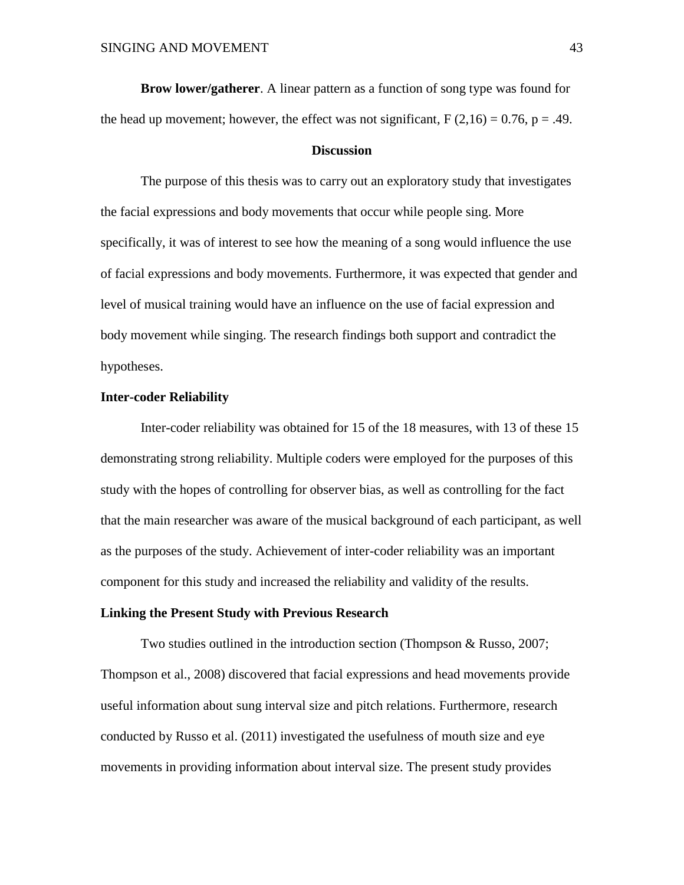**Brow lower/gatherer**. A linear pattern as a function of song type was found for the head up movement; however, the effect was not significant, $F(2,16) = 0.76$, $p = .49$.

## Discussion

The purpose of this thesis was to carry out an exploratory study that investigates the facial expressions and body movements that occur while people sing. More specifically, it was of interest to see how the meaning of a song would influence the use of facial expressions and body movements. Furthermore, it was expected that gender and level of musical training would have an influence on the use of facial expression and body movement while singing. The research findings both support and contradict the hypotheses.

### Inter-coder Reliability

Inter-coder reliability was obtained for 15 of the 18 measures, with 13 of these 15 demonstrating strong reliability. Multiple coders were employed for the purposes of this study with the hopes of controlling for observer bias, as well as controlling for the fact that the main researcher was aware of the musical background of each participant, as well as the purposes of the study. Achievement of inter-coder reliability was an important component for this study and increased the reliability and validity of the results.

### Linking the Present Study with Previous Research

Two studies outlined in the introduction section (Thompson & Russo, 2007; Thompson et al., 2008) discovered that facial expressions and head movements provide useful information about sung interval size and pitch relations. Furthermore, research conducted by Russo et al. (2011) investigated the usefulness of mouth size and eye movements in providing information about interval size. The present study provides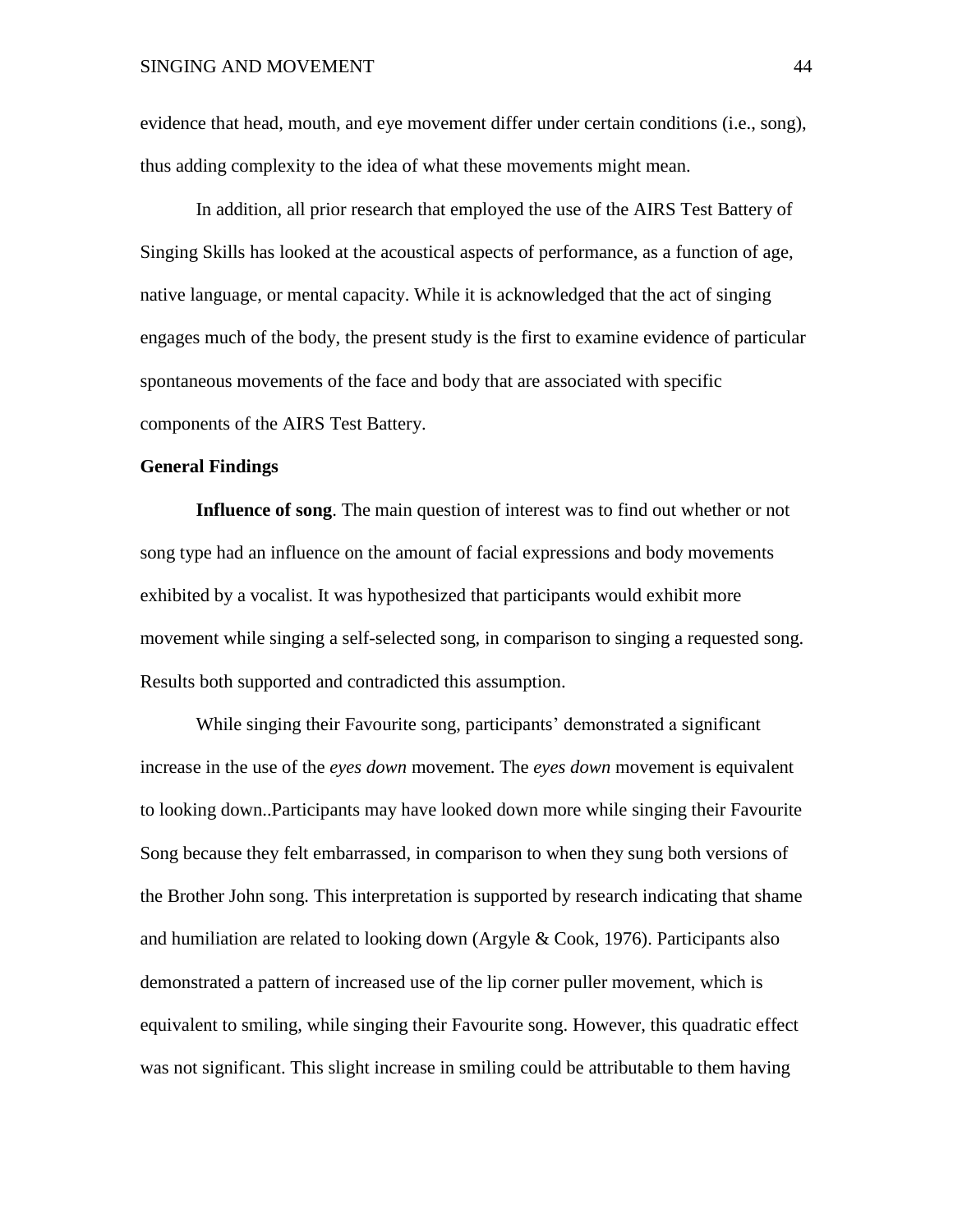evidence that head, mouth, and eye movement differ under certain conditions (i.e., song), thus adding complexity to the idea of what these movements might mean.

In addition, all prior research that employed the use of the AIRS Test Battery of Singing Skills has looked at the acoustical aspects of performance, as a function of age, native language, or mental capacity. While it is acknowledged that the act of singing engages much of the body, the present study is the first to examine evidence of particular spontaneous movements of the face and body that are associated with specific components of the AIRS Test Battery.

## General Findings

**Influence of song**. The main question of interest was to find out whether or not song type had an influence on the amount of facial expressions and body movements exhibited by a vocalist. It was hypothesized that participants would exhibit more movement while singing a self-selected song, in comparison to singing a requested song. Results both supported and contradicted this assumption.

While singing their Favourite song, participants' demonstrated a significant increase in the use of the *eyes down* movement. The *eyes down* movement is equivalent to looking down..Participants may have looked down more while singing their Favourite Song because they felt embarrassed, in comparison to when they sung both versions of the Brother John song. This interpretation is supported by research indicating that shame and humiliation are related to looking down (Argyle & Cook, 1976). Participants also demonstrated a pattern of increased use of the lip corner puller movement, which is equivalent to smiling, while singing their Favourite song. However, this quadratic effect was not significant. This slight increase in smiling could be attributable to them having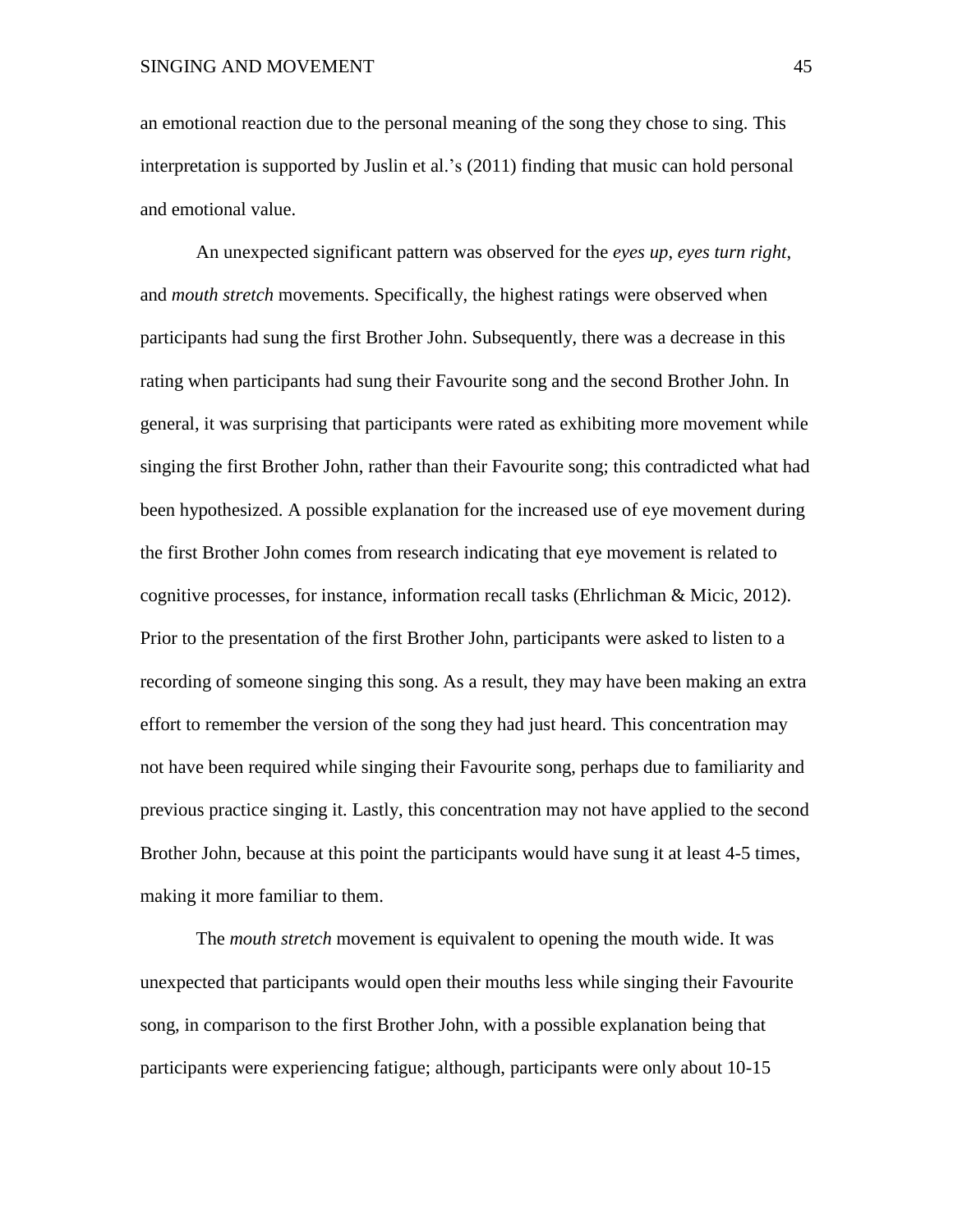an emotional reaction due to the personal meaning of the song they chose to sing. This interpretation is supported by Juslin et al.'s (2011) finding that music can hold personal and emotional value.

An unexpected significant pattern was observed for the *eyes up*, *eyes turn right*, and *mouth stretch* movements. Specifically, the highest ratings were observed when participants had sung the first Brother John. Subsequently, there was a decrease in this rating when participants had sung their Favourite song and the second Brother John. In general, it was surprising that participants were rated as exhibiting more movement while singing the first Brother John, rather than their Favourite song; this contradicted what had been hypothesized. A possible explanation for the increased use of eye movement during the first Brother John comes from research indicating that eye movement is related to cognitive processes, for instance, information recall tasks (Ehrlichman & Micic, 2012). Prior to the presentation of the first Brother John, participants were asked to listen to a recording of someone singing this song. As a result, they may have been making an extra effort to remember the version of the song they had just heard. This concentration may not have been required while singing their Favourite song, perhaps due to familiarity and previous practice singing it. Lastly, this concentration may not have applied to the second Brother John, because at this point the participants would have sung it at least 4-5 times, making it more familiar to them.

The *mouth stretch* movement is equivalent to opening the mouth wide. It was unexpected that participants would open their mouths less while singing their Favourite song, in comparison to the first Brother John, with a possible explanation being that participants were experiencing fatigue; although, participants were only about 10-15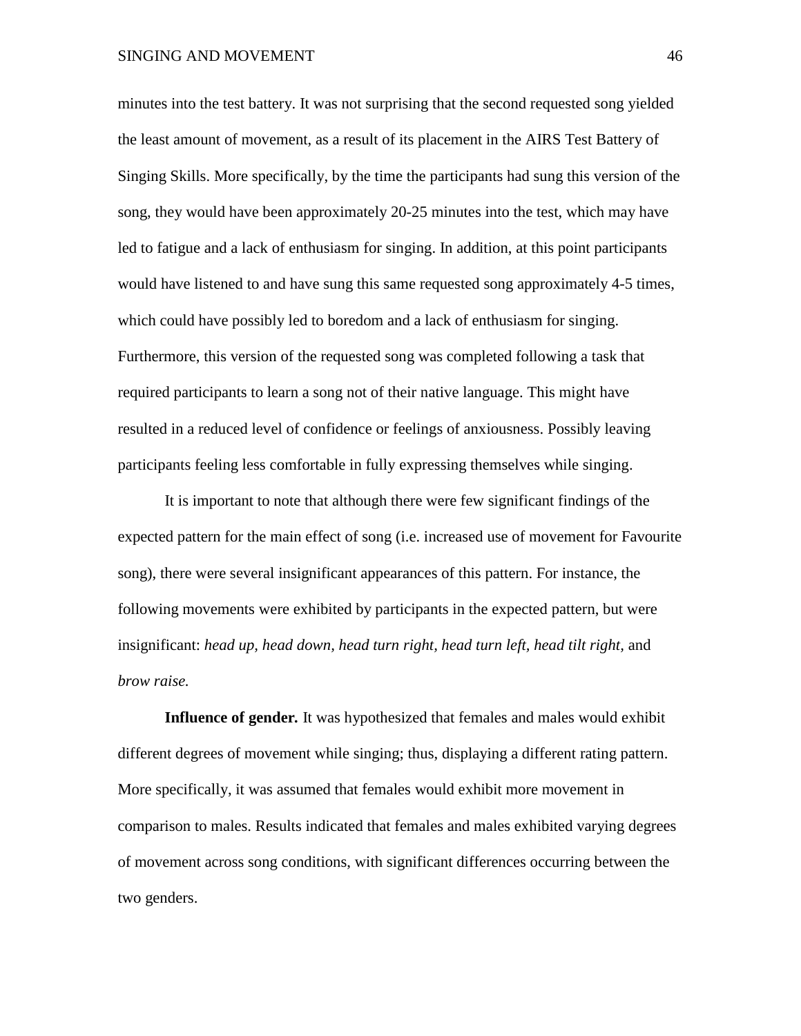minutes into the test battery. It was not surprising that the second requested song yielded the least amount of movement, as a result of its placement in the AIRS Test Battery of Singing Skills. More specifically, by the time the participants had sung this version of the song, they would have been approximately 20-25 minutes into the test, which may have led to fatigue and a lack of enthusiasm for singing. In addition, at this point participants would have listened to and have sung this same requested song approximately 4-5 times, which could have possibly led to boredom and a lack of enthusiasm for singing. Furthermore, this version of the requested song was completed following a task that required participants to learn a song not of their native language. This might have resulted in a reduced level of confidence or feelings of anxiousness. Possibly leaving participants feeling less comfortable in fully expressing themselves while singing.

It is important to note that although there were few significant findings of the expected pattern for the main effect of song (i.e. increased use of movement for Favourite song), there were several insignificant appearances of this pattern. For instance, the following movements were exhibited by participants in the expected pattern, but were insignificant: *head up, head down, head turn right, head turn left, head tilt right,* and *brow raise.*

**Influence of gender.** It was hypothesized that females and males would exhibit different degrees of movement while singing; thus, displaying a different rating pattern. More specifically, it was assumed that females would exhibit more movement in comparison to males. Results indicated that females and males exhibited varying degrees of movement across song conditions, with significant differences occurring between the two genders.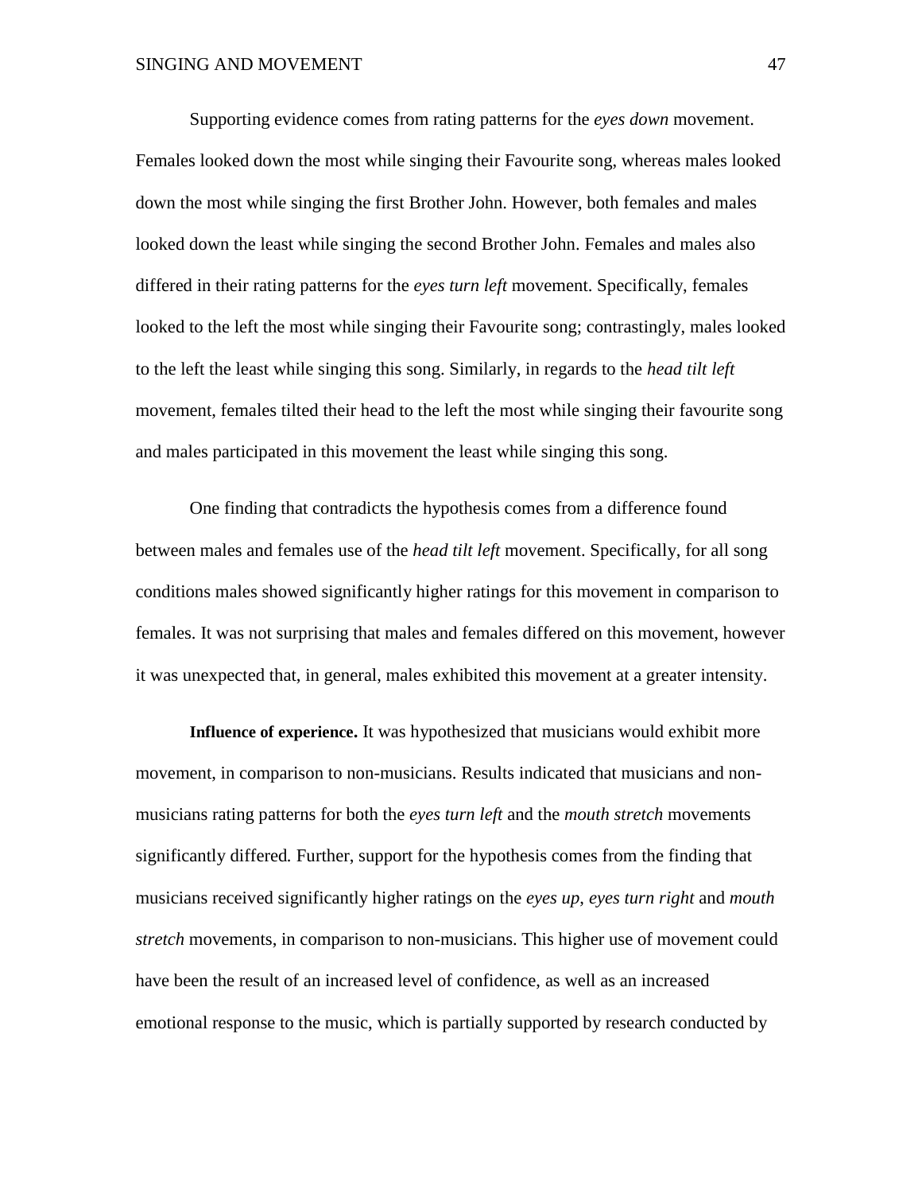Supporting evidence comes from rating patterns for the *eyes down* movement. Females looked down the most while singing their Favourite song, whereas males looked down the most while singing the first Brother John. However, both females and males looked down the least while singing the second Brother John. Females and males also differed in their rating patterns for the *eyes turn left* movement. Specifically, females looked to the left the most while singing their Favourite song; contrastingly, males looked to the left the least while singing this song. Similarly, in regards to the *head tilt left* movement, females tilted their head to the left the most while singing their favourite song and males participated in this movement the least while singing this song.

One finding that contradicts the hypothesis comes from a difference found between males and females use of the *head tilt left* movement. Specifically, for all song conditions males showed significantly higher ratings for this movement in comparison to females. It was not surprising that males and females differed on this movement, however it was unexpected that, in general, males exhibited this movement at a greater intensity.

**Influence of experience.** It was hypothesized that musicians would exhibit more movement, in comparison to non-musicians. Results indicated that musicians and non-musicians rating patterns for both the *eyes turn left* and the *mouth stretch* movements significantly differed. Further, support for the hypothesis comes from the finding that musicians received significantly higher ratings on the *eyes up, eyes turn right* and *mouth stretch* movements, in comparison to non-musicians. This higher use of movement could have been the result of an increased level of confidence, as well as an increased emotional response to the music, which is partially supported by research conducted by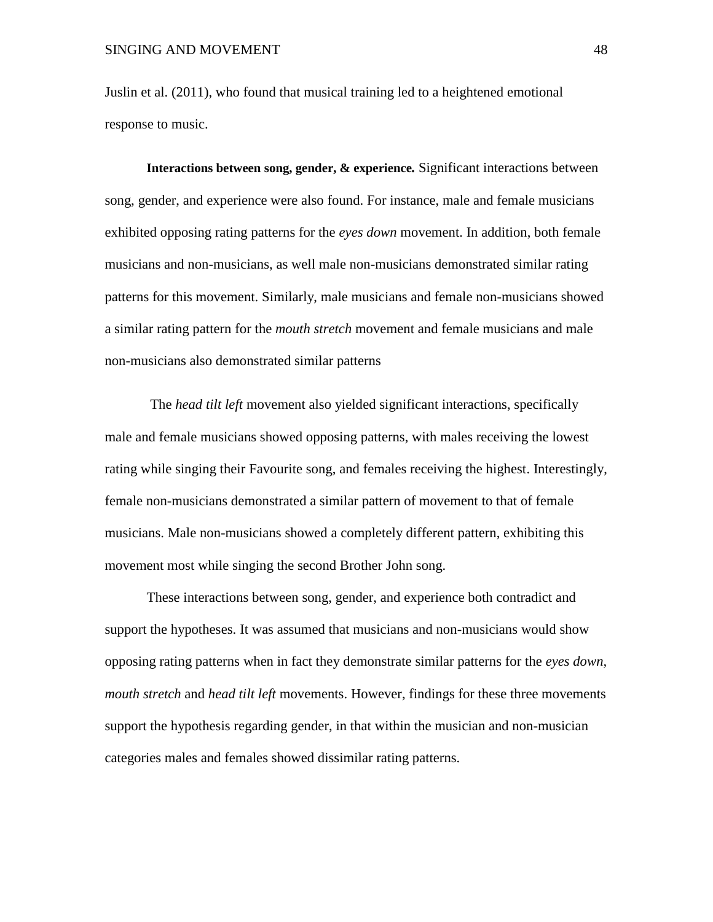Juslin et al. (2011), who found that musical training led to a heightened emotional response to music.

**Interactions between song, gender, & experience.** Significant interactions between song, gender, and experience were also found. For instance, male and female musicians exhibited opposing rating patterns for the *eyes down* movement. In addition, both female musicians and non-musicians, as well male non-musicians demonstrated similar rating patterns for this movement. Similarly, male musicians and female non-musicians showed a similar rating pattern for the *mouth stretch* movement and female musicians and male non-musicians also demonstrated similar patterns

The *head tilt left* movement also yielded significant interactions, specifically male and female musicians showed opposing patterns, with males receiving the lowest rating while singing their Favourite song, and females receiving the highest. Interestingly, female non-musicians demonstrated a similar pattern of movement to that of female musicians. Male non-musicians showed a completely different pattern, exhibiting this movement most while singing the second Brother John song.

These interactions between song, gender, and experience both contradict and support the hypotheses. It was assumed that musicians and non-musicians would show opposing rating patterns when in fact they demonstrate similar patterns for the *eyes down*, *mouth stretch* and *head tilt left* movements. However, findings for these three movements support the hypothesis regarding gender, in that within the musician and non-musician categories males and females showed dissimilar rating patterns.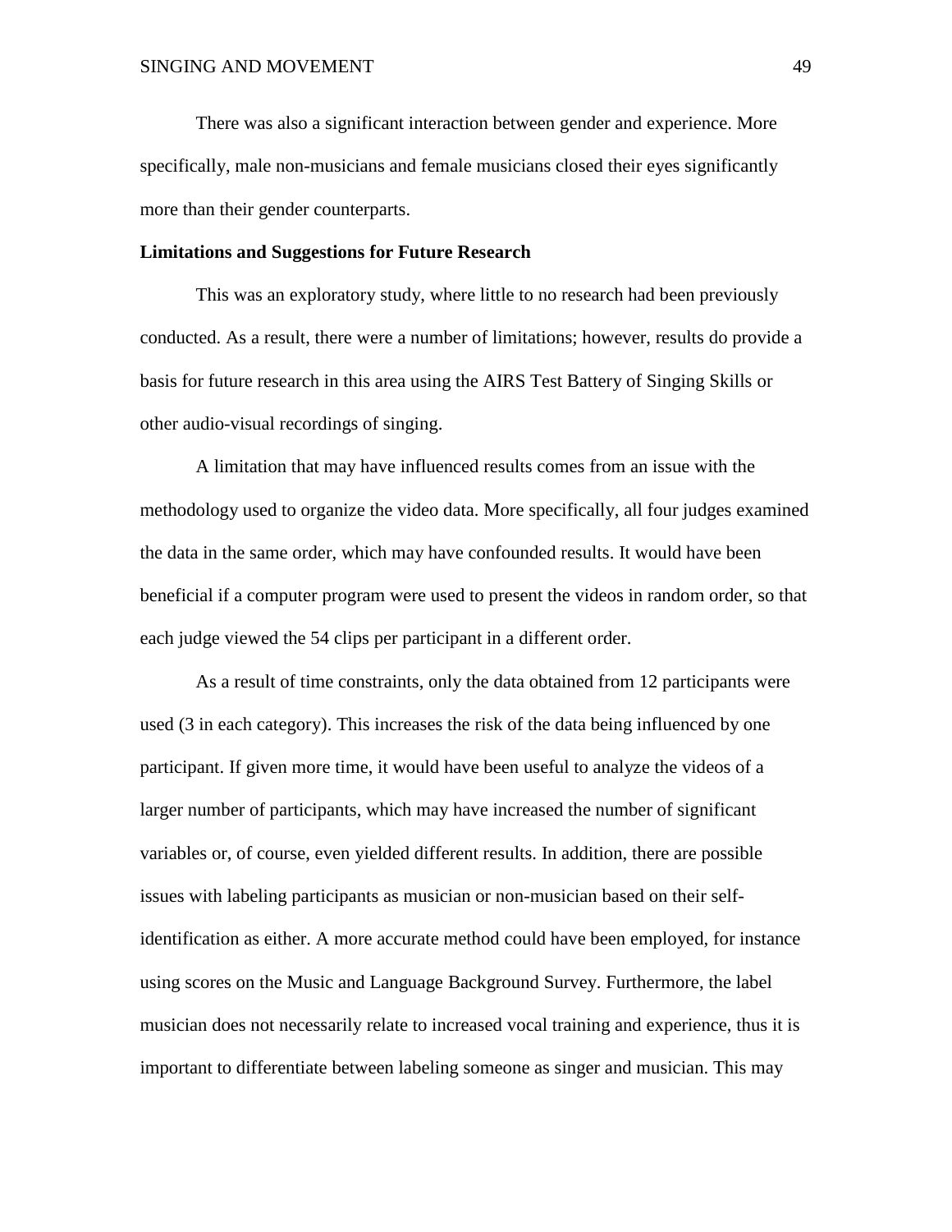There was also a significant interaction between gender and experience. More specifically, male non-musicians and female musicians closed their eyes significantly more than their gender counterparts.

**Limitations and Suggestions for Future Research**

This was an exploratory study, where little to no research had been previously conducted. As a result, there were a number of limitations; however, results do provide a basis for future research in this area using the AIRS Test Battery of Singing Skills or other audio-visual recordings of singing.

A limitation that may have influenced results comes from an issue with the methodology used to organize the video data. More specifically, all four judges examined the data in the same order, which may have confounded results. It would have been beneficial if a computer program were used to present the videos in random order, so that each judge viewed the 54 clips per participant in a different order.

As a result of time constraints, only the data obtained from 12 participants were used (3 in each category). This increases the risk of the data being influenced by one participant. If given more time, it would have been useful to analyze the videos of a larger number of participants, which may have increased the number of significant variables or, of course, even yielded different results. In addition, there are possible issues with labeling participants as musician or non-musician based on their self-identification as either. A more accurate method could have been employed, for instance using scores on the Music and Language Background Survey. Furthermore, the label musician does not necessarily relate to increased vocal training and experience, thus it is important to differentiate between labeling someone as singer and musician. This may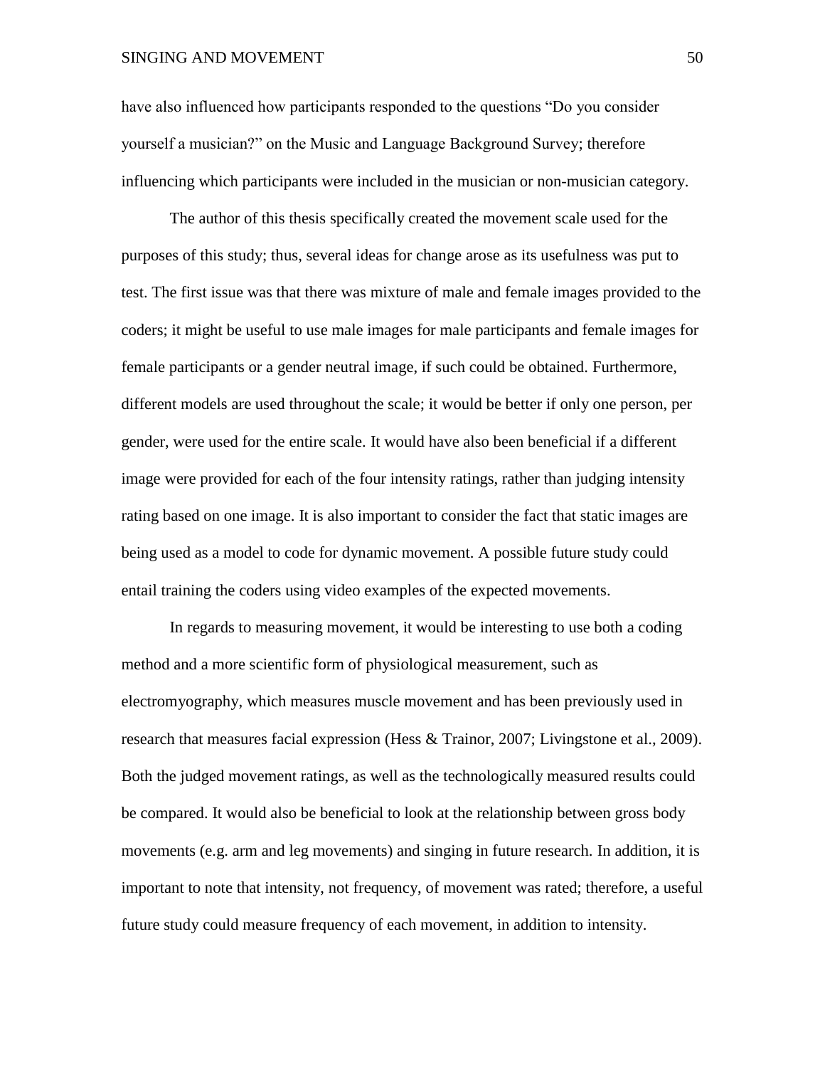have also influenced how participants responded to the questions "Do you consider yourself a musician?" on the Music and Language Background Survey; therefore influencing which participants were included in the musician or non-musician category.

The author of this thesis specifically created the movement scale used for the purposes of this study; thus, several ideas for change arose as its usefulness was put to test. The first issue was that there was mixture of male and female images provided to the coders; it might be useful to use male images for male participants and female images for female participants or a gender neutral image, if such could be obtained. Furthermore, different models are used throughout the scale; it would be better if only one person, per gender, were used for the entire scale. It would have also been beneficial if a different image were provided for each of the four intensity ratings, rather than judging intensity rating based on one image. It is also important to consider the fact that static images are being used as a model to code for dynamic movement. A possible future study could entail training the coders using video examples of the expected movements.

In regards to measuring movement, it would be interesting to use both a coding method and a more scientific form of physiological measurement, such as electromyography, which measures muscle movement and has been previously used in research that measures facial expression (Hess & Trainor, 2007; Livingstone et al., 2009). Both the judged movement ratings, as well as the technologically measured results could be compared. It would also be beneficial to look at the relationship between gross body movements (e.g. arm and leg movements) and singing in future research. In addition, it is important to note that intensity, not frequency, of movement was rated; therefore, a useful future study could measure frequency of each movement, in addition to intensity.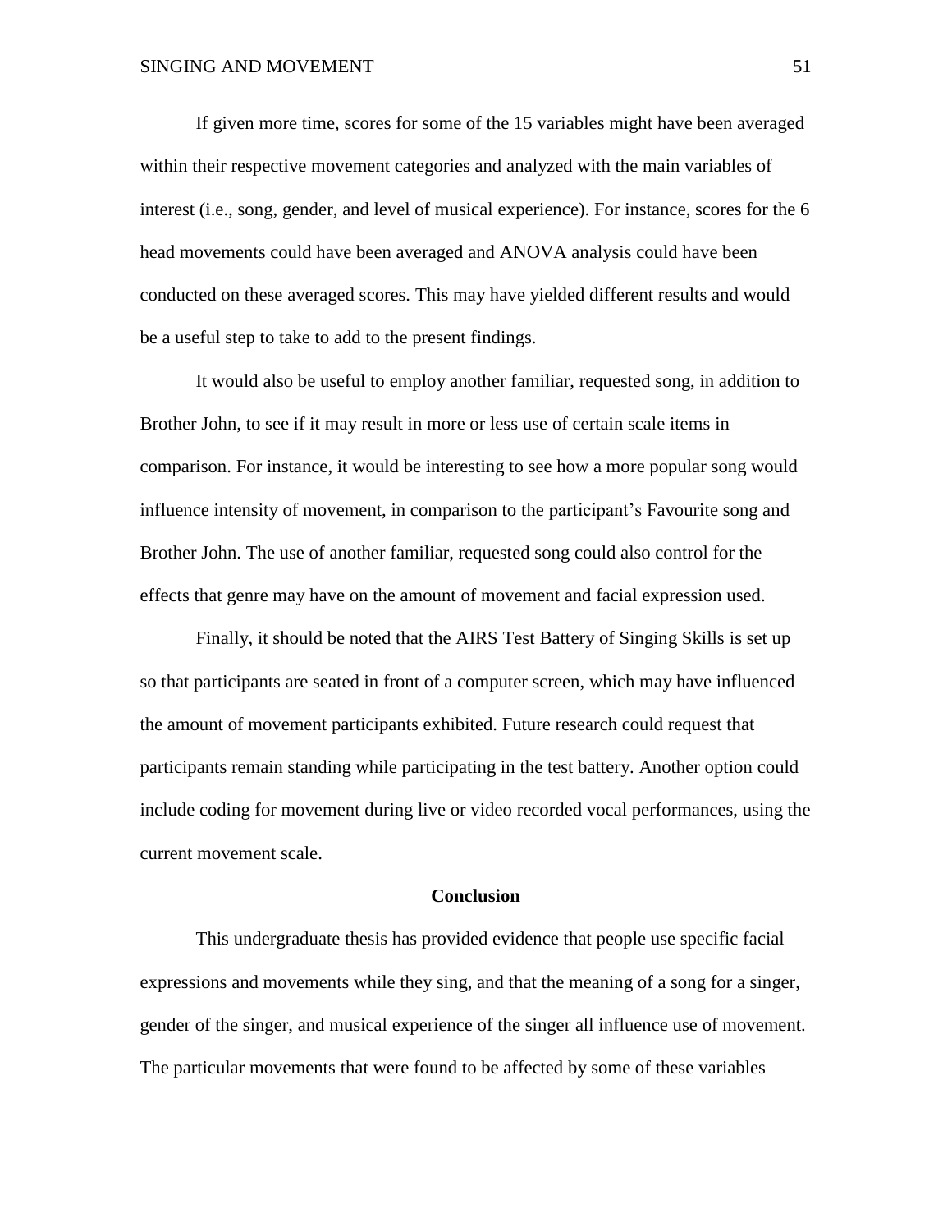If given more time, scores for some of the 15 variables might have been averaged within their respective movement categories and analyzed with the main variables of interest (i.e., song, gender, and level of musical experience). For instance, scores for the 6 head movements could have been averaged and ANOVA analysis could have been conducted on these averaged scores. This may have yielded different results and would be a useful step to take to add to the present findings.

It would also be useful to employ another familiar, requested song, in addition to Brother John, to see if it may result in more or less use of certain scale items in comparison. For instance, it would be interesting to see how a more popular song would influence intensity of movement, in comparison to the participant's Favourite song and Brother John. The use of another familiar, requested song could also control for the effects that genre may have on the amount of movement and facial expression used.

Finally, it should be noted that the AIRS Test Battery of Singing Skills is set up so that participants are seated in front of a computer screen, which may have influenced the amount of movement participants exhibited. Future research could request that participants remain standing while participating in the test battery. Another option could include coding for movement during live or video recorded vocal performances, using the current movement scale.

## Conclusion

This undergraduate thesis has provided evidence that people use specific facial expressions and movements while they sing, and that the meaning of a song for a singer, gender of the singer, and musical experience of the singer all influence use of movement. The particular movements that were found to be affected by some of these variables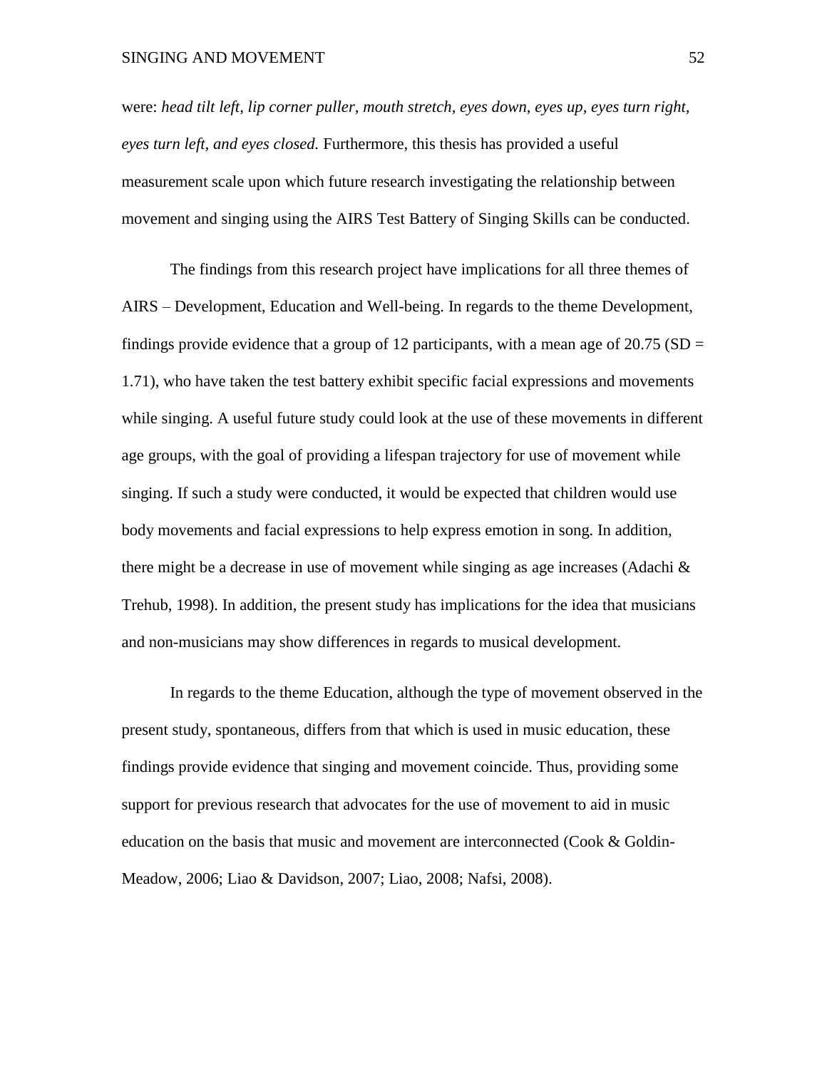were: *head tilt left, lip corner puller, mouth stretch, eyes down, eyes up, eyes turn right, eyes turn left, and eyes closed.* Furthermore, this thesis has provided a useful measurement scale upon which future research investigating the relationship between movement and singing using the AIRS Test Battery of Singing Skills can be conducted.

The findings from this research project have implications for all three themes of AIRS – Development, Education and Well-being. In regards to the theme Development, findings provide evidence that a group of 12 participants, with a mean age of 20.75 (SD = 1.71), who have taken the test battery exhibit specific facial expressions and movements while singing. A useful future study could look at the use of these movements in different age groups, with the goal of providing a lifespan trajectory for use of movement while singing. If such a study were conducted, it would be expected that children would use body movements and facial expressions to help express emotion in song. In addition, there might be a decrease in use of movement while singing as age increases (Adachi & Trehub, 1998). In addition, the present study has implications for the idea that musicians and non-musicians may show differences in regards to musical development.

In regards to the theme Education, although the type of movement observed in the present study, spontaneous, differs from that which is used in music education, these findings provide evidence that singing and movement coincide. Thus, providing some support for previous research that advocates for the use of movement to aid in music education on the basis that music and movement are interconnected (Cook & Goldin-Meadow, 2006; Liao & Davidson, 2007; Liao, 2008; Nafsi, 2008).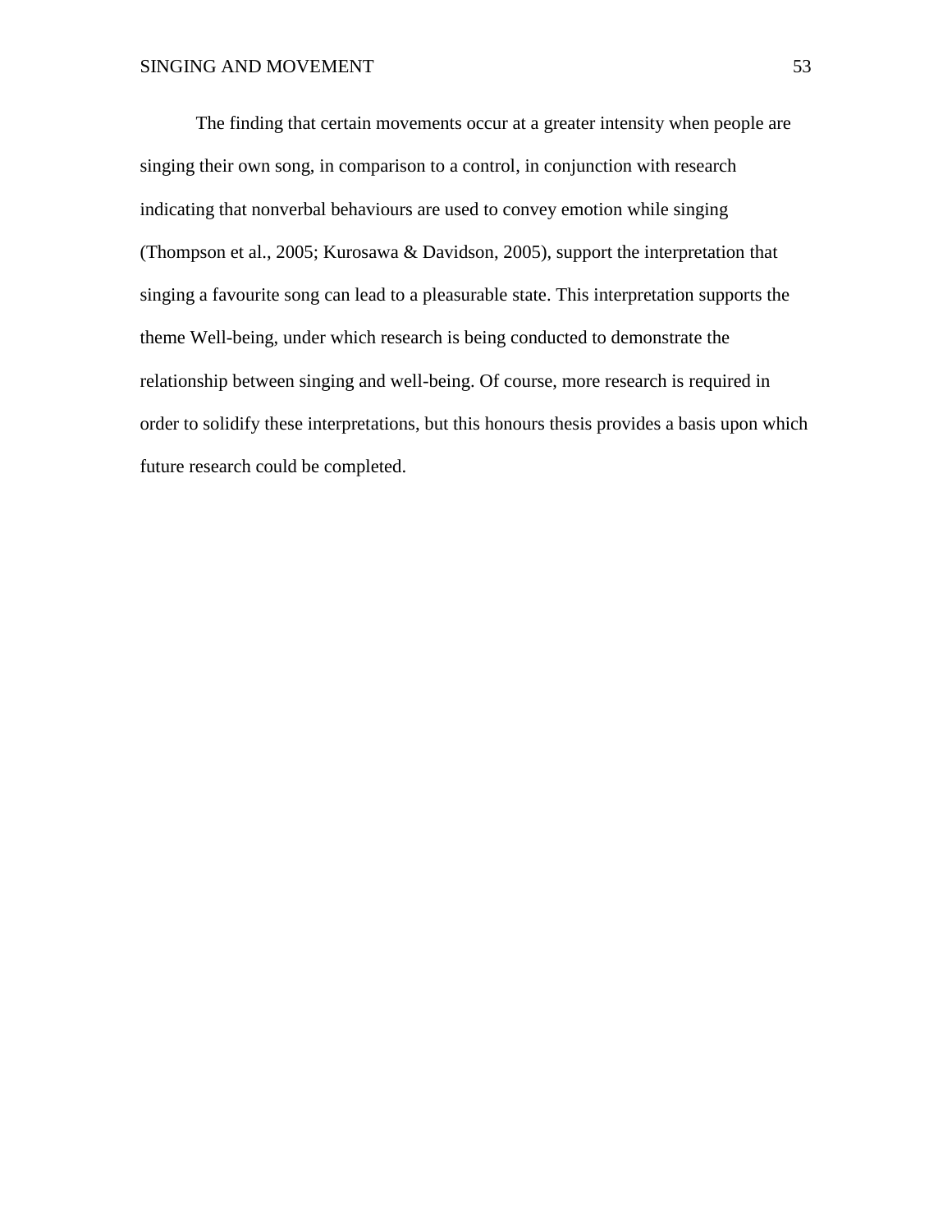The finding that certain movements occur at a greater intensity when people are singing their own song, in comparison to a control, in conjunction with research indicating that nonverbal behaviours are used to convey emotion while singing (Thompson et al., 2005; Kurosawa & Davidson, 2005), support the interpretation that singing a favourite song can lead to a pleasurable state. This interpretation supports the theme Well-being, under which research is being conducted to demonstrate the relationship between singing and well-being. Of course, more research is required in order to solidify these interpretations, but this honours thesis provides a basis upon which future research could be completed.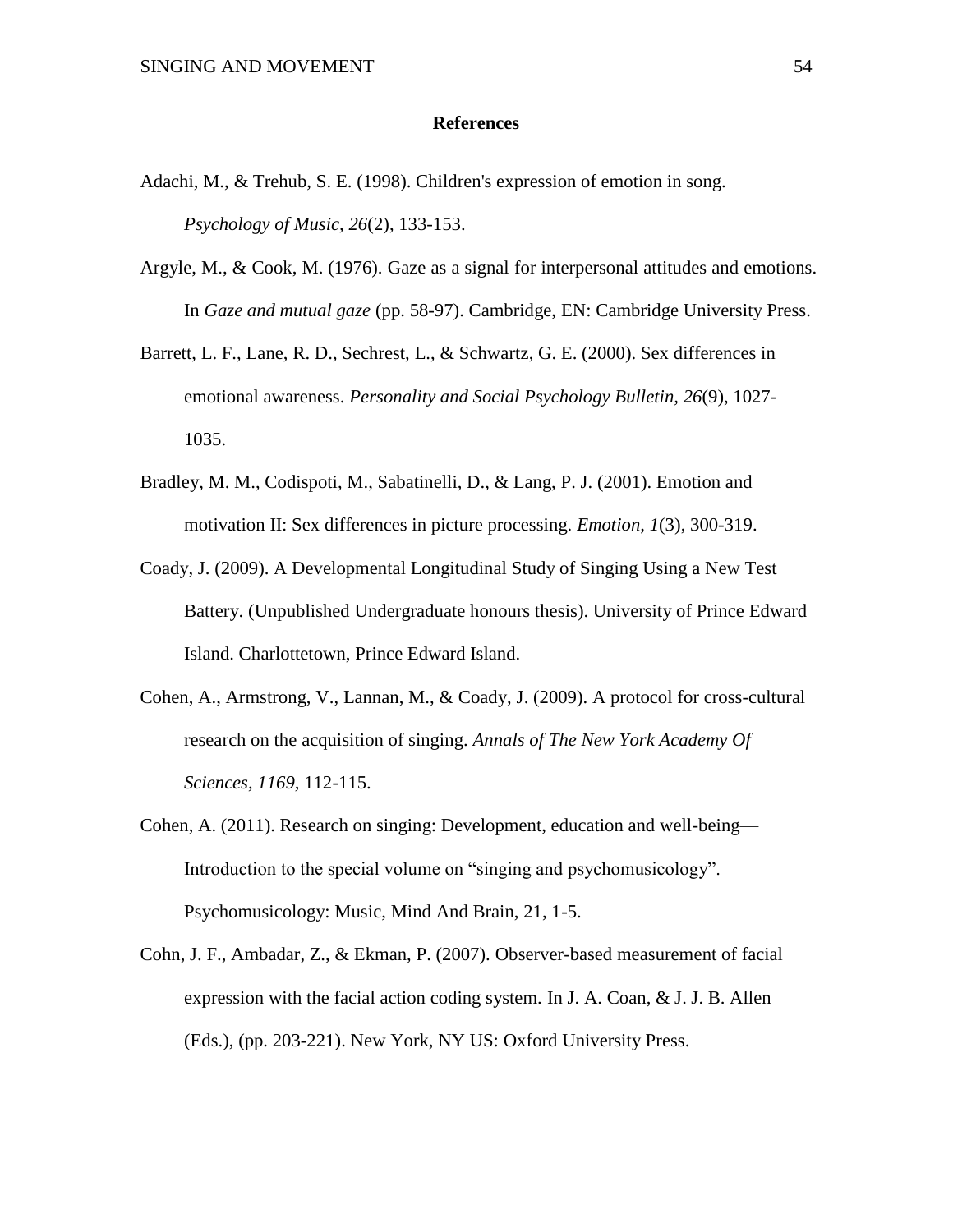# References

Adachi, M., & Trehub, S. E. (1998). Children's expression of emotion in song. *Psychology of Music, 26*(2), 133-153.

Argyle, M., & Cook, M. (1976). Gaze as a signal for interpersonal attitudes and emotions. In *Gaze and mutual gaze* (pp. 58-97). Cambridge, EN: Cambridge University Press.

Barrett, L. F., Lane, R. D., Sechrest, L., & Schwartz, G. E. (2000). Sex differences in emotional awareness. *Personality and Social Psychology Bulletin, 26*(9), 1027-1035.

Bradley, M. M., Codispoti, M., Sabatinelli, D., & Lang, P. J. (2001). Emotion and motivation II: Sex differences in picture processing. *Emotion, 1*(3), 300-319.

Coady, J. (2009). A Developmental Longitudinal Study of Singing Using a New Test Battery. (Unpublished Undergraduate honours thesis). University of Prince Edward Island. Charlottetown, Prince Edward Island.

Cohen, A., Armstrong, V., Lannan, M., & Coady, J. (2009). A protocol for cross-cultural research on the acquisition of singing. *Annals of The New York Academy Of Sciences, 1169*, 112-115.

Cohen, A. (2011). Research on singing: Development, education and well-being—Introduction to the special volume on “singing and psychomusicology”. Psychomusicology: Music, Mind And Brain, 21, 1-5.

Cohn, J. F., Ambadar, Z., & Ekman, P. (2007). Observer-based measurement of facial expression with the facial action coding system. In J. A. Coan, & J. J. B. Allen (Eds.), (pp. 203-221). New York, NY US: Oxford University Press.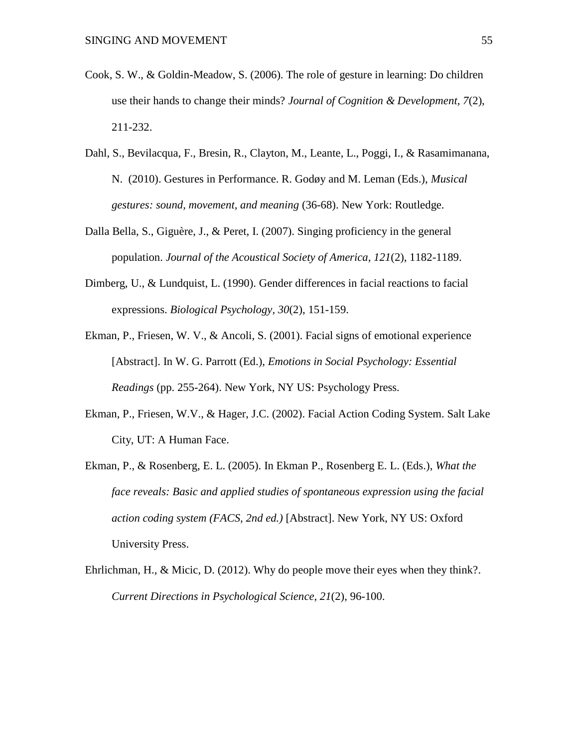Cook, S. W., & Goldin-Meadow, S. (2006). The role of gesture in learning: Do children use their hands to change their minds? *Journal of Cognition & Development*, *7*(2), 211-232.

Dahl, S., Bevilacqua, F., Bresin, R., Clayton, M., Leante, L., Poggi, I., & Rasamimanana, N. (2010). Gestures in Performance. R. Godøy and M. Leman (Eds.), *Musical gestures: sound, movement, and meaning* (36-68). New York: Routledge.

Dalla Bella, S., Giguère, J., & Peret, I. (2007). Singing proficiency in the general population. *Journal of the Acoustical Society of America*, *121*(2), 1182-1189.

Dimberg, U., & Lundquist, L. (1990). Gender differences in facial reactions to facial expressions. *Biological Psychology*, *30*(2), 151-159.

Ekman, P., Friesen, W. V., & Ancoli, S. (2001). Facial signs of emotional experience [Abstract]. In W. G. Parrott (Ed.), *Emotions in Social Psychology: Essential Readings* (pp. 255-264). New York, NY US: Psychology Press.

Ekman, P., Friesen, W.V., & Hager, J.C. (2002). Facial Action Coding System. Salt Lake City, UT: A Human Face.

Ekman, P., & Rosenberg, E. L. (2005). In Ekman P., Rosenberg E. L. (Eds.), *What the face reveals: Basic and applied studies of spontaneous expression using the facial action coding system (FACS, 2nd ed.)* [Abstract]. New York, NY US: Oxford University Press.

Ehrlichman, H., & Micic, D. (2012). Why do people move their eyes when they think?. *Current Directions in Psychological Science*, *21*(2), 96-100.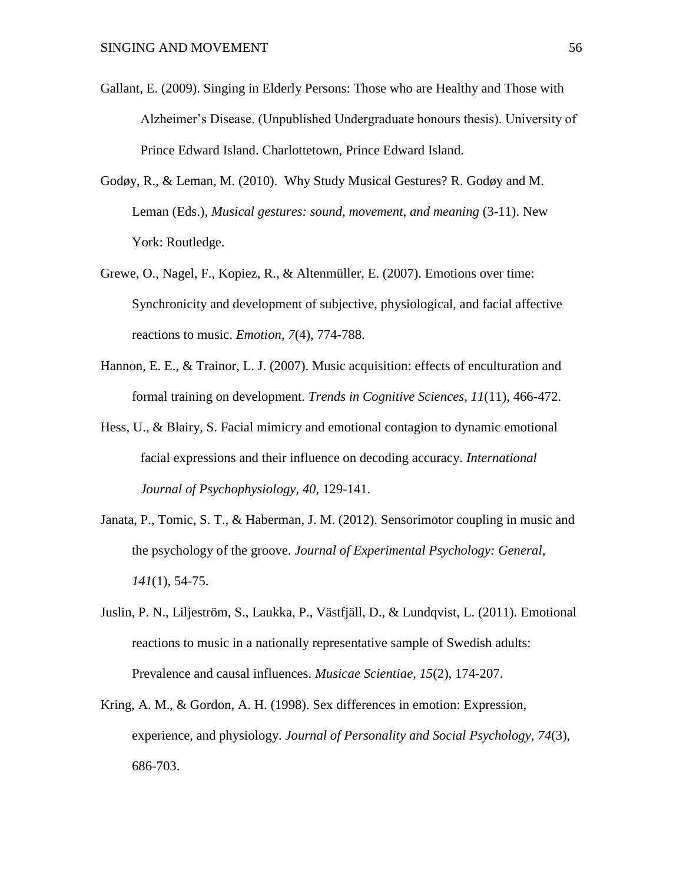Gallant, E. (2009). Singing in Elderly Persons: Those who are Healthy and Those with Alzheimer's Disease. (Unpublished Undergraduate honours thesis). University of Prince Edward Island. Charlottetown, Prince Edward Island.

Godøy, R., & Leman, M. (2010). Why Study Musical Gestures? R. Godøy and M. Leman (Eds.), *Musical gestures: sound, movement, and meaning* (3-11). New York: Routledge.

Grewe, O., Nagel, F., Kopiez, R., & Altenmüller, E. (2007). Emotions over time: Synchronicity and development of subjective, physiological, and facial affective reactions to music. *Emotion*, *7*(4), 774-788.

Hannon, E. E., & Trainor, L. J. (2007). Music acquisition: effects of enculturation and formal training on development. *Trends in Cognitive Sciences*, *11*(11), 466-472.

Hess, U., & Blairy, S. Facial mimicry and emotional contagion to dynamic emotional facial expressions and their influence on decoding accuracy. *International Journal of Psychophysiology*, *40*, 129-141.

Janata, P., Tomic, S. T., & Haberman, J. M. (2012). Sensorimotor coupling in music and the psychology of the groove. *Journal of Experimental Psychology: General*, *141*(1), 54-75.

Juslin, P. N., Liljeström, S., Laukka, P., Västfjäll, D., & Lundqvist, L. (2011). Emotional reactions to music in a nationally representative sample of Swedish adults: Prevalence and causal influences. *Musicae Scientiae*, *15*(2), 174-207.

Kring, A. M., & Gordon, A. H. (1998). Sex differences in emotion: Expression, experience, and physiology. *Journal of Personality and Social Psychology*, *74*(3), 686-703.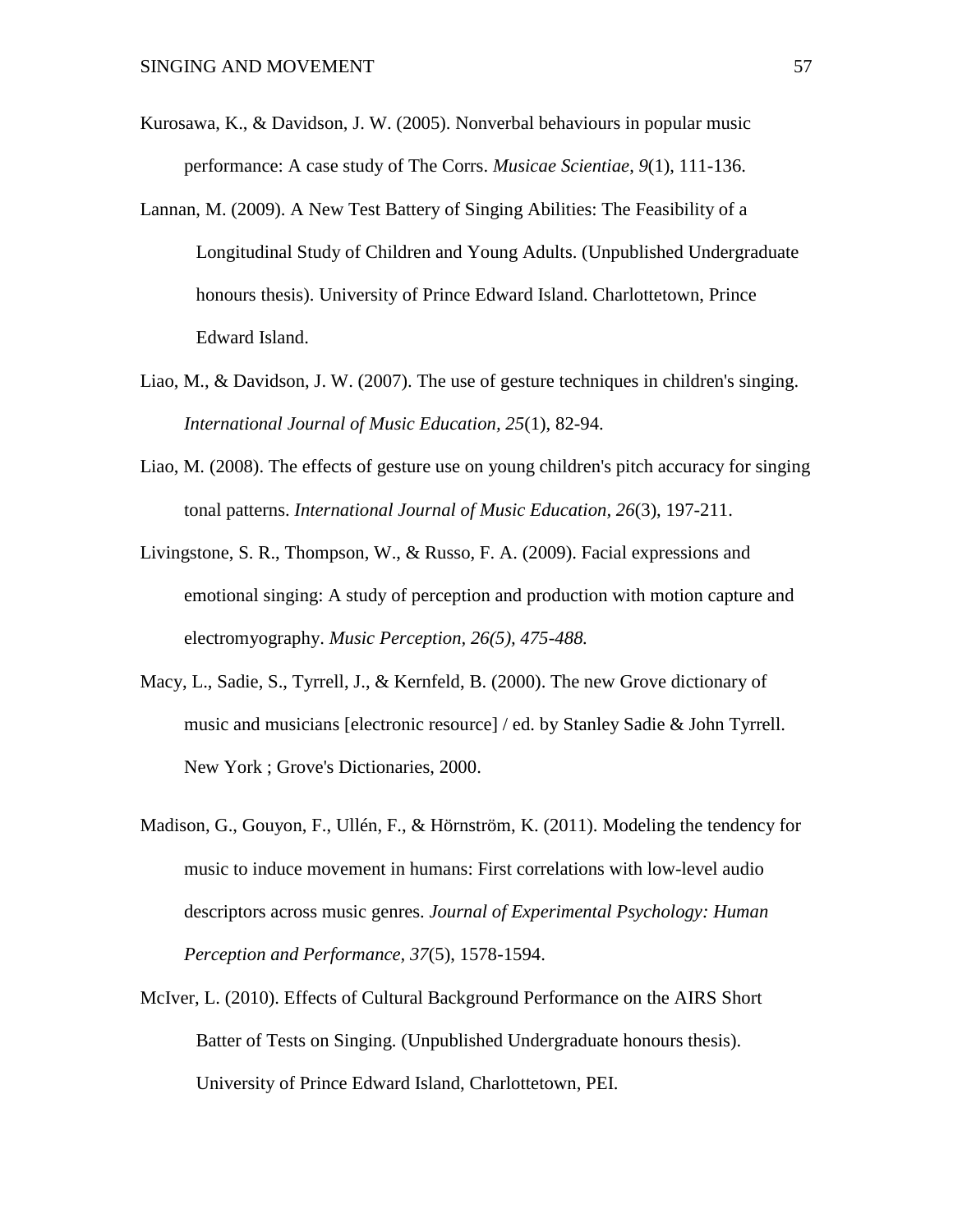Kurosawa, K., & Davidson, J. W. (2005). Nonverbal behaviours in popular music performance: A case study of The Corrs. *Musicae Scientiae, 9*(1), 111-136.

Lannan, M. (2009). A New Test Battery of Singing Abilities: The Feasibility of a Longitudinal Study of Children and Young Adults. (Unpublished Undergraduate honours thesis). University of Prince Edward Island. Charlottetown, Prince Edward Island.

Liao, M., & Davidson, J. W. (2007). The use of gesture techniques in children's singing. *International Journal of Music Education, 25*(1), 82-94.

Liao, M. (2008). The effects of gesture use on young children's pitch accuracy for singing tonal patterns. *International Journal of Music Education, 26*(3), 197-211.

Livingstone, S. R., Thompson, W., & Russo, F. A. (2009). Facial expressions and emotional singing: A study of perception and production with motion capture and electromyography. *Music Perception, 26(5), 475-488.*

Macy, L., Sadie, S., Tyrrell, J., & Kernfeld, B. (2000). The new Grove dictionary of music and musicians [electronic resource] / ed. by Stanley Sadie & John Tyrrell. New York ; Grove's Dictionaries, 2000.

Madison, G., Gouyon, F., Ullén, F., & Hörnström, K. (2011). Modeling the tendency for music to induce movement in humans: First correlations with low-level audio descriptors across music genres. *Journal of Experimental Psychology: Human Perception and Performance, 37*(5), 1578-1594.

McIver, L. (2010). Effects of Cultural Background Performance on the AIRS Short Batter of Tests on Singing. (Unpublished Undergraduate honours thesis). University of Prince Edward Island, Charlottetown, PEI.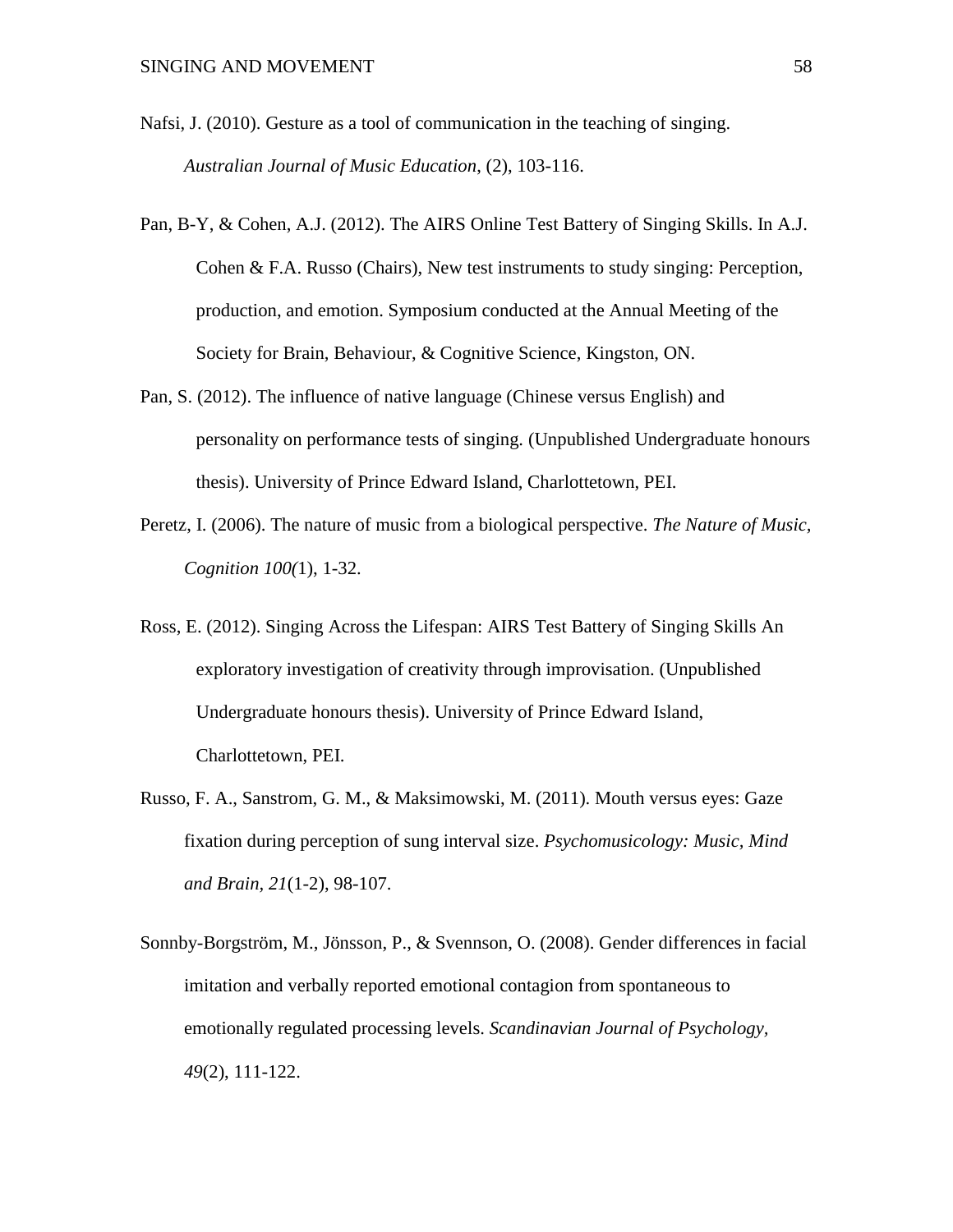Nafsi, J. (2010). Gesture as a tool of communication in the teaching of singing. *Australian Journal of Music Education*, (2), 103-116.

Pan, B-Y, & Cohen, A.J. (2012). The AIRS Online Test Battery of Singing Skills. In A.J. Cohen & F.A. Russo (Chairs), New test instruments to study singing: Perception, production, and emotion. Symposium conducted at the Annual Meeting of the Society for Brain, Behaviour, & Cognitive Science, Kingston, ON.

Pan, S. (2012). The influence of native language (Chinese versus English) and personality on performance tests of singing. (Unpublished Undergraduate honours thesis). University of Prince Edward Island, Charlottetown, PEI.

Peretz, I. (2006). The nature of music from a biological perspective. *The Nature of Music, Cognition 100(*1), 1-32.

Ross, E. (2012). Singing Across the Lifespan: AIRS Test Battery of Singing Skills An exploratory investigation of creativity through improvisation. (Unpublished Undergraduate honours thesis). University of Prince Edward Island, Charlottetown, PEI.

Russo, F. A., Sanstrom, G. M., & Maksimowski, M. (2011). Mouth versus eyes: Gaze fixation during perception of sung interval size. *Psychomusicology: Music, Mind and Brain, 21*(1-2), 98-107.

Sonnby-Borgström, M., Jönsson, P., & Svennson, O. (2008). Gender differences in facial imitation and verbally reported emotional contagion from spontaneous to emotionally regulated processing levels. *Scandinavian Journal of Psychology, 49*(2), 111-122.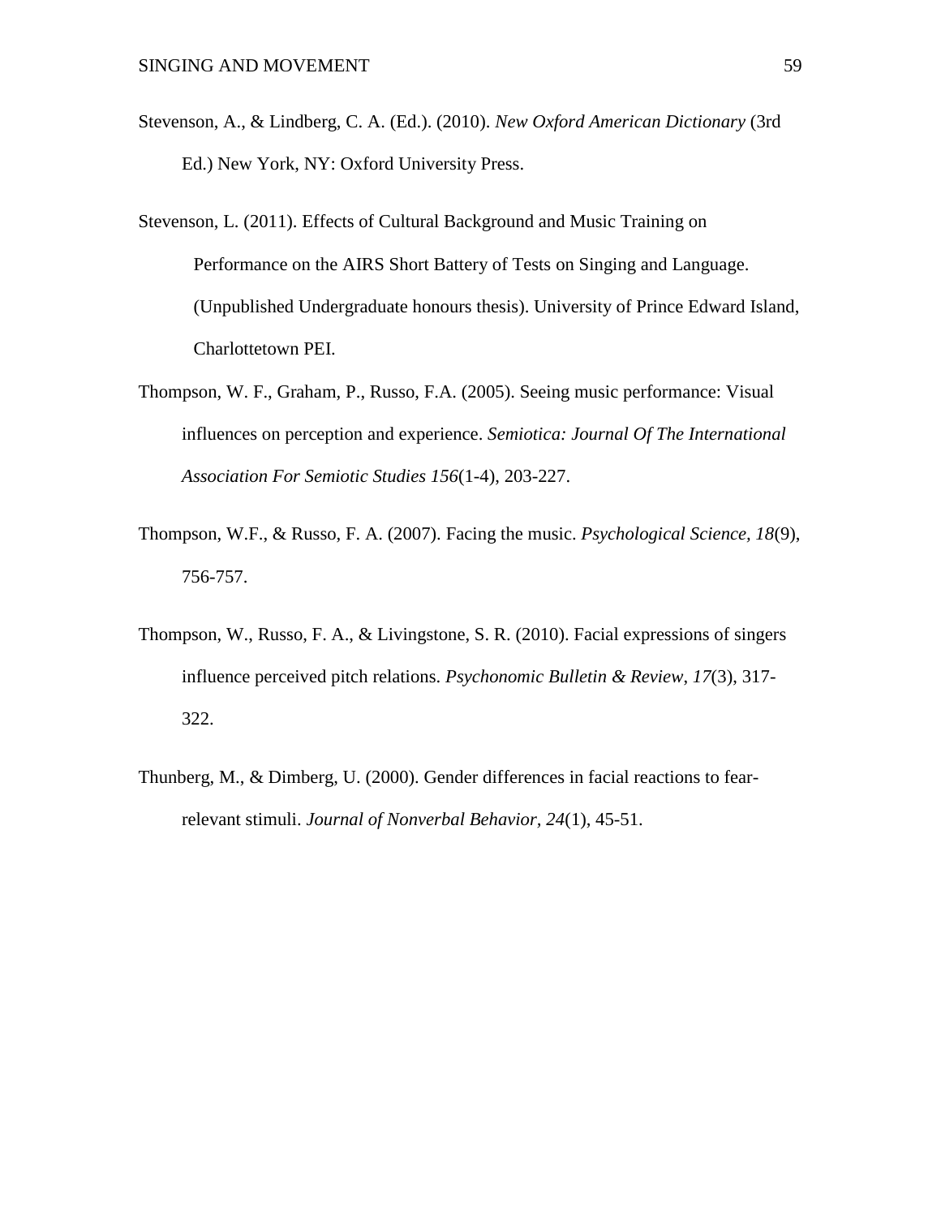Stevenson, A., & Lindberg, C. A. (Ed.). (2010). *New Oxford American Dictionary* (3rd Ed.) New York, NY: Oxford University Press.

Stevenson, L. (2011). Effects of Cultural Background and Music Training on Performance on the AIRS Short Battery of Tests on Singing and Language. (Unpublished Undergraduate honours thesis). University of Prince Edward Island, Charlottetown PEI.

Thompson, W. F., Graham, P., Russo, F.A. (2005). Seeing music performance: Visual influences on perception and experience. *Semiotica: Journal Of The International Association For Semiotic Studies 156*(1-4), 203-227.

Thompson, W.F., & Russo, F. A. (2007). Facing the music. *Psychological Science*, *18*(9), 756-757.

Thompson, W., Russo, F. A., & Livingstone, S. R. (2010). Facial expressions of singers influence perceived pitch relations. *Psychonomic Bulletin & Review*, *17*(3), 317-322.

Thunberg, M., & Dimberg, U. (2000). Gender differences in facial reactions to fear-relevant stimuli. *Journal of Nonverbal Behavior, 24*(1), 45-51.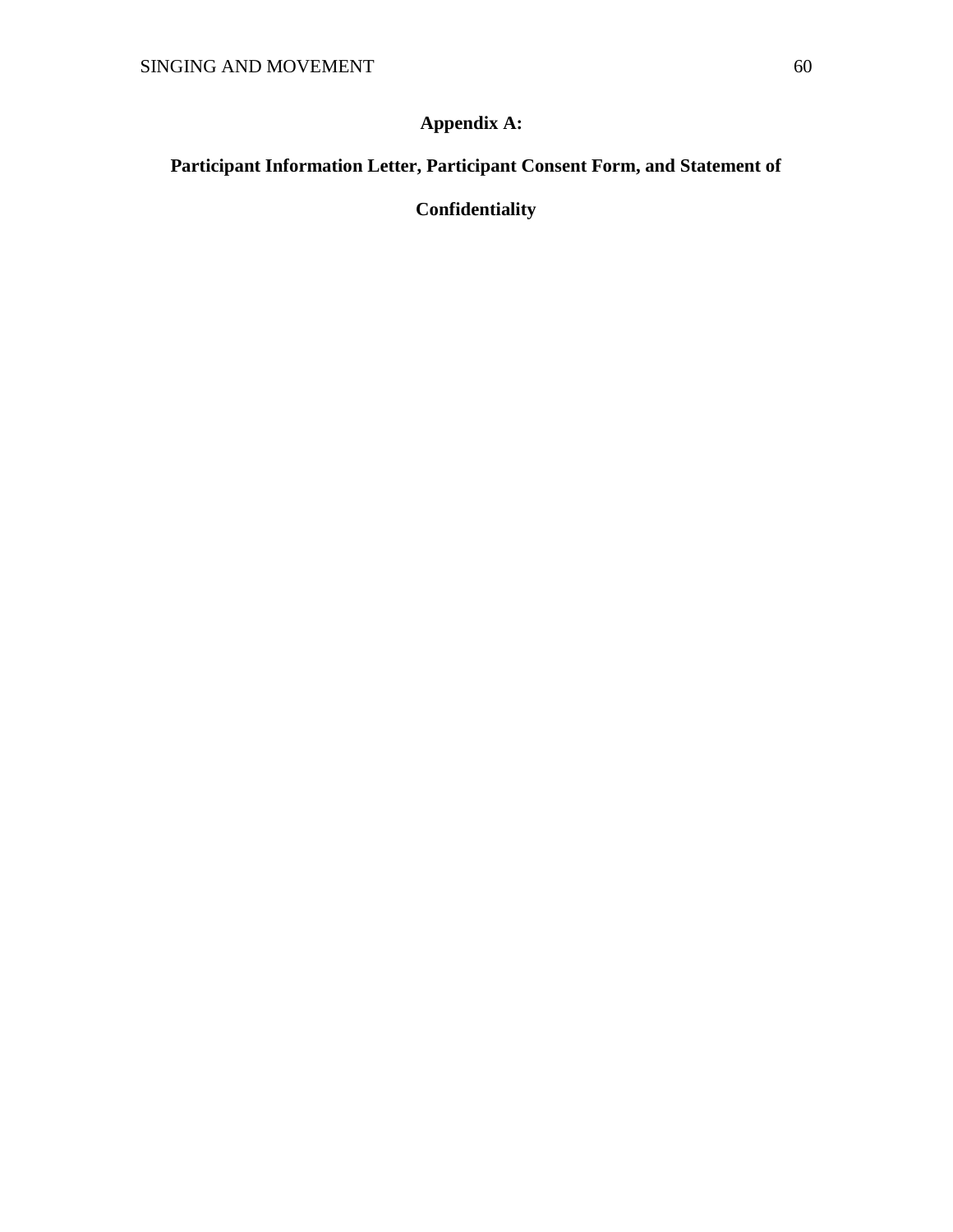# Appendix A:

## Participant Information Letter, Participant Consent Form, and Statement of Confidentiality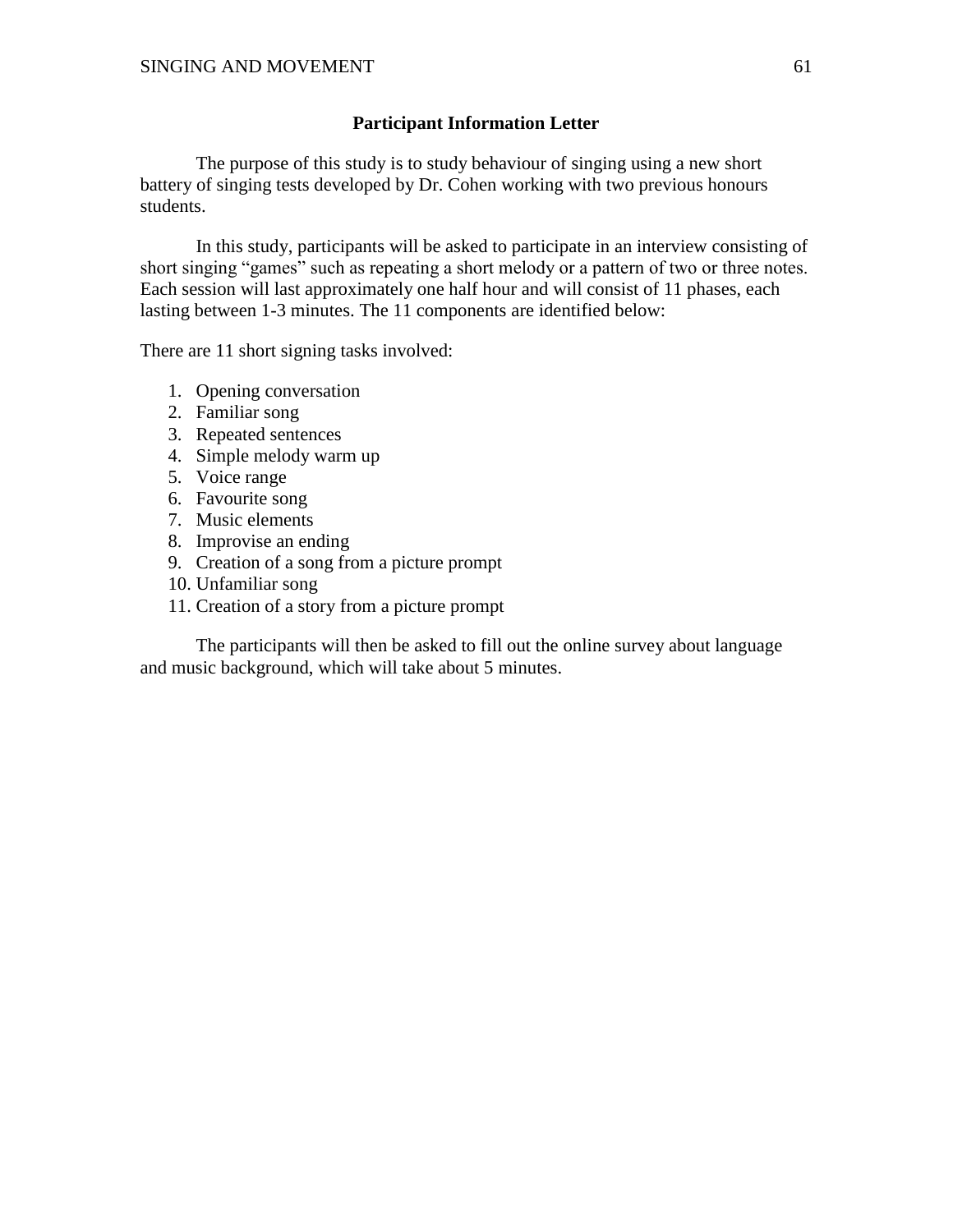## Participant Information Letter

The purpose of this study is to study behaviour of singing using a new short battery of singing tests developed by Dr. Cohen working with two previous honours students.

In this study, participants will be asked to participate in an interview consisting of short singing "games" such as repeating a short melody or a pattern of two or three notes. Each session will last approximately one half hour and will consist of 11 phases, each lasting between 1-3 minutes. The 11 components are identified below:

There are 11 short signing tasks involved:

1. Opening conversation
2. Familiar song
3. Repeated sentences
4. Simple melody warm up
5. Voice range
6. Favourite song
7. Music elements
8. Improvise an ending
9. Creation of a song from a picture prompt
10. Unfamiliar song
11. Creation of a story from a picture prompt

The participants will then be asked to fill out the online survey about language and music background, which will take about 5 minutes.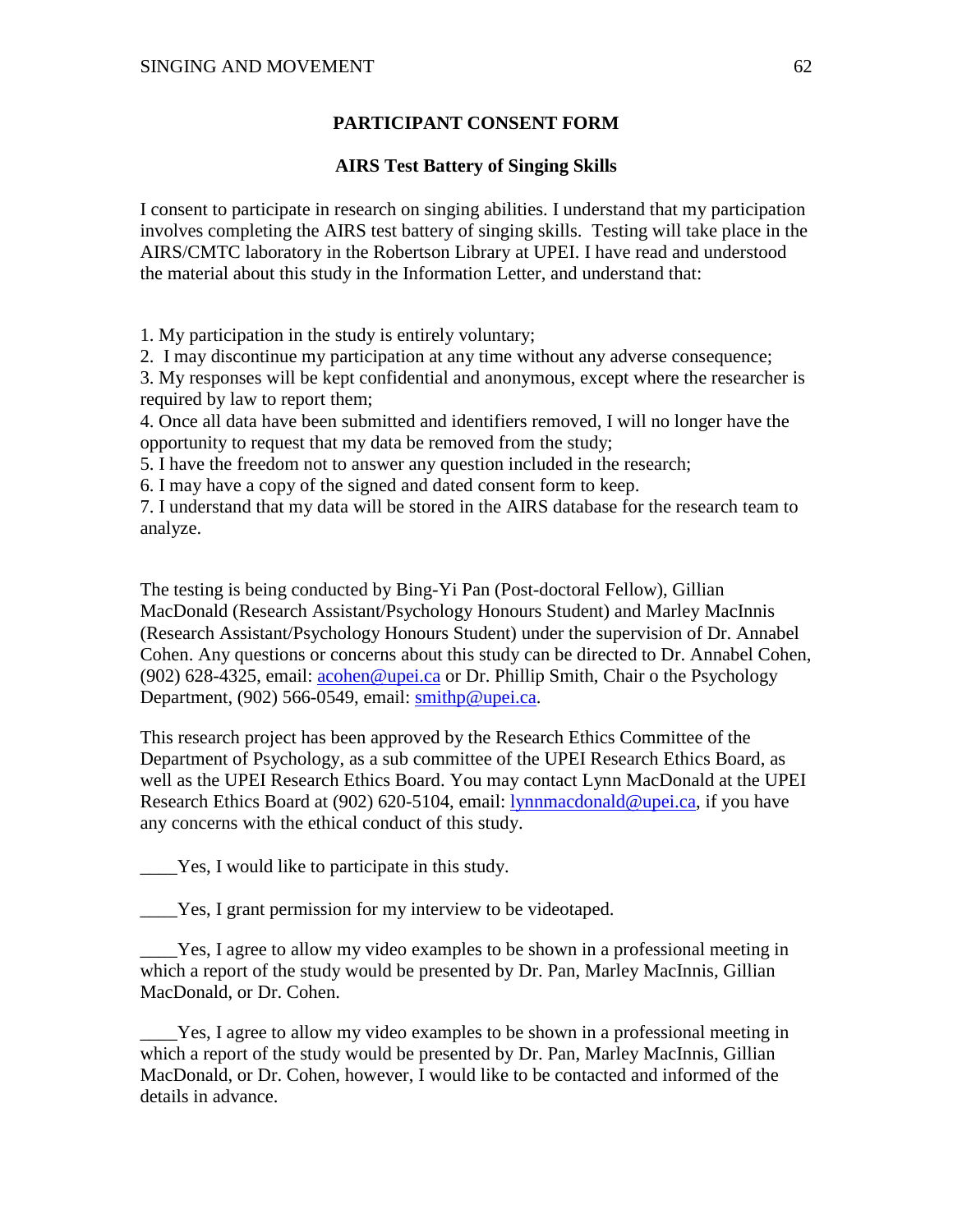**PARTICIPANT CONSENT FORM**

**AIRS Test Battery of Singing Skills**

I consent to participate in research on singing abilities. I understand that my participation involves completing the AIRS test battery of singing skills. Testing will take place in the AIRS/CMTC laboratory in the Robertson Library at UPEI. I have read and understood the material about this study in the Information Letter, and understand that:

1. My participation in the study is entirely voluntary;
2. I may discontinue my participation at any time without any adverse consequence;
3. My responses will be kept confidential and anonymous, except where the researcher is required by law to report them;
4. Once all data have been submitted and identifiers removed, I will no longer have the opportunity to request that my data be removed from the study;
5. I have the freedom not to answer any question included in the research;
6. I may have a copy of the signed and dated consent form to keep.
7. I understand that my data will be stored in the AIRS database for the research team to analyze.

The testing is being conducted by Bing-Yi Pan (Post-doctoral Fellow), Gillian MacDonald (Research Assistant/Psychology Honours Student) and Marley MacInnis (Research Assistant/Psychology Honours Student) under the supervision of Dr. Annabel Cohen. Any questions or concerns about this study can be directed to Dr. Annabel Cohen, (902) 628-4325, email: acohen@upei.ca or Dr. Phillip Smith, Chair o the Psychology Department, (902) 566-0549, email: smithp@upei.ca.

This research project has been approved by the Research Ethics Committee of the Department of Psychology, as a sub committee of the UPEI Research Ethics Board, as well as the UPEI Research Ethics Board. You may contact Lynn MacDonald at the UPEI Research Ethics Board at (902) 620-5104, email: lynnmacdonald@upei.ca, if you have any concerns with the ethical conduct of this study.

____Yes, I would like to participate in this study.

____Yes, I grant permission for my interview to be videotaped.

____Yes, I agree to allow my video examples to be shown in a professional meeting in which a report of the study would be presented by Dr. Pan, Marley MacInnis, Gillian MacDonald, or Dr. Cohen.

____Yes, I agree to allow my video examples to be shown in a professional meeting in which a report of the study would be presented by Dr. Pan, Marley MacInnis, Gillian MacDonald, or Dr. Cohen, however, I would like to be contacted and informed of the details in advance.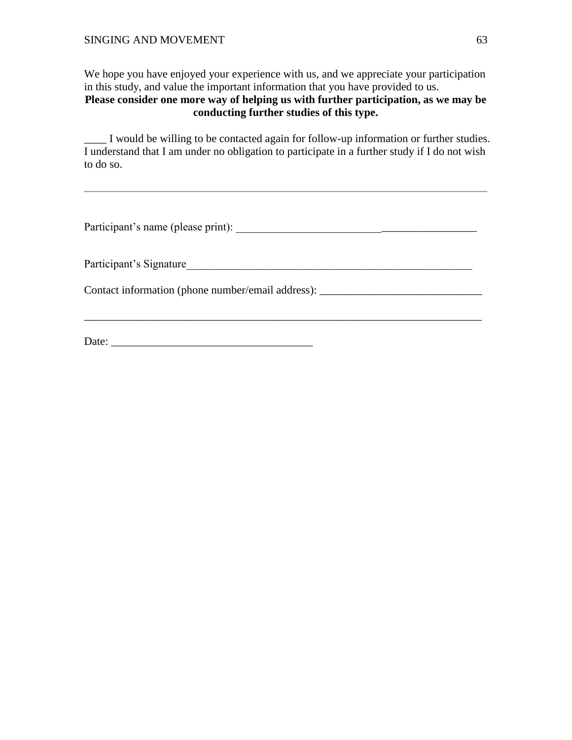We hope you have enjoyed your experience with us, and we appreciate your participation in this study, and value the important information that you have provided to us.

**Please consider one more way of helping us with further participation, as we may be conducting further studies of this type.**

____ I would be willing to be contacted again for follow-up information or further studies. I understand that I am under no obligation to participate in a further study if I do not wish to do so.

---

Participant's name (please print): ___________________________________________

Participant's Signature_____________________________________________________

Contact information (phone number/email address): _____________________________

__________________________________________________________________________

Date: _____________________________________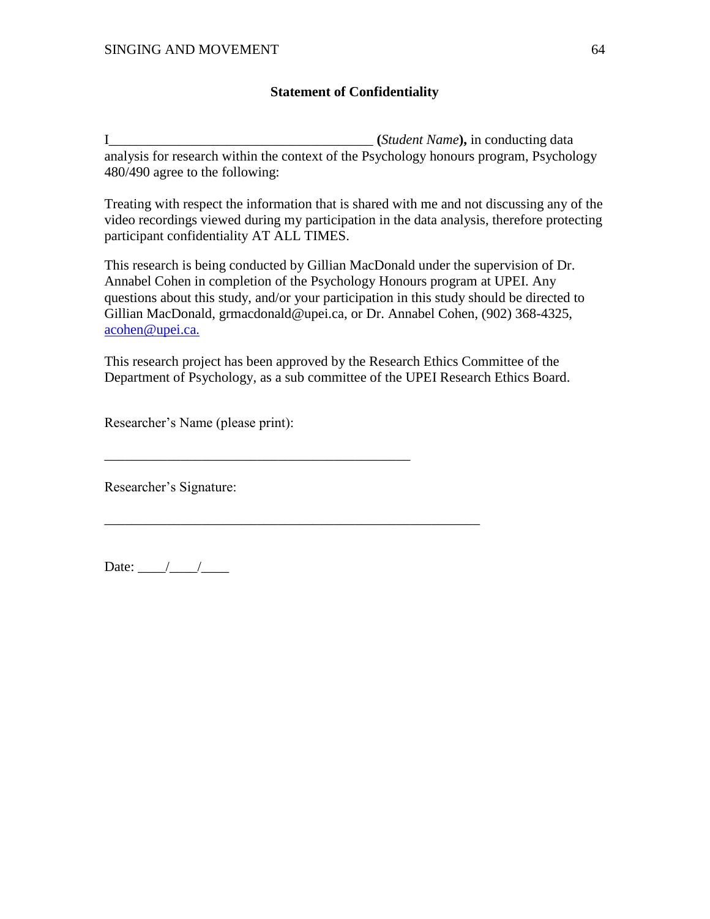**Statement of Confidentiality**

I_____________________________________ (*Student Name*), in conducting data analysis for research within the context of the Psychology honours program, Psychology 480/490 agree to the following:

Treating with respect the information that is shared with me and not discussing any of the video recordings viewed during my participation in the data analysis, therefore protecting participant confidentiality AT ALL TIMES.

This research is being conducted by Gillian MacDonald under the supervision of Dr. Annabel Cohen in completion of the Psychology Honours program at UPEI. Any questions about this study, and/or your participation in this study should be directed to Gillian MacDonald, grmacdonald@upei.ca, or Dr. Annabel Cohen, (902) 368-4325, acohen@upei.ca.

This research project has been approved by the Research Ethics Committee of the Department of Psychology, as a sub committee of the UPEI Research Ethics Board.

Researcher's Name (please print):

_____________________________________________

Researcher's Signature:

_______________________________________________________

Date: ____/____/____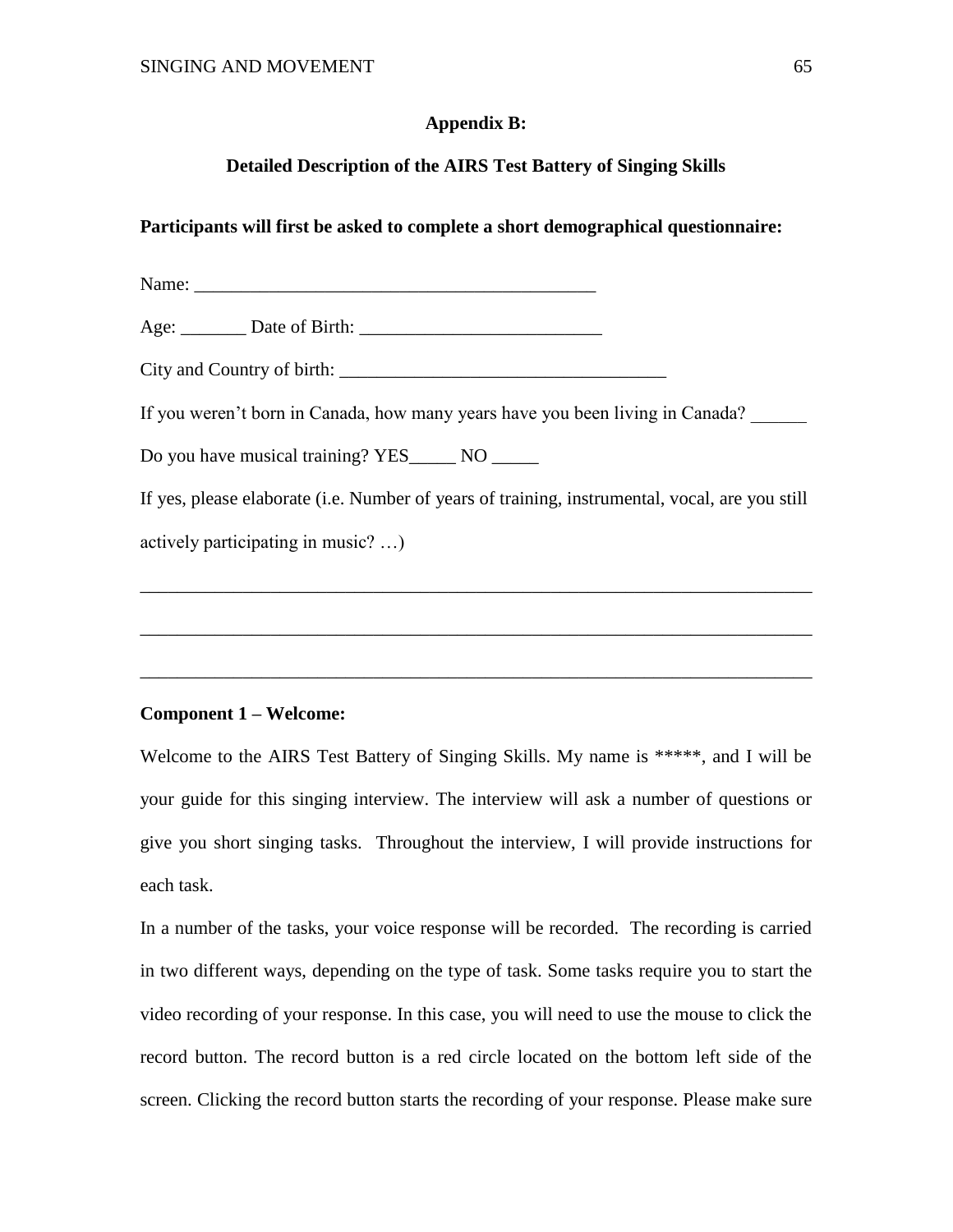## Appendix B:

### Detailed Description of the AIRS Test Battery of Singing Skills

**Participants will first be asked to complete a short demographical questionnaire:**

Name: ____________________________________________

Age: _______ Date of Birth: __________________________

City and Country of birth: ___________________________________

If you weren't born in Canada, how many years have you been living in Canada? ______

Do you have musical training? YES_____ NO _____

If yes, please elaborate (i.e. Number of years of training, instrumental, vocal, are you still actively participating in music? …)

___________________________________________________________________________

___________________________________________________________________________

___________________________________________________________________________

**Component 1 – Welcome:**

Welcome to the AIRS Test Battery of Singing Skills. My name is *****, and I will be your guide for this singing interview. The interview will ask a number of questions or give you short singing tasks. Throughout the interview, I will provide instructions for each task.

In a number of the tasks, your voice response will be recorded. The recording is carried in two different ways, depending on the type of task. Some tasks require you to start the video recording of your response. In this case, you will need to use the mouse to click the record button. The record button is a red circle located on the bottom left side of the screen. Clicking the record button starts the recording of your response. Please make sure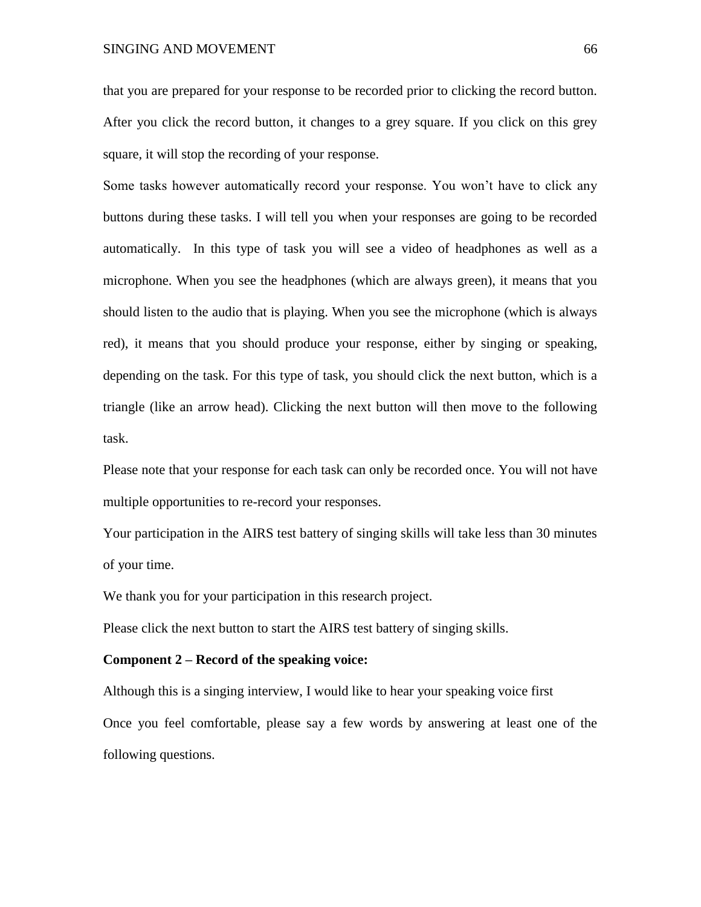that you are prepared for your response to be recorded prior to clicking the record button. After you click the record button, it changes to a grey square. If you click on this grey square, it will stop the recording of your response.

Some tasks however automatically record your response. You won't have to click any buttons during these tasks. I will tell you when your responses are going to be recorded automatically. In this type of task you will see a video of headphones as well as a microphone. When you see the headphones (which are always green), it means that you should listen to the audio that is playing. When you see the microphone (which is always red), it means that you should produce your response, either by singing or speaking, depending on the task. For this type of task, you should click the next button, which is a triangle (like an arrow head). Clicking the next button will then move to the following task.

Please note that your response for each task can only be recorded once. You will not have multiple opportunities to re-record your responses.

Your participation in the AIRS test battery of singing skills will take less than 30 minutes of your time.

We thank you for your participation in this research project.

Please click the next button to start the AIRS test battery of singing skills.

**Component 2 – Record of the speaking voice:**

Although this is a singing interview, I would like to hear your speaking voice first

Once you feel comfortable, please say a few words by answering at least one of the following questions.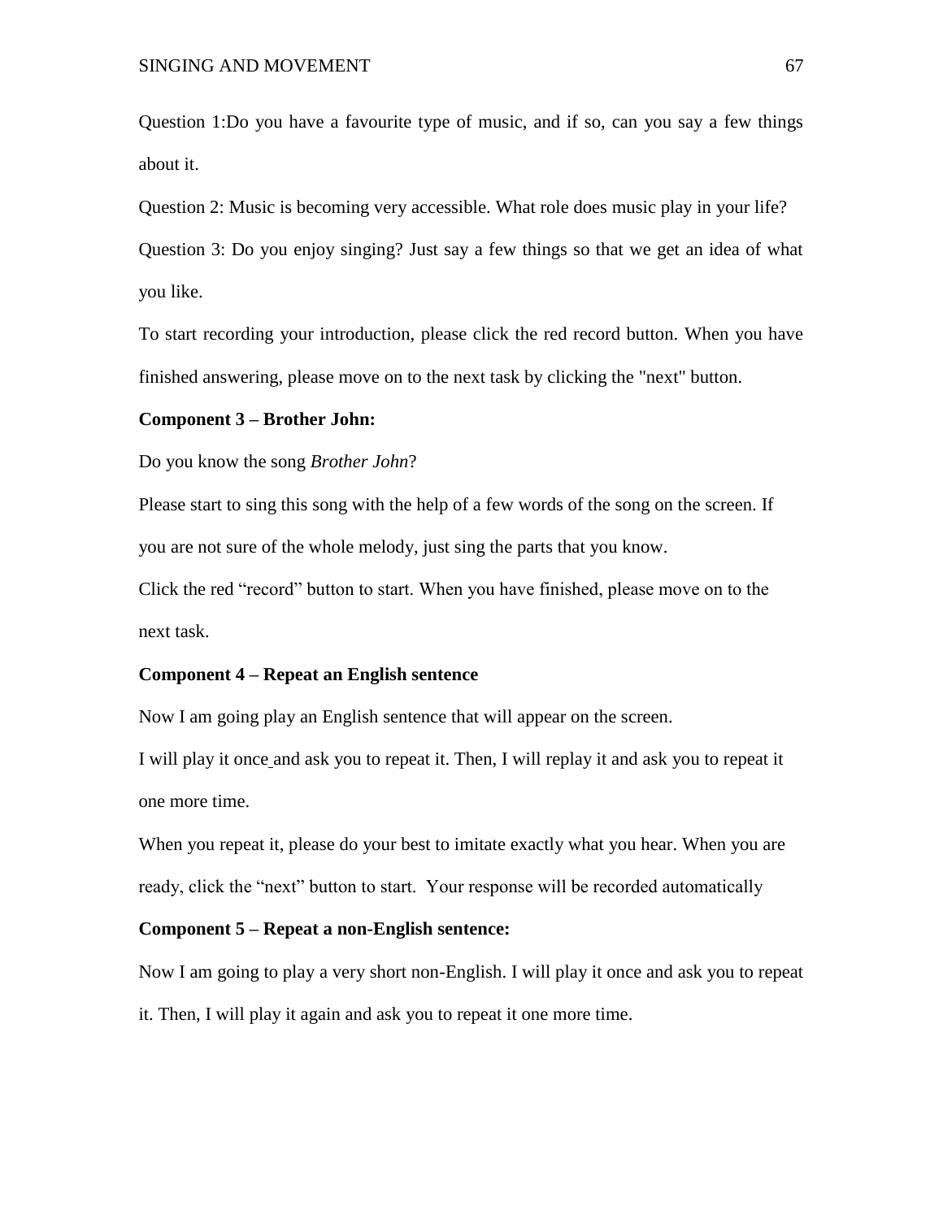Question 1:Do you have a favourite type of music, and if so, can you say a few things about it.

Question 2: Music is becoming very accessible. What role does music play in your life?

Question 3: Do you enjoy singing? Just say a few things so that we get an idea of what you like.

To start recording your introduction, please click the red record button. When you have finished answering, please move on to the next task by clicking the "next" button.

**Component 3 – Brother John:**

Do you know the song *Brother John*?

Please start to sing this song with the help of a few words of the song on the screen. If you are not sure of the whole melody, just sing the parts that you know.

Click the red "record" button to start. When you have finished, please move on to the next task.

**Component 4 – Repeat an English sentence**

Now I am going play an English sentence that will appear on the screen.

I will play it once and ask you to repeat it. Then, I will replay it and ask you to repeat it one more time.

When you repeat it, please do your best to imitate exactly what you hear. When you are ready, click the "next" button to start. Your response will be recorded automatically

**Component 5 – Repeat a non-English sentence:**

Now I am going to play a very short non-English. I will play it once and ask you to repeat it. Then, I will play it again and ask you to repeat it one more time.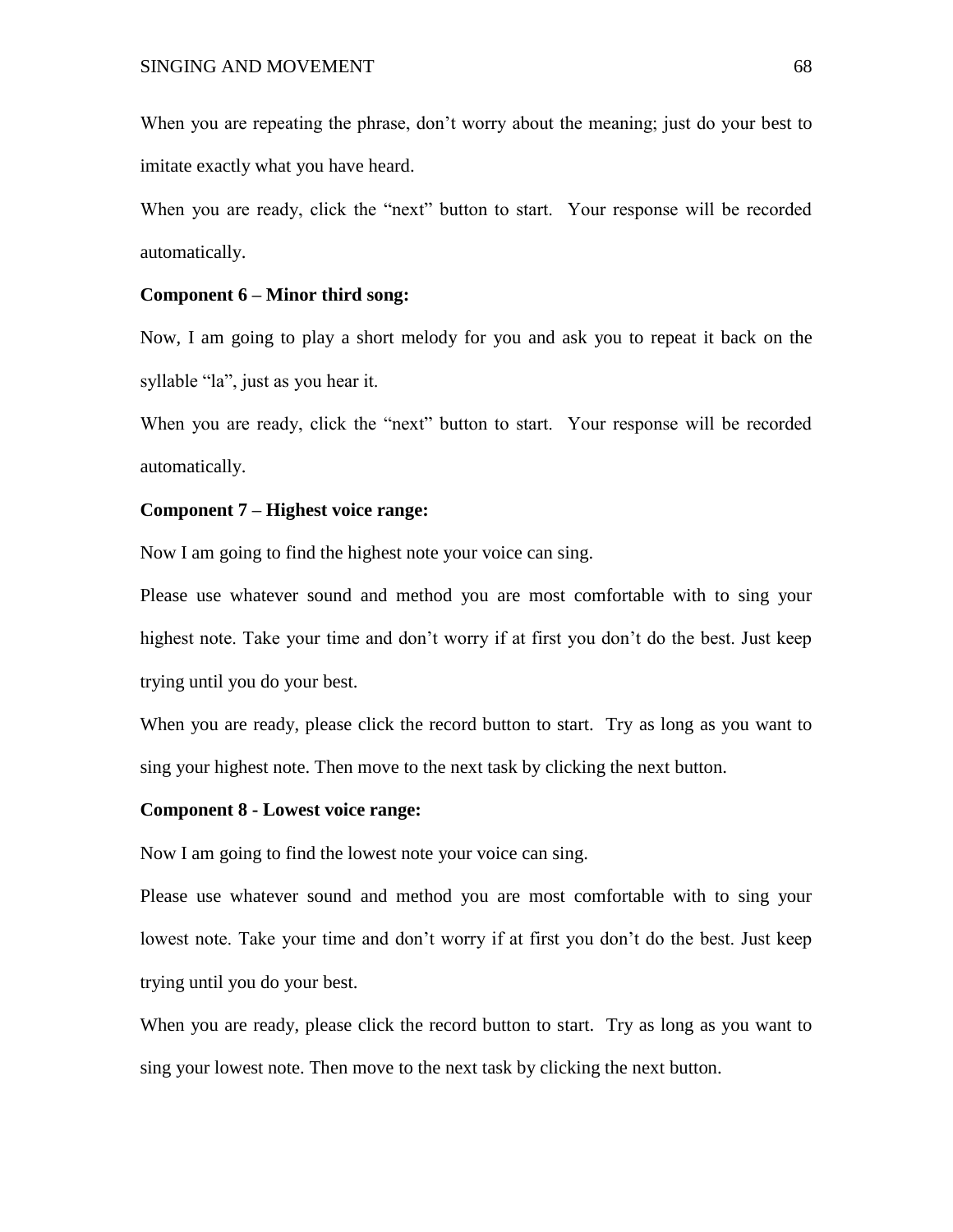When you are repeating the phrase, don’t worry about the meaning; just do your best to imitate exactly what you have heard.

When you are ready, click the “next” button to start. Your response will be recorded automatically.

**Component 6 – Minor third song:**

Now, I am going to play a short melody for you and ask you to repeat it back on the syllable “la”, just as you hear it.

When you are ready, click the “next” button to start. Your response will be recorded automatically.

**Component 7 – Highest voice range:**

Now I am going to find the highest note your voice can sing.

Please use whatever sound and method you are most comfortable with to sing your highest note. Take your time and don’t worry if at first you don’t do the best. Just keep trying until you do your best.

When you are ready, please click the record button to start. Try as long as you want to sing your highest note. Then move to the next task by clicking the next button.

**Component 8 - Lowest voice range:**

Now I am going to find the lowest note your voice can sing.

Please use whatever sound and method you are most comfortable with to sing your lowest note. Take your time and don’t worry if at first you don’t do the best. Just keep trying until you do your best.

When you are ready, please click the record button to start. Try as long as you want to sing your lowest note. Then move to the next task by clicking the next button.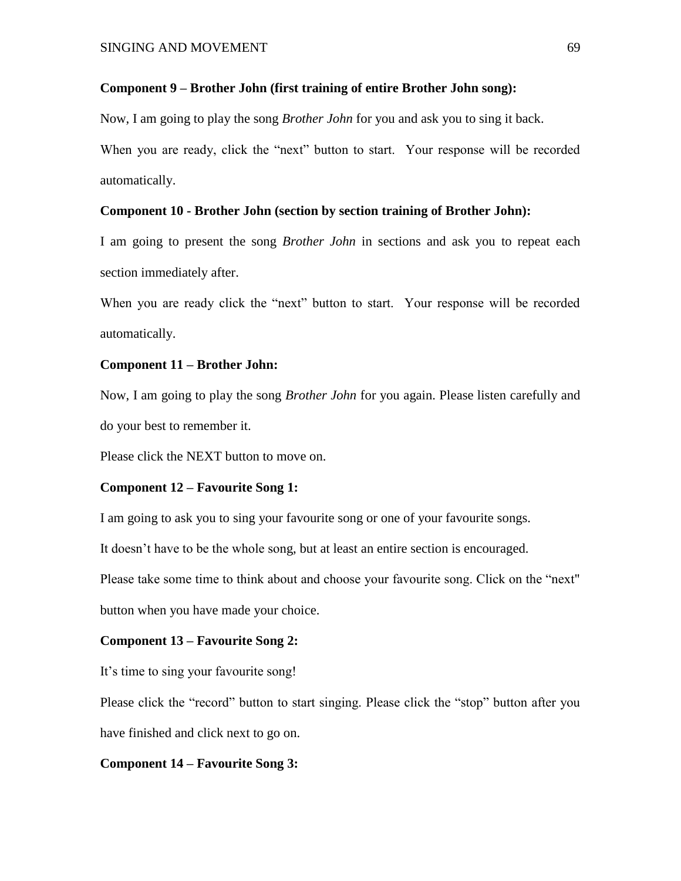**Component 9 – Brother John (first training of entire Brother John song):**

Now, I am going to play the song *Brother John* for you and ask you to sing it back.

When you are ready, click the "next" button to start. Your response will be recorded automatically.

**Component 10 - Brother John (section by section training of Brother John):**

I am going to present the song *Brother John* in sections and ask you to repeat each section immediately after.

When you are ready click the "next" button to start. Your response will be recorded automatically.

**Component 11 – Brother John:**

Now, I am going to play the song *Brother John* for you again. Please listen carefully and do your best to remember it.

Please click the NEXT button to move on.

**Component 12 – Favourite Song 1:**

I am going to ask you to sing your favourite song or one of your favourite songs.

It doesn't have to be the whole song, but at least an entire section is encouraged.

Please take some time to think about and choose your favourite song. Click on the "next" button when you have made your choice.

**Component 13 – Favourite Song 2:**

It's time to sing your favourite song!

Please click the "record" button to start singing. Please click the "stop" button after you have finished and click next to go on.

**Component 14 – Favourite Song 3:**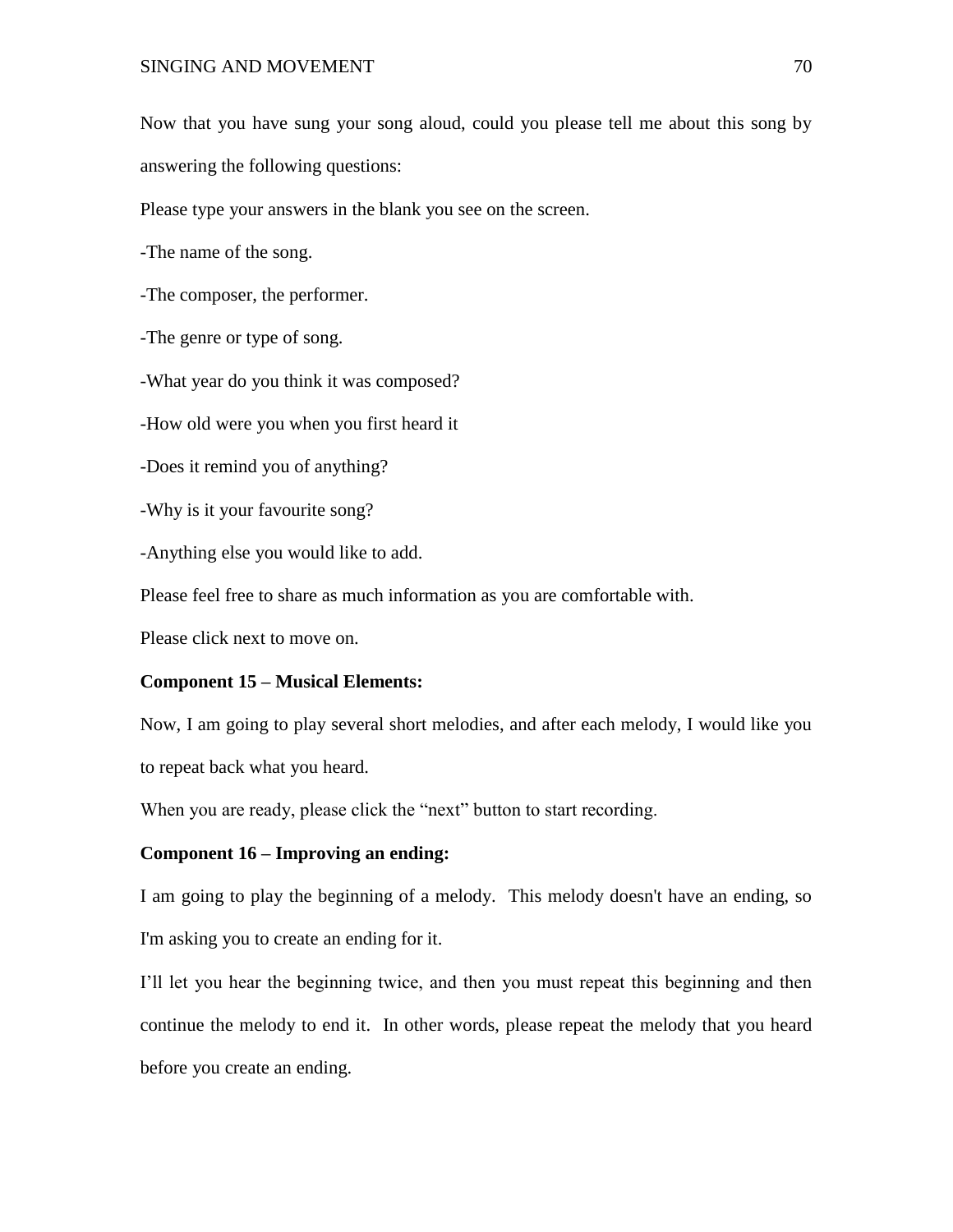Now that you have sung your song aloud, could you please tell me about this song by answering the following questions:

Please type your answers in the blank you see on the screen.

-The name of the song.

-The composer, the performer.

-The genre or type of song.

-What year do you think it was composed?

-How old were you when you first heard it

-Does it remind you of anything?

-Why is it your favourite song?

-Anything else you would like to add.

Please feel free to share as much information as you are comfortable with.

Please click next to move on.

**Component 15 – Musical Elements:**

Now, I am going to play several short melodies, and after each melody, I would like you to repeat back what you heard.

When you are ready, please click the "next" button to start recording.

**Component 16 – Improving an ending:**

I am going to play the beginning of a melody. This melody doesn't have an ending, so I'm asking you to create an ending for it.

I'll let you hear the beginning twice, and then you must repeat this beginning and then continue the melody to end it. In other words, please repeat the melody that you heard before you create an ending.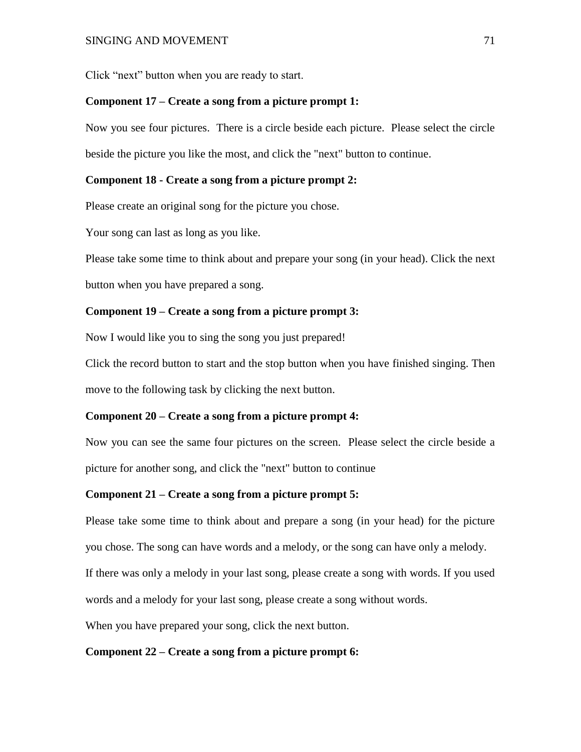Click “next” button when you are ready to start.

**Component 17 – Create a song from a picture prompt 1:**

Now you see four pictures. There is a circle beside each picture. Please select the circle beside the picture you like the most, and click the "next" button to continue.

**Component 18 - Create a song from a picture prompt 2:**

Please create an original song for the picture you chose.

Your song can last as long as you like.

Please take some time to think about and prepare your song (in your head). Click the next button when you have prepared a song.

**Component 19 – Create a song from a picture prompt 3:**

Now I would like you to sing the song you just prepared!

Click the record button to start and the stop button when you have finished singing. Then move to the following task by clicking the next button.

**Component 20 – Create a song from a picture prompt 4:**

Now you can see the same four pictures on the screen. Please select the circle beside a picture for another song, and click the "next" button to continue

**Component 21 – Create a song from a picture prompt 5:**

Please take some time to think about and prepare a song (in your head) for the picture you chose. The song can have words and a melody, or the song can have only a melody.

If there was only a melody in your last song, please create a song with words. If you used words and a melody for your last song, please create a song without words.

When you have prepared your song, click the next button.

**Component 22 – Create a song from a picture prompt 6:**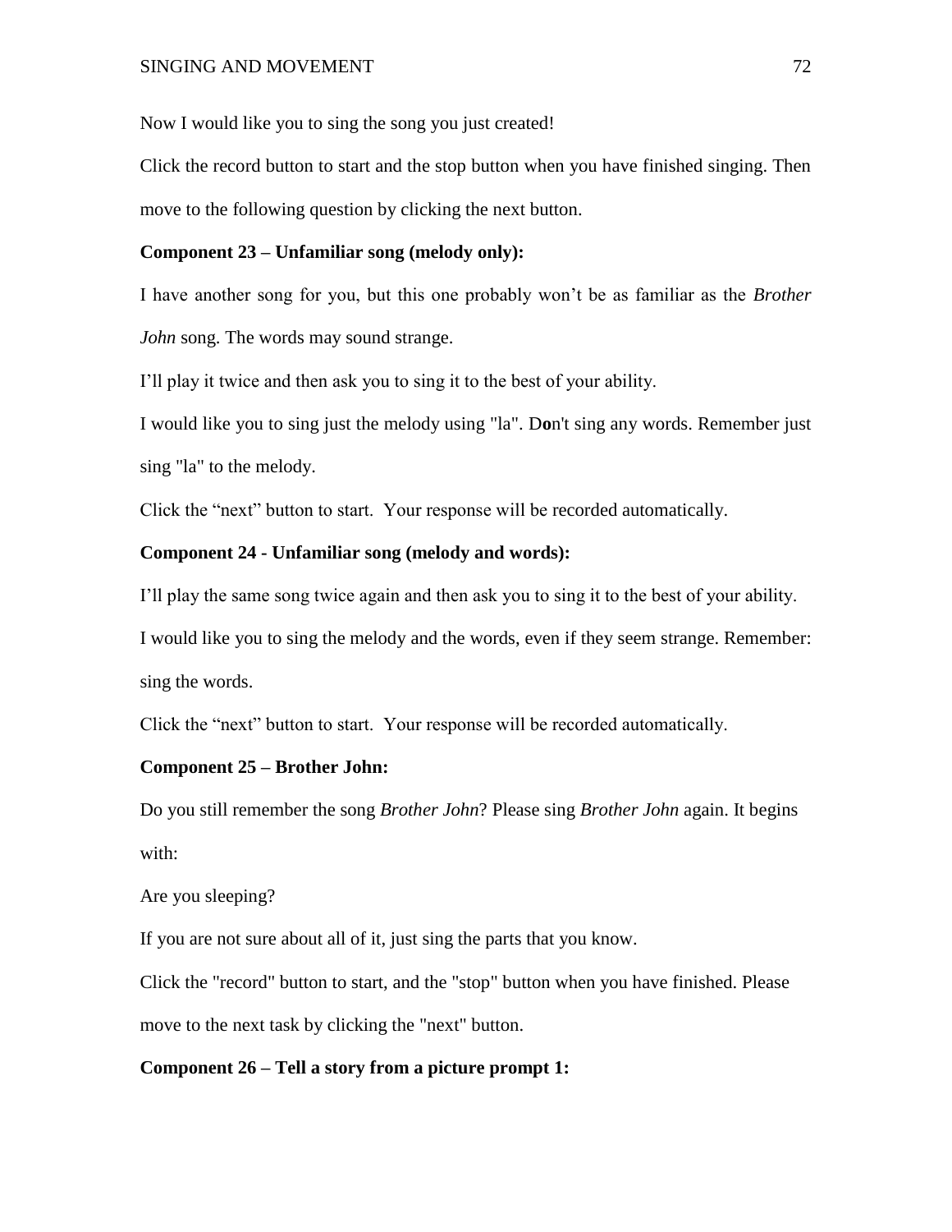Now I would like you to sing the song you just created!

Click the record button to start and the stop button when you have finished singing. Then move to the following question by clicking the next button.

**Component 23 – Unfamiliar song (melody only):**

I have another song for you, but this one probably won't be as familiar as the *Brother John* song. The words may sound strange.

I'll play it twice and then ask you to sing it to the best of your ability.

I would like you to sing just the melody using "la". Don't sing any words. Remember just sing "la" to the melody.

Click the "next" button to start. Your response will be recorded automatically.

**Component 24 - Unfamiliar song (melody and words):**

I'll play the same song twice again and then ask you to sing it to the best of your ability.

I would like you to sing the melody and the words, even if they seem strange. Remember: sing the words.

Click the "next" button to start. Your response will be recorded automatically.

**Component 25 – Brother John:**

Do you still remember the song *Brother John*? Please sing *Brother John* again. It begins with:

Are you sleeping?

If you are not sure about all of it, just sing the parts that you know.

Click the "record" button to start, and the "stop" button when you have finished. Please move to the next task by clicking the "next" button.

**Component 26 – Tell a story from a picture prompt 1:**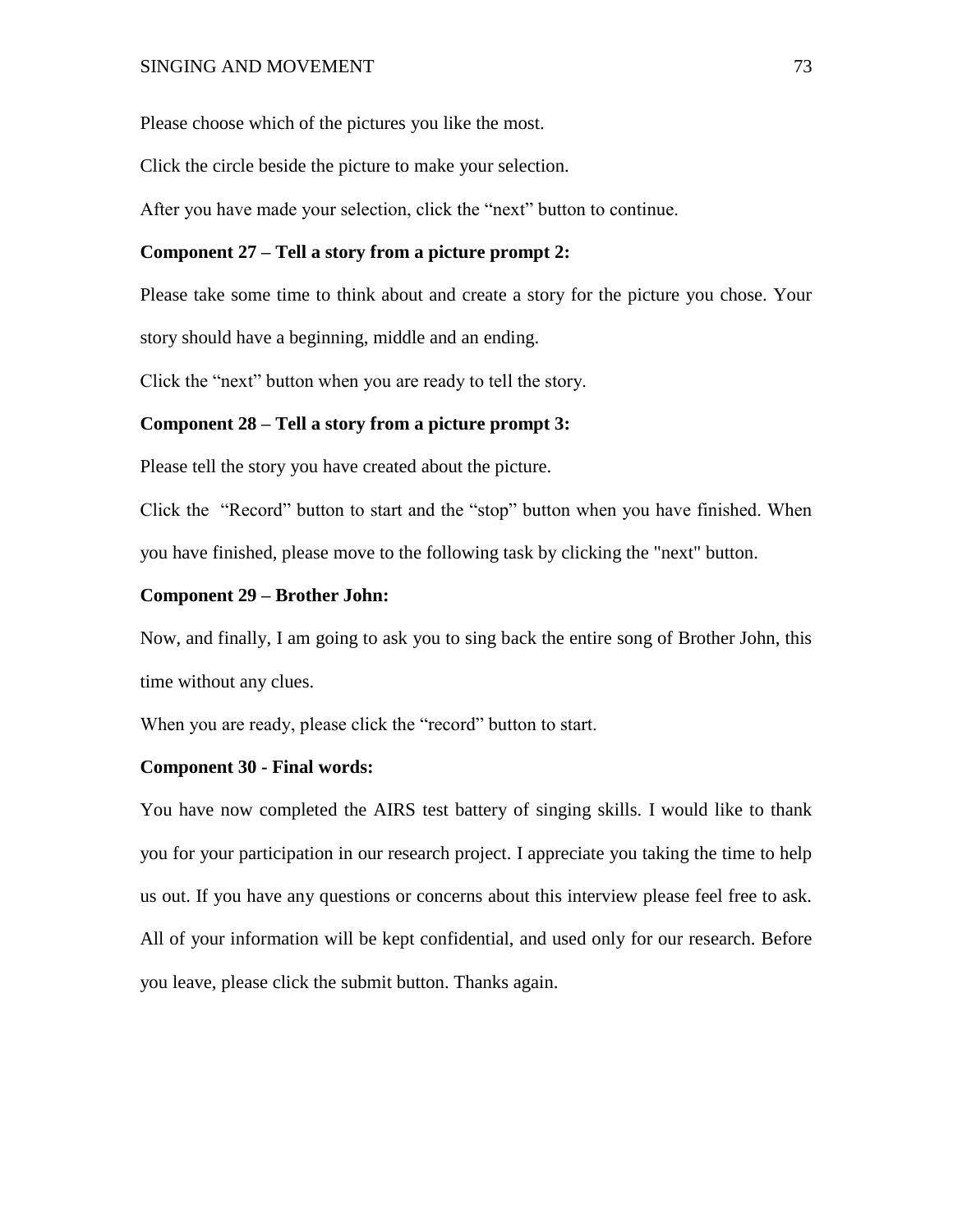Please choose which of the pictures you like the most.

Click the circle beside the picture to make your selection.

After you have made your selection, click the “next” button to continue.

**Component 27 – Tell a story from a picture prompt 2:**

Please take some time to think about and create a story for the picture you chose. Your story should have a beginning, middle and an ending.

Click the “next” button when you are ready to tell the story.

**Component 28 – Tell a story from a picture prompt 3:**

Please tell the story you have created about the picture.

Click the “Record” button to start and the “stop” button when you have finished. When you have finished, please move to the following task by clicking the "next" button.

**Component 29 – Brother John:**

Now, and finally, I am going to ask you to sing back the entire song of Brother John, this time without any clues.

When you are ready, please click the “record” button to start.

**Component 30 - Final words:**

You have now completed the AIRS test battery of singing skills. I would like to thank you for your participation in our research project. I appreciate you taking the time to help us out. If you have any questions or concerns about this interview please feel free to ask. All of your information will be kept confidential, and used only for our research. Before you leave, please click the submit button. Thanks again.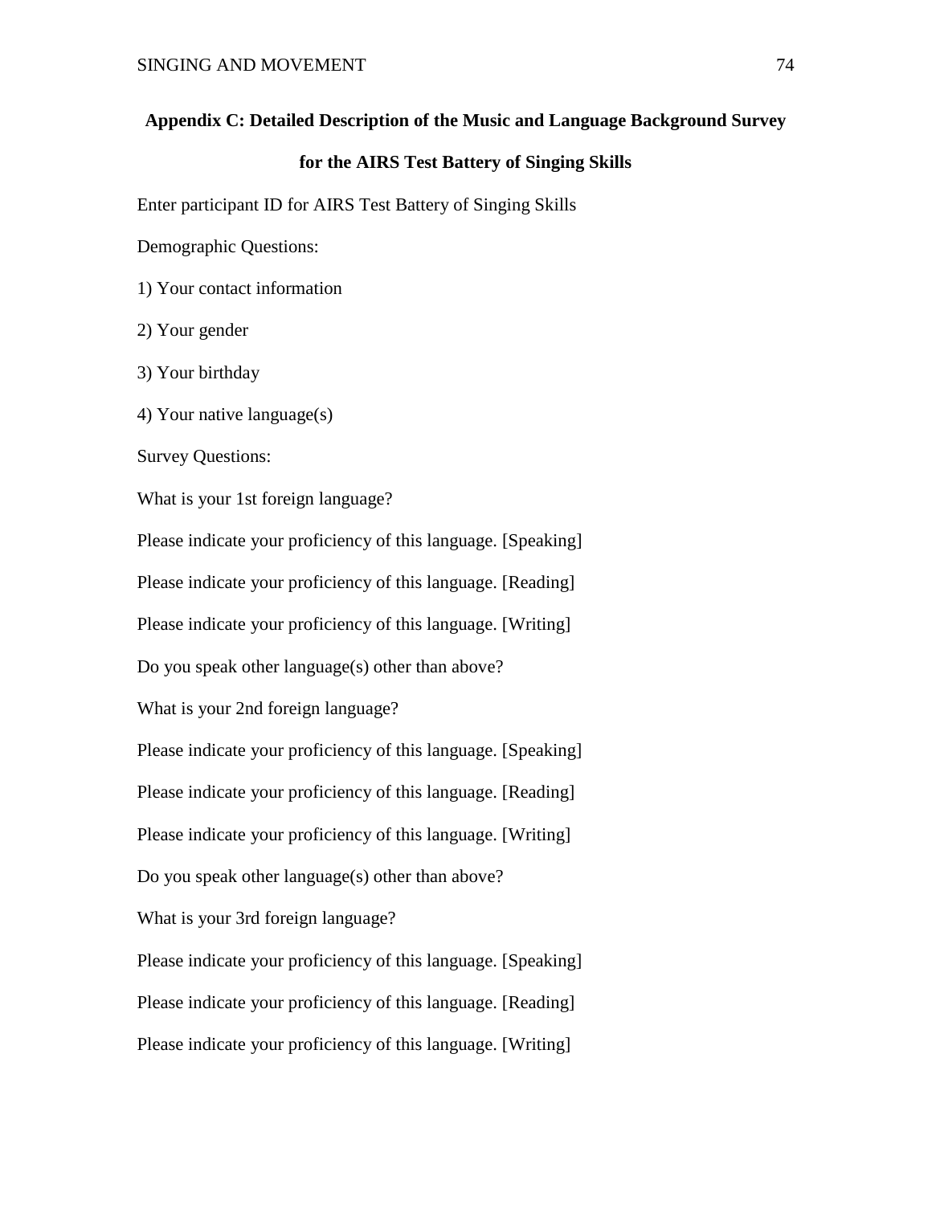## Appendix C: Detailed Description of the Music and Language Background Survey for the AIRS Test Battery of Singing Skills

Enter participant ID for AIRS Test Battery of Singing Skills

Demographic Questions:

1) Your contact information

2) Your gender

3) Your birthday

4) Your native language(s)

Survey Questions:

What is your 1st foreign language?

Please indicate your proficiency of this language. [Speaking]

Please indicate your proficiency of this language. [Reading]

Please indicate your proficiency of this language. [Writing]

Do you speak other language(s) other than above?

What is your 2nd foreign language?

Please indicate your proficiency of this language. [Speaking]

Please indicate your proficiency of this language. [Reading]

Please indicate your proficiency of this language. [Writing]

Do you speak other language(s) other than above?

What is your 3rd foreign language?

Please indicate your proficiency of this language. [Speaking]

Please indicate your proficiency of this language. [Reading]

Please indicate your proficiency of this language. [Writing]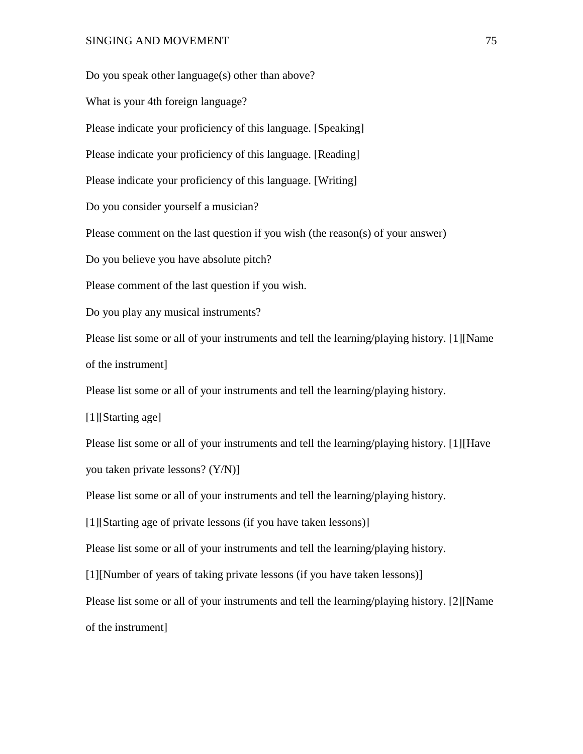Do you speak other language(s) other than above?

What is your 4th foreign language?

Please indicate your proficiency of this language. [Speaking]

Please indicate your proficiency of this language. [Reading]

Please indicate your proficiency of this language. [Writing]

Do you consider yourself a musician?

Please comment on the last question if you wish (the reason(s) of your answer)

Do you believe you have absolute pitch?

Please comment of the last question if you wish.

Do you play any musical instruments?

Please list some or all of your instruments and tell the learning/playing history. [1][Name of the instrument]

Please list some or all of your instruments and tell the learning/playing history. [1][Starting age]

Please list some or all of your instruments and tell the learning/playing history. [1][Have you taken private lessons? (Y/N)]

Please list some or all of your instruments and tell the learning/playing history. [1][Starting age of private lessons (if you have taken lessons)]

Please list some or all of your instruments and tell the learning/playing history. [1][Number of years of taking private lessons (if you have taken lessons)]

Please list some or all of your instruments and tell the learning/playing history. [2][Name of the instrument]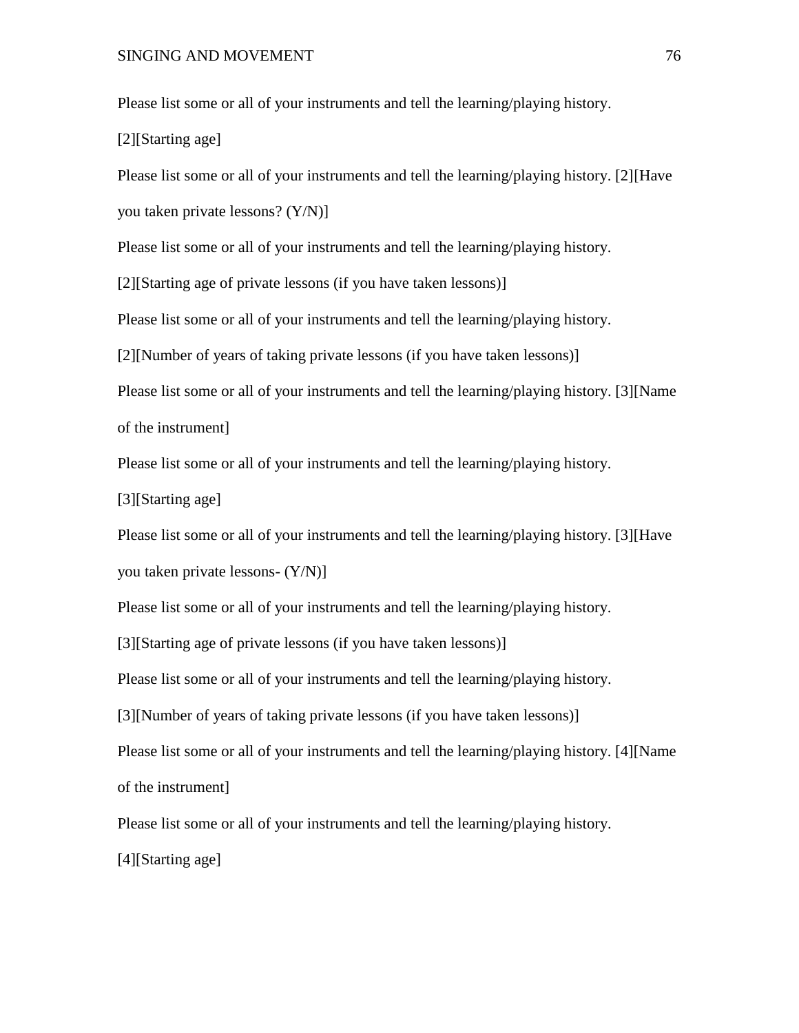Please list some or all of your instruments and tell the learning/playing history. [2][Starting age]

Please list some or all of your instruments and tell the learning/playing history. [2][Have you taken private lessons? (Y/N)]

Please list some or all of your instruments and tell the learning/playing history. [2][Starting age of private lessons (if you have taken lessons)]

Please list some or all of your instruments and tell the learning/playing history. [2][Number of years of taking private lessons (if you have taken lessons)]

Please list some or all of your instruments and tell the learning/playing history. [3][Name of the instrument]

Please list some or all of your instruments and tell the learning/playing history. [3][Starting age]

Please list some or all of your instruments and tell the learning/playing history. [3][Have you taken private lessons- (Y/N)]

Please list some or all of your instruments and tell the learning/playing history. [3][Starting age of private lessons (if you have taken lessons)]

Please list some or all of your instruments and tell the learning/playing history. [3][Number of years of taking private lessons (if you have taken lessons)]

Please list some or all of your instruments and tell the learning/playing history. [4][Name of the instrument]

Please list some or all of your instruments and tell the learning/playing history. [4][Starting age]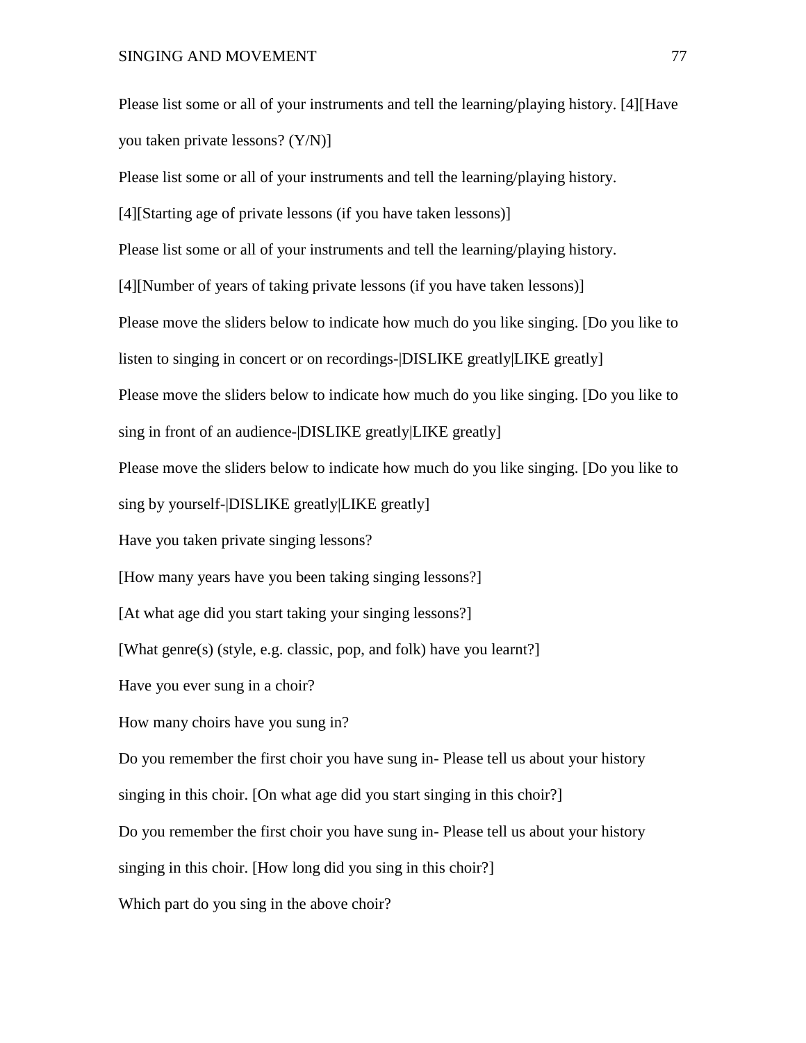Please list some or all of your instruments and tell the learning/playing history. [4][Have you taken private lessons? (Y/N)]

Please list some or all of your instruments and tell the learning/playing history. [4][Starting age of private lessons (if you have taken lessons)]

Please list some or all of your instruments and tell the learning/playing history. [4][Number of years of taking private lessons (if you have taken lessons)]

Please move the sliders below to indicate how much do you like singing. [Do you like to listen to singing in concert or on recordings-|DISLIKE greatly|LIKE greatly]

Please move the sliders below to indicate how much do you like singing. [Do you like to sing in front of an audience-|DISLIKE greatly|LIKE greatly]

Please move the sliders below to indicate how much do you like singing. [Do you like to sing by yourself-|DISLIKE greatly|LIKE greatly]

Have you taken private singing lessons?

[How many years have you been taking singing lessons?]

[At what age did you start taking your singing lessons?]

[What genre(s) (style, e.g. classic, pop, and folk) have you learnt?]

Have you ever sung in a choir?

How many choirs have you sung in?

Do you remember the first choir you have sung in- Please tell us about your history singing in this choir. [On what age did you start singing in this choir?]

Do you remember the first choir you have sung in- Please tell us about your history singing in this choir. [How long did you sing in this choir?]

Which part do you sing in the above choir?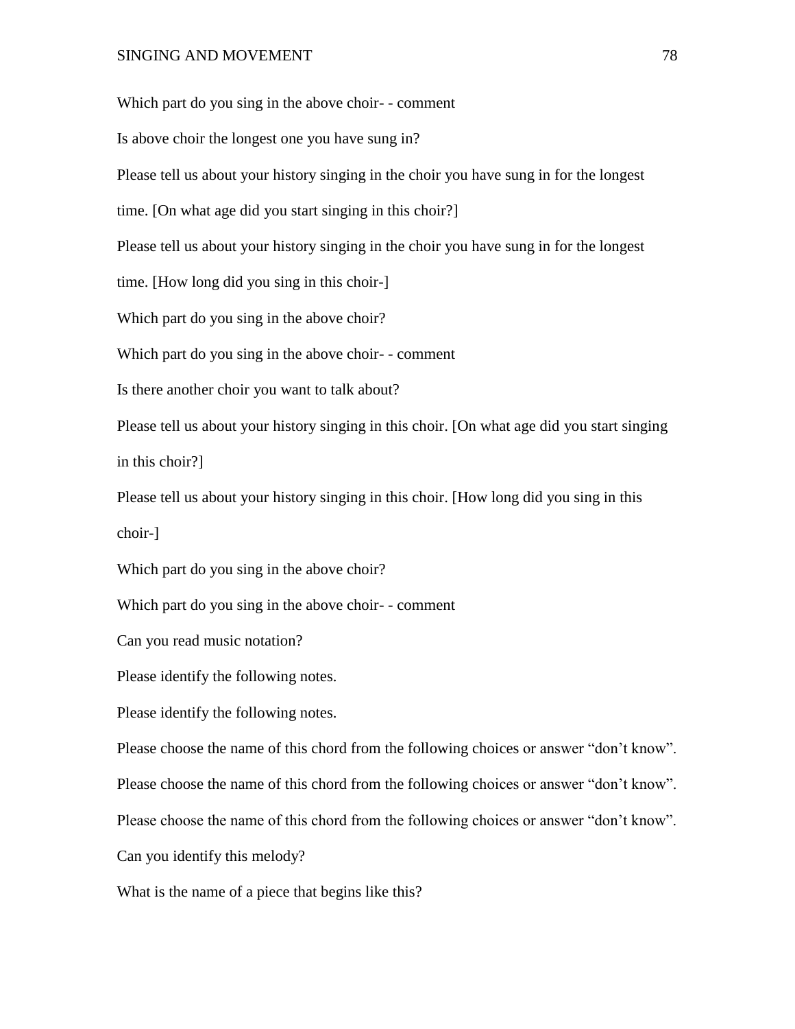Which part do you sing in the above choir- - comment

Is above choir the longest one you have sung in?

Please tell us about your history singing in the choir you have sung in for the longest time. [On what age did you start singing in this choir?]

Please tell us about your history singing in the choir you have sung in for the longest time. [How long did you sing in this choir-]

Which part do you sing in the above choir?

Which part do you sing in the above choir- - comment

Is there another choir you want to talk about?

Please tell us about your history singing in this choir. [On what age did you start singing in this choir?]

Please tell us about your history singing in this choir. [How long did you sing in this choir-]

Which part do you sing in the above choir?

Which part do you sing in the above choir- - comment

Can you read music notation?

Please identify the following notes.

Please identify the following notes.

Please choose the name of this chord from the following choices or answer “don’t know”.

Please choose the name of this chord from the following choices or answer “don’t know”.

Please choose the name of this chord from the following choices or answer “don’t know”.

Can you identify this melody?

What is the name of a piece that begins like this?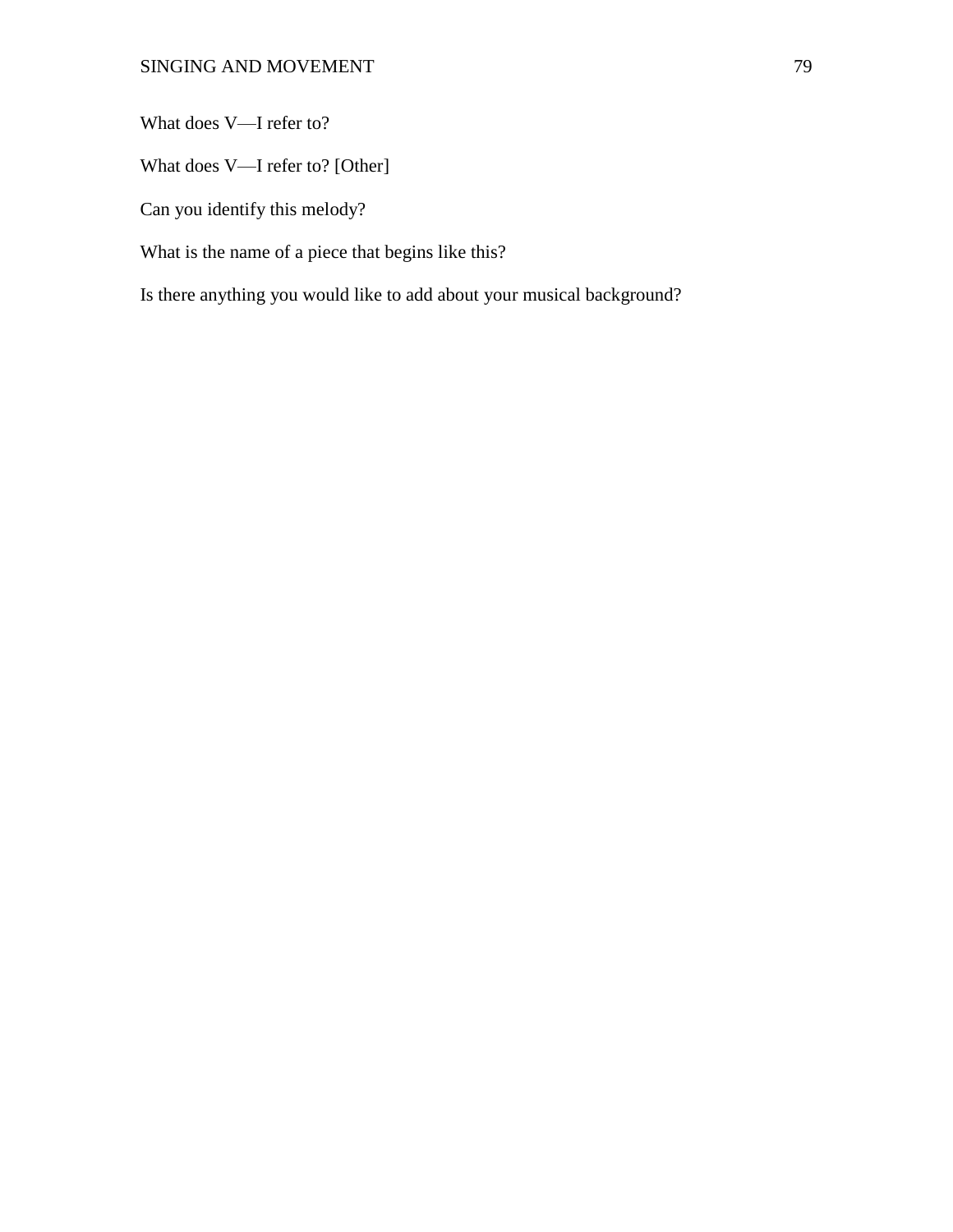What does V—I refer to?

What does V—I refer to? [Other]

Can you identify this melody?

What is the name of a piece that begins like this?

Is there anything you would like to add about your musical background?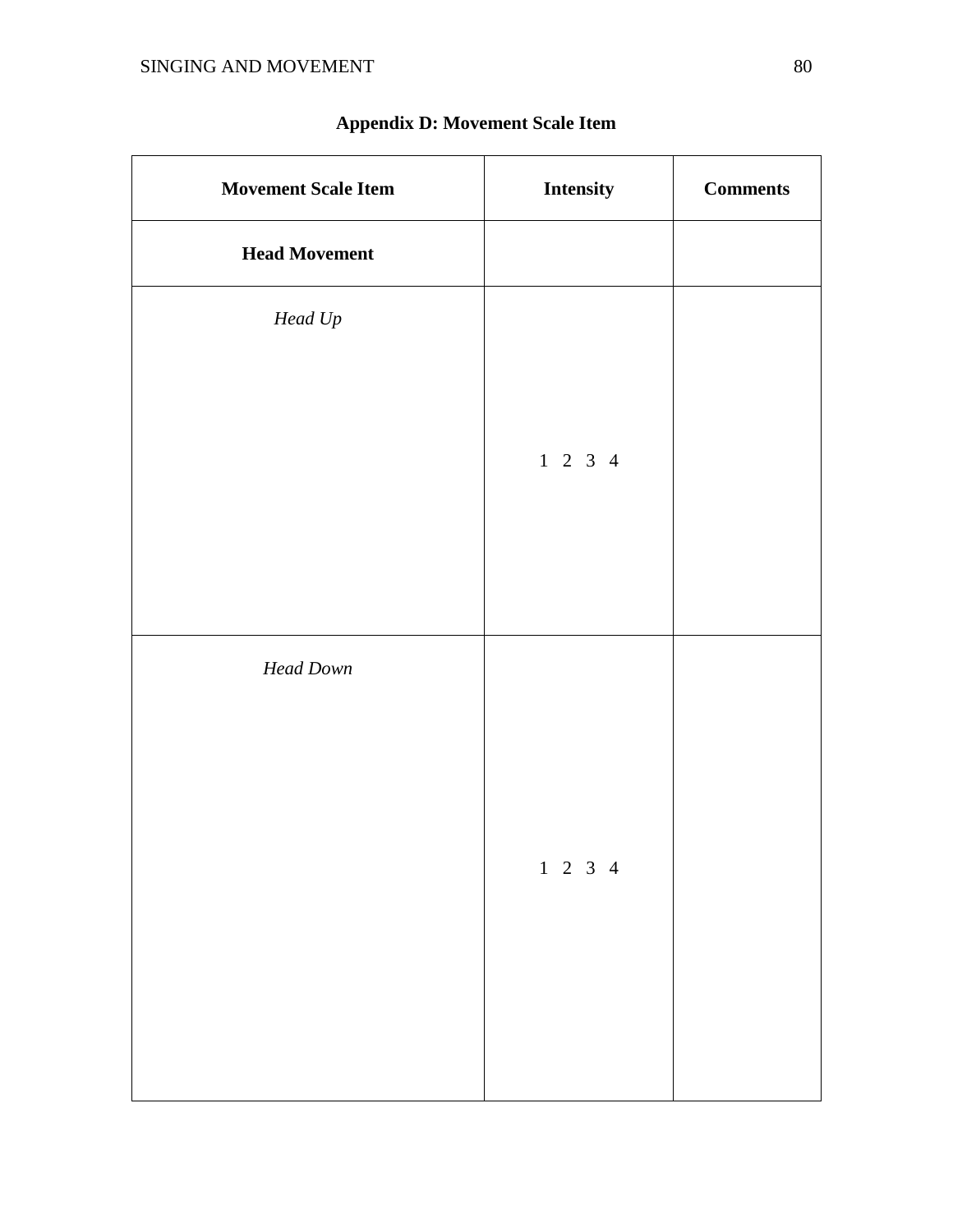## Appendix D: Movement Scale Item

| **Movement Scale Item** | **Intensity** | **Comments** |
|---|---|---|
| **Head Movement** | | |
| *Head Up* | 1 2 3 4 | |
| *Head Down* | 1 2 3 4 | |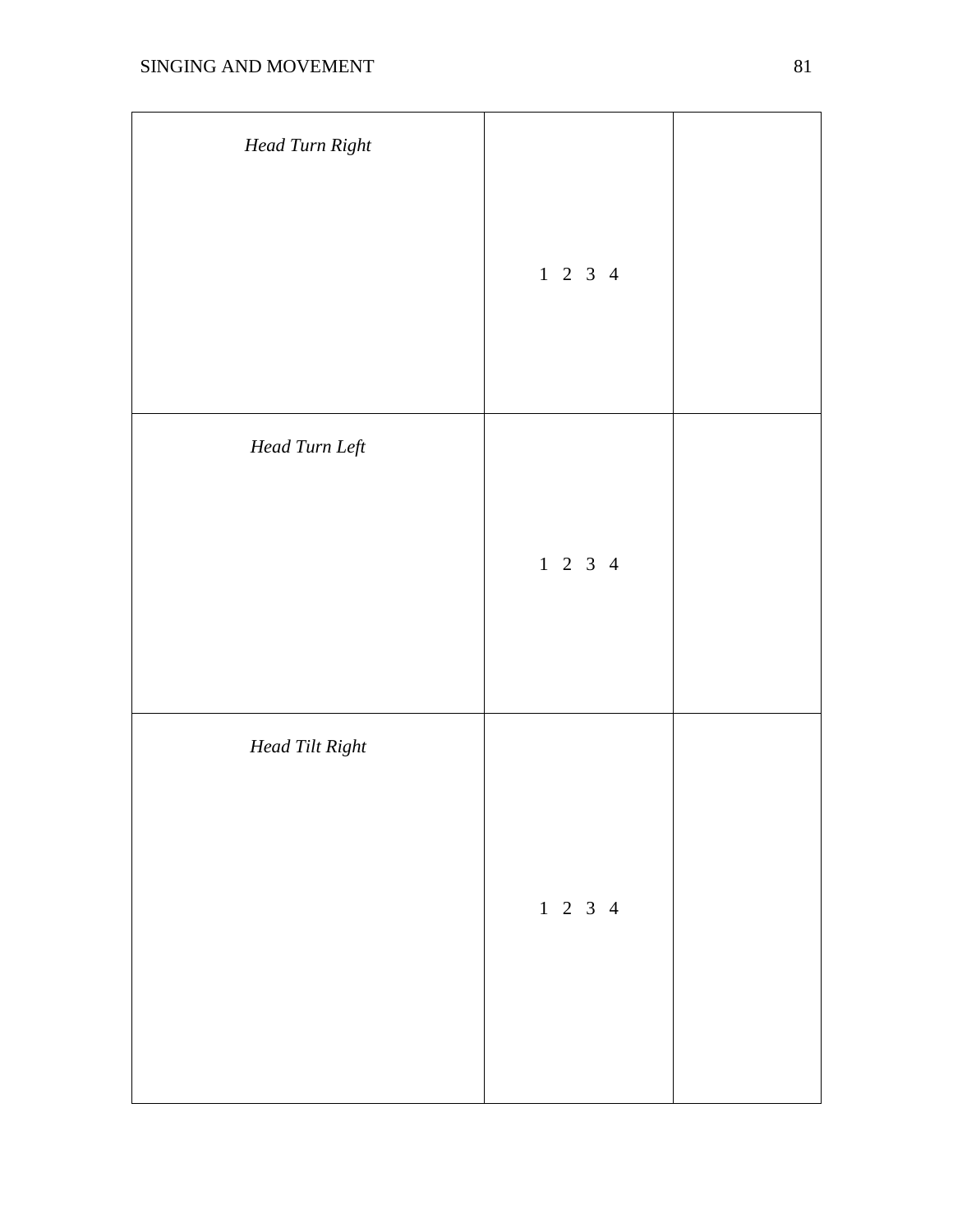| | | |
|---|---|---|
| *Head Turn Right* | 1 2 3 4 | |
| *Head Turn Left* | 1 2 3 4 | |
| *Head Tilt Right* | 1 2 3 4 | |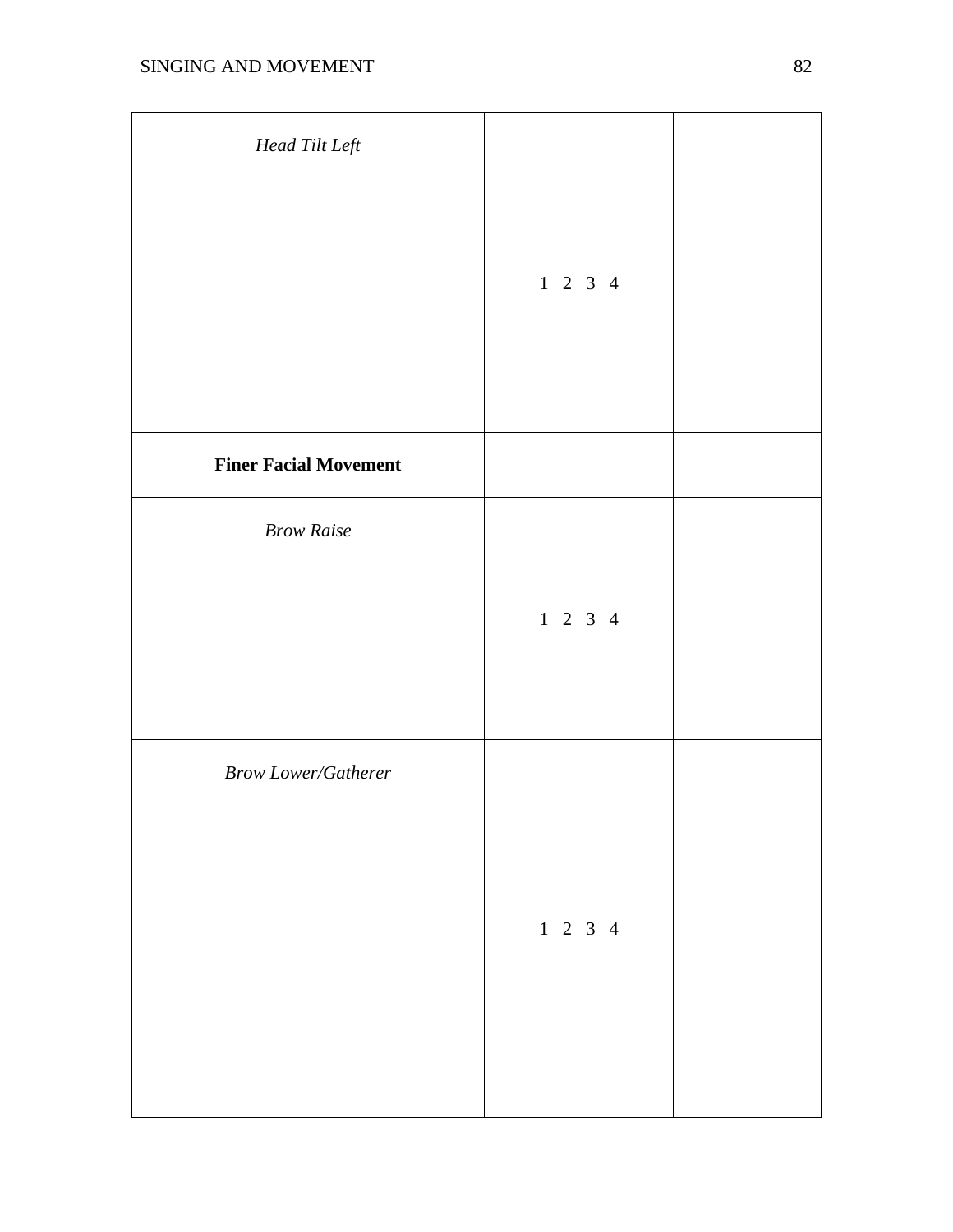| | | |
|---|---|---|
| *Head Tilt Left* | 1 2 3 4 | |
| **Finer Facial Movement** | | |
| *Brow Raise* | 1 2 3 4 | |
| *Brow Lower/Gatherer* | 1 2 3 4 | |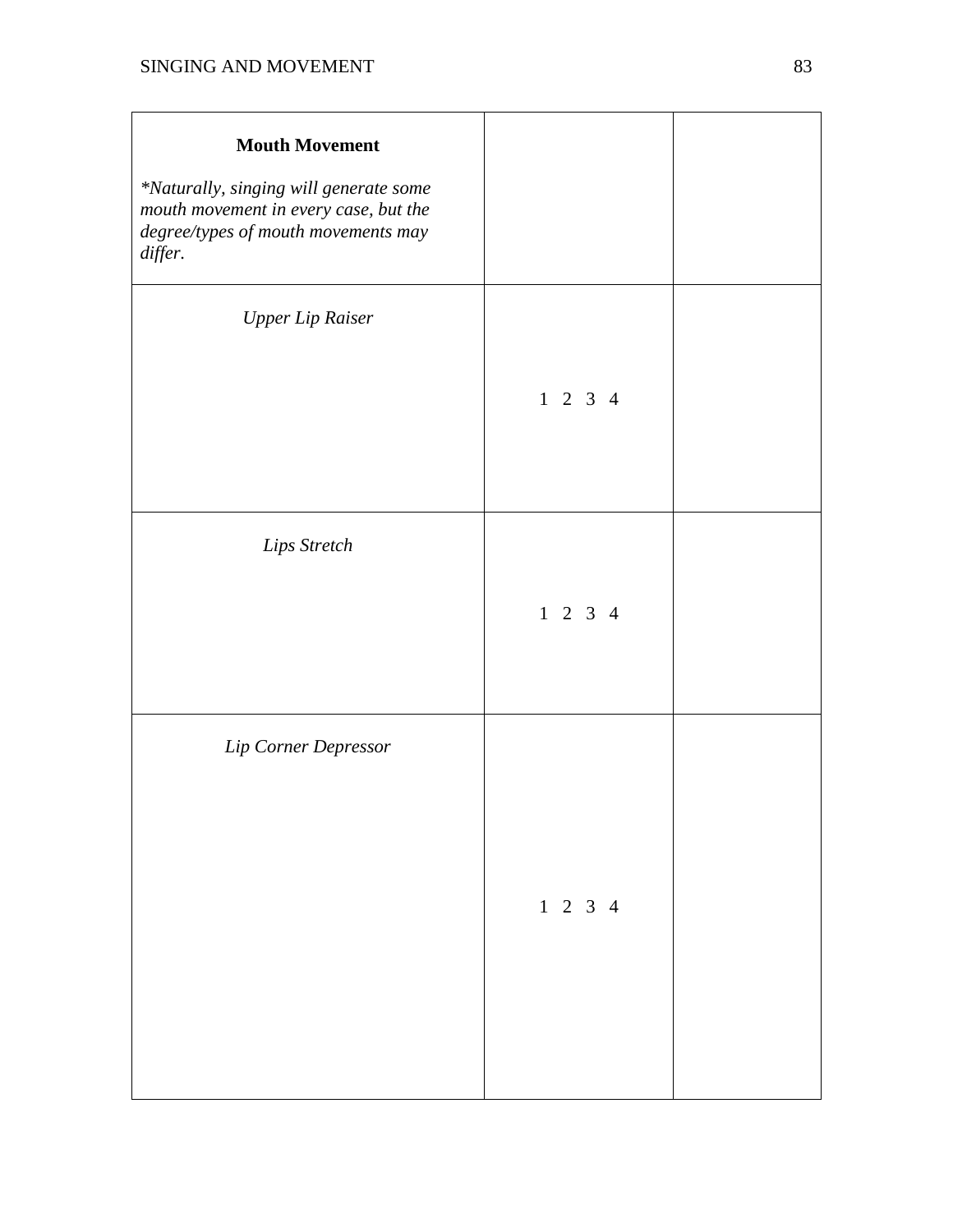| **Mouth Movement**<br><br>*\*Naturally, singing will generate some mouth movement in every case, but the degree/types of mouth movements may differ.* | | |
|---|---|---|
| *Upper Lip Raiser* | 1 2 3 4 | |
| *Lips Stretch* | 1 2 3 4 | |
| *Lip Corner Depressor* | 1 2 3 4 | |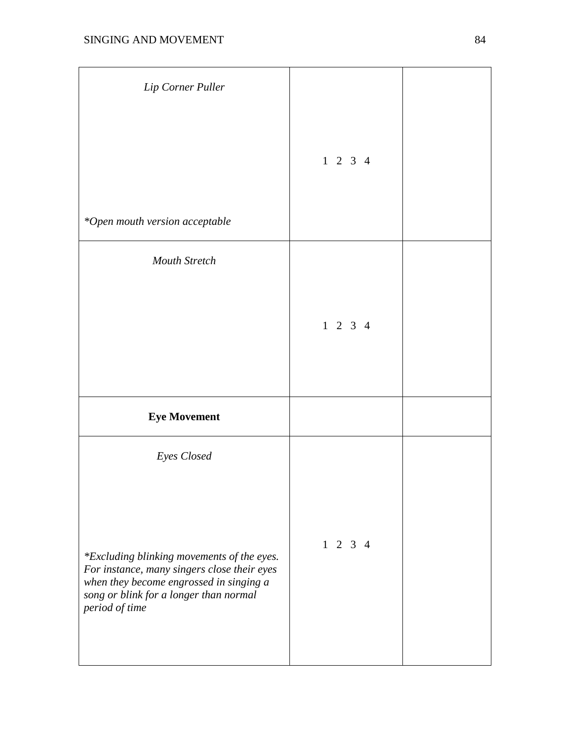| | | |
|---|---|---|
| *Lip Corner Puller*<br><br>*\*Open mouth version acceptable* | 1 2 3 4 | |
| *Mouth Stretch* | 1 2 3 4 | |
| **Eye Movement** | | |
| *Eyes Closed*<br><br>*\*Excluding blinking movements of the eyes. For instance, many singers close their eyes when they become engrossed in singing a song or blink for a longer than normal period of time* | 1 2 3 4 | |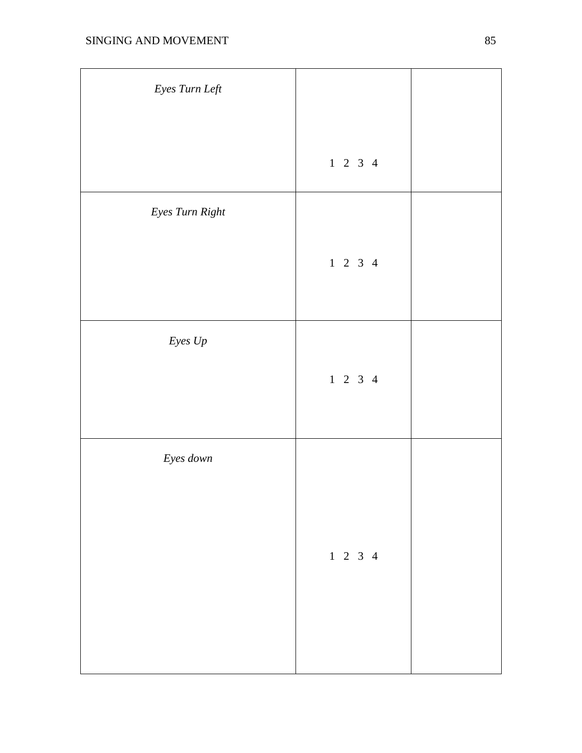| | | |
|---|---|---|
| *Eyes Turn Left* | 1 2 3 4 | |
| *Eyes Turn Right* | 1 2 3 4 | |
| *Eyes Up* | 1 2 3 4 | |
| *Eyes down* | 1 2 3 4 | |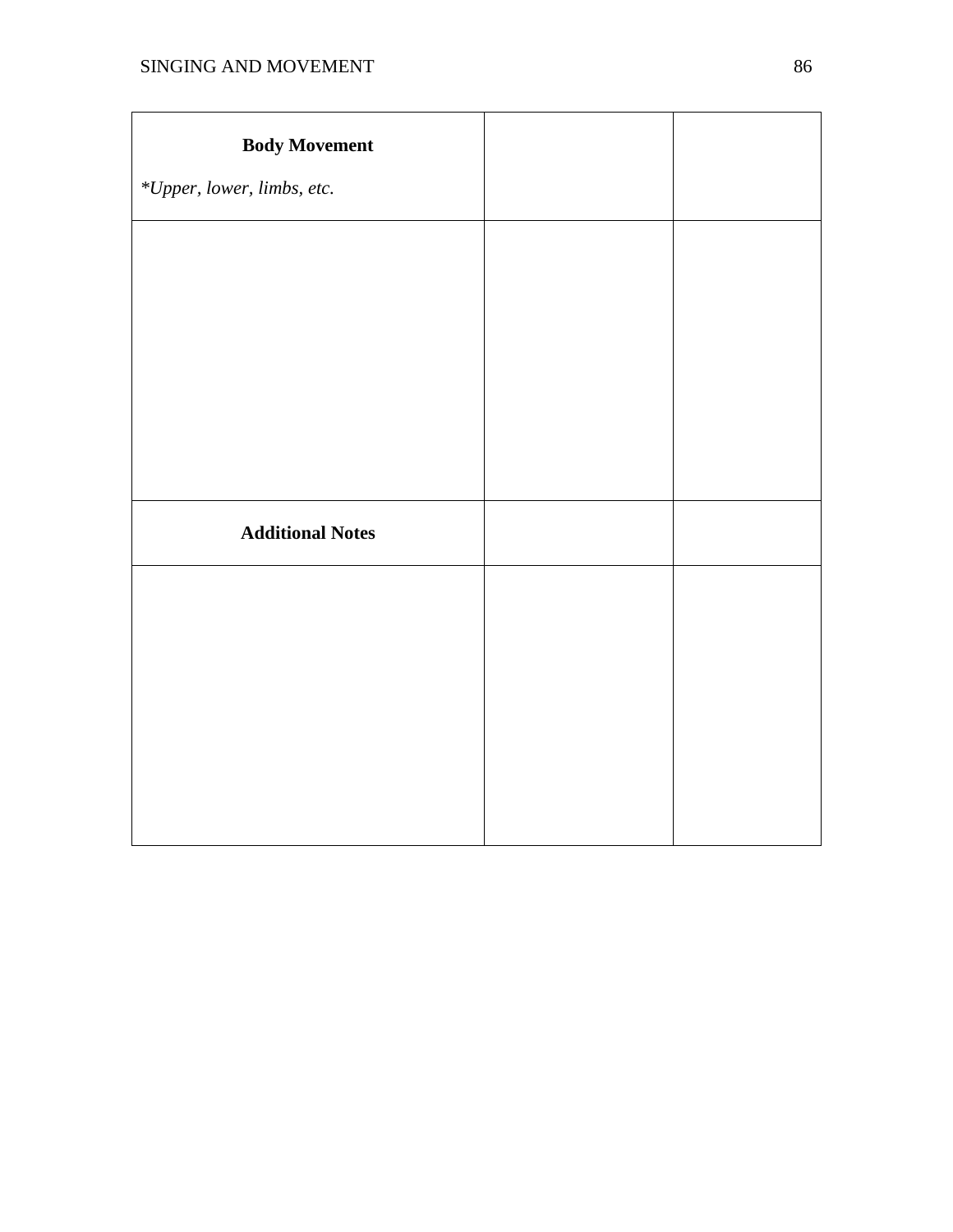| **Body Movement**<br>*\*Upper, lower, limbs, etc.* | | |
|---|---|---|
| | | |
| **Additional Notes** | | |
| | | |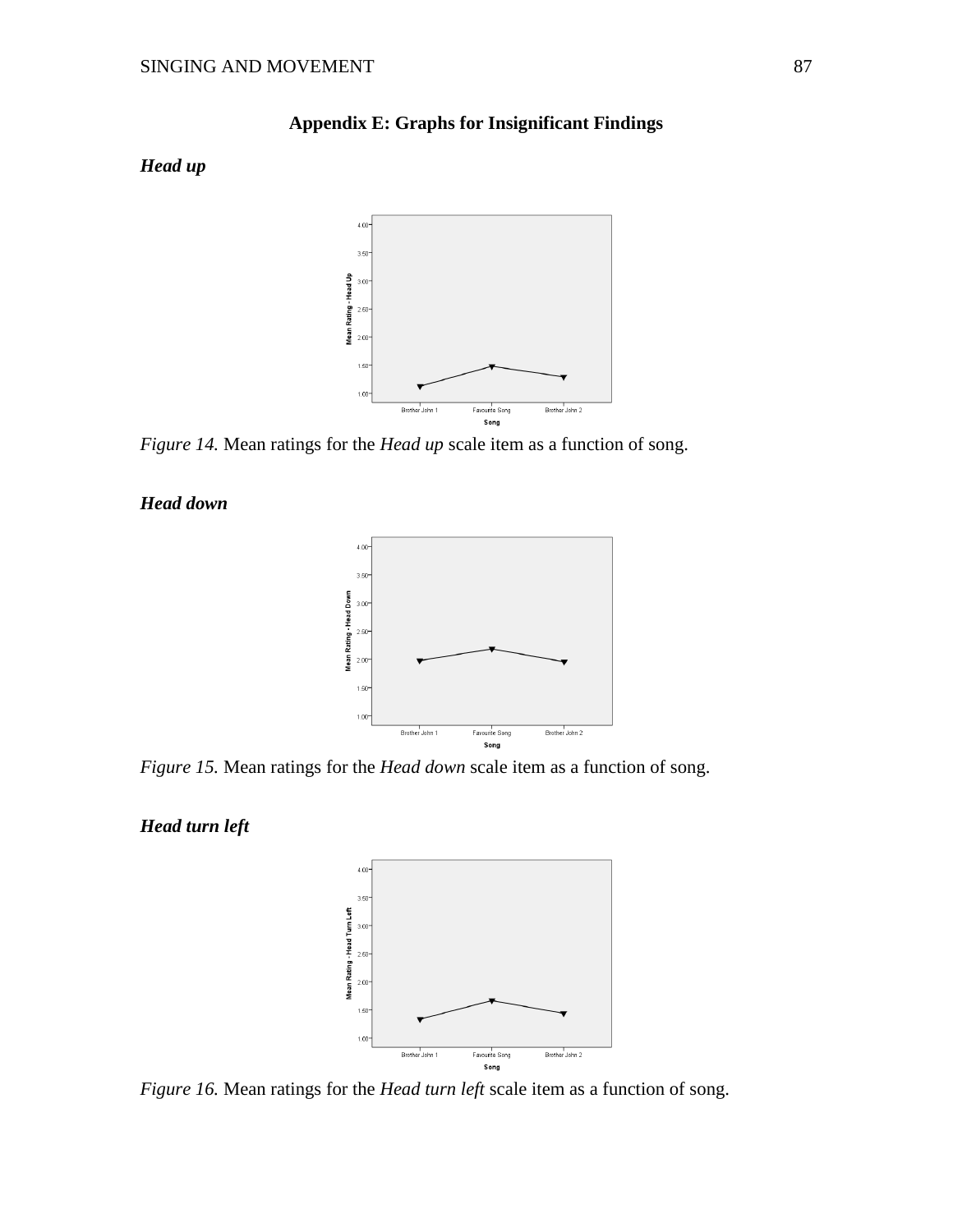## Appendix E: Graphs for Insignificant Findings

### *Head up*

*Figure 14.* Mean ratings for the *Head up* scale item as a function of song.

### *Head down*

*Figure 15.* Mean ratings for the *Head down* scale item as a function of song.

### *Head turn left*

*Figure 16.* Mean ratings for the *Head turn left* scale item as a function of song.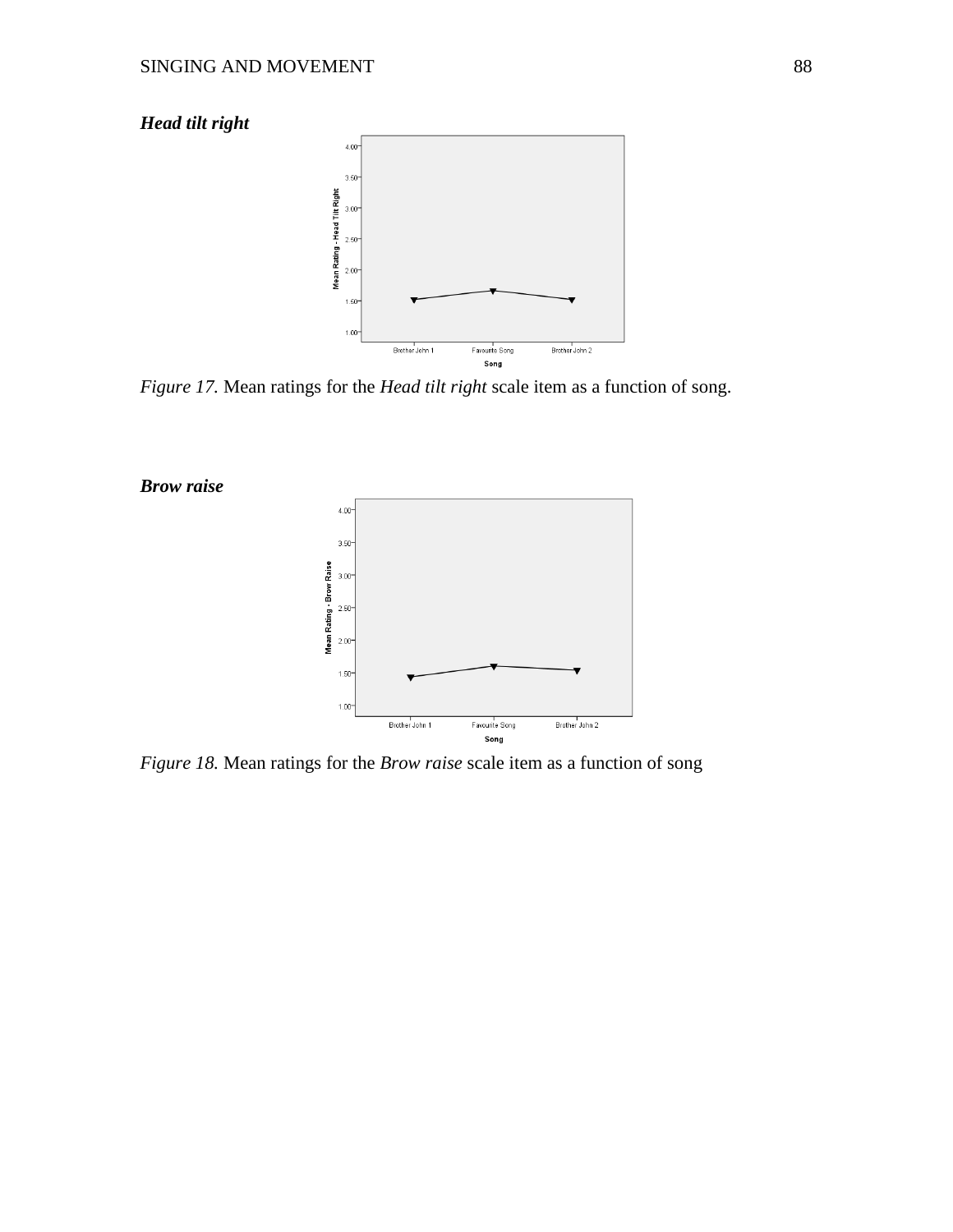***Head tilt right***

*Figure 17.* Mean ratings for the *Head tilt right* scale item as a function of song.

***Brow raise***

*Figure 18.* Mean ratings for the *Brow raise* scale item as a function of song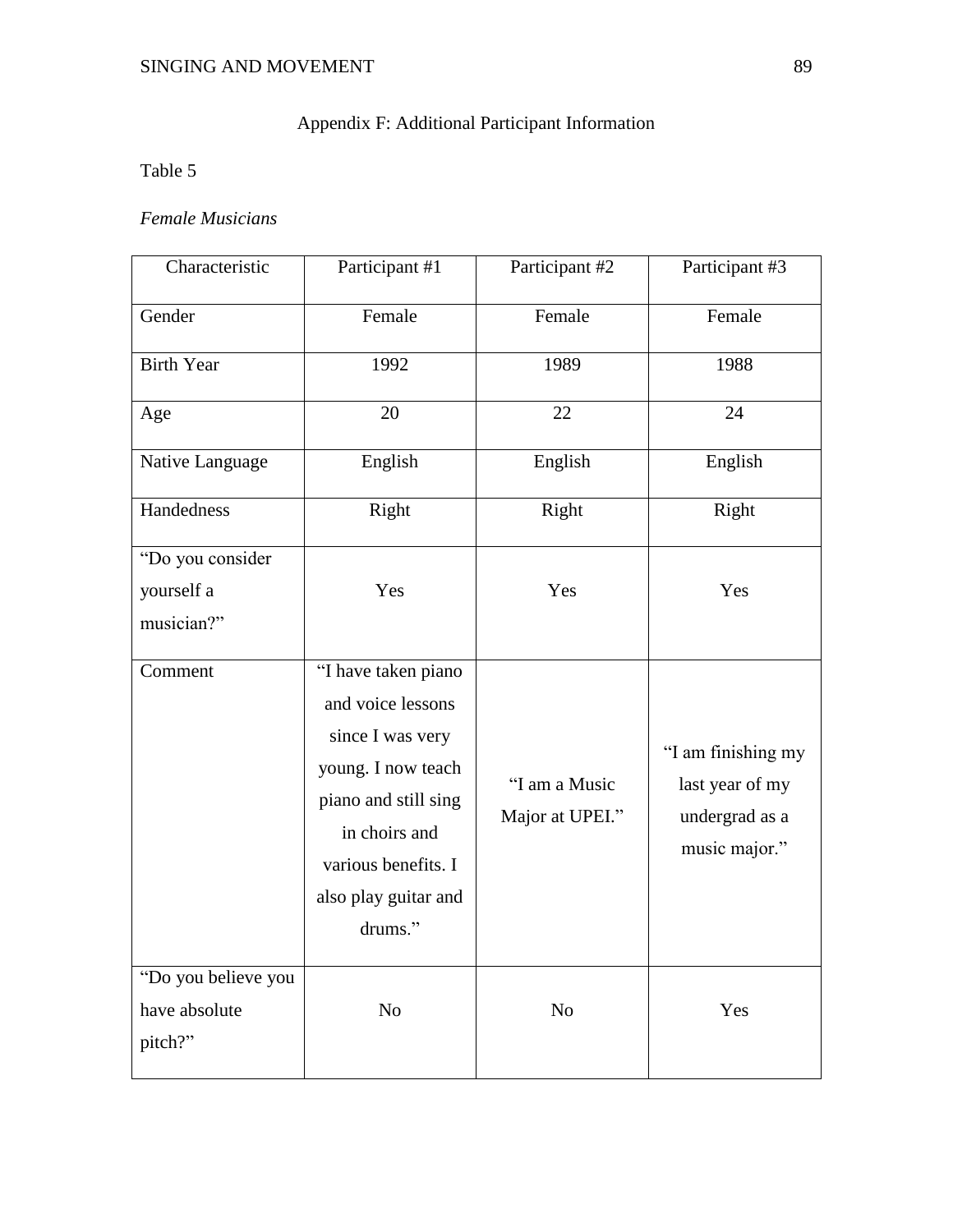## Appendix F: Additional Participant Information

Table 5

*Female Musicians*

| Characteristic | Participant #1 | Participant #2 | Participant #3 |
|---|---|---|---|
| Gender | Female | Female | Female |
| Birth Year | 1992 | 1989 | 1988 |
| Age | 20 | 22 | 24 |
| Native Language | English | English | English |
| Handedness | Right | Right | Right |
| "Do you consider yourself a musician?" | Yes | Yes | Yes |
| Comment | "I have taken piano and voice lessons since I was very young. I now teach piano and still sing in choirs and various benefits. I also play guitar and drums." | "I am a Music Major at UPEI." | "I am finishing my last year of my undergrad as a music major." |
| "Do you believe you have absolute pitch?" | No | No | Yes |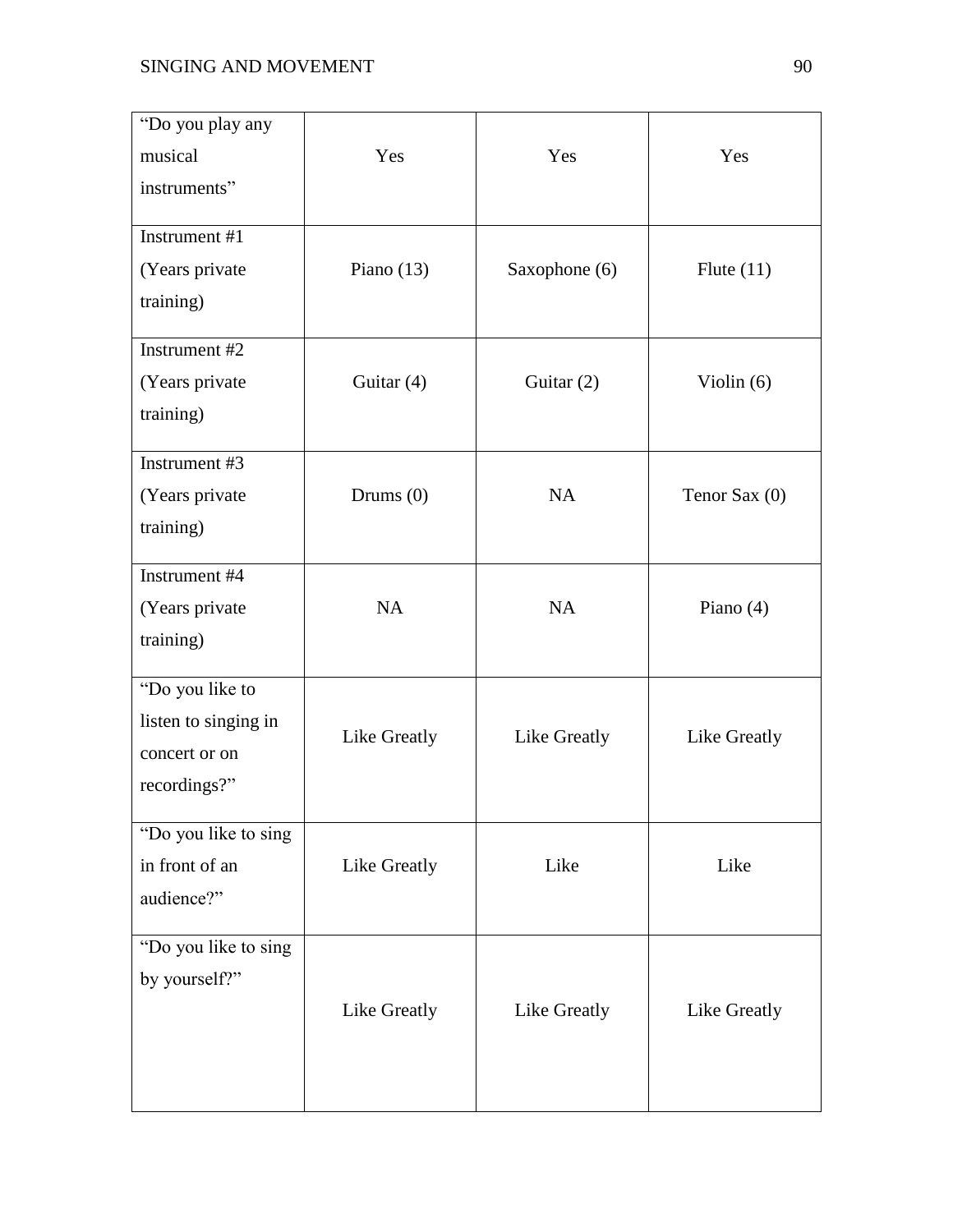| “Do you play any musical instruments” | Yes | Yes | Yes |
|---|---|---|---|
| Instrument #1 (Years private training) | Piano (13) | Saxophone (6) | Flute (11) |
| Instrument #2 (Years private training) | Guitar (4) | Guitar (2) | Violin (6) |
| Instrument #3 (Years private training) | Drums (0) | NA | Tenor Sax (0) |
| Instrument #4 (Years private training) | NA | NA | Piano (4) |
| “Do you like to listen to singing in concert or on recordings?” | Like Greatly | Like Greatly | Like Greatly |
| “Do you like to sing in front of an audience?” | Like Greatly | Like | Like |
| “Do you like to sing by yourself?” | Like Greatly | Like Greatly | Like Greatly |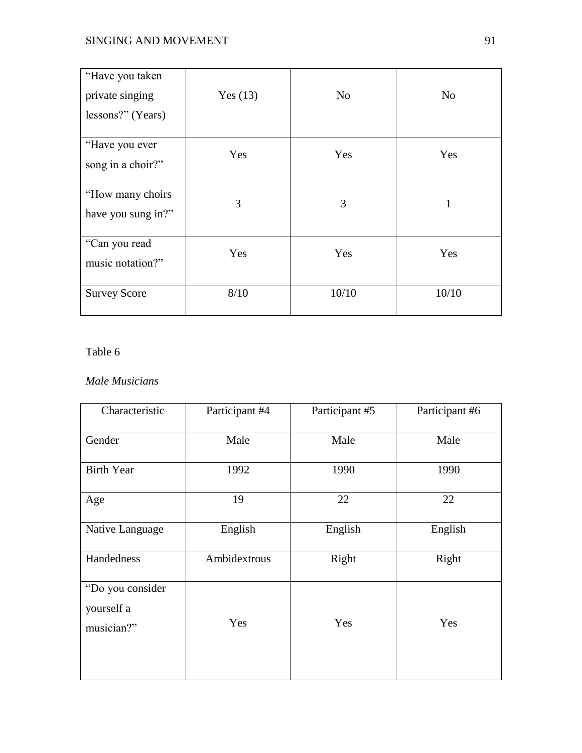| | | | |
|---|---|---|---|
| "Have you taken private singing lessons?" (Years) | Yes (13) | No | No |
| "Have you ever song in a choir?" | Yes | Yes | Yes |
| "How many choirs have you sung in?" | 3 | 3 | 1 |
| "Can you read music notation?" | Yes | Yes | Yes |
| Survey Score | 8/10 | 10/10 | 10/10 |

Table 6

*Male Musicians*

| Characteristic | Participant #4 | Participant #5 | Participant #6 |
|---|---|---|---|
| Gender | Male | Male | Male |
| Birth Year | 1992 | 1990 | 1990 |
| Age | 19 | 22 | 22 |
| Native Language | English | English | English |
| Handedness | Ambidextrous | Right | Right |
| "Do you consider yourself a musician?" | Yes | Yes | Yes |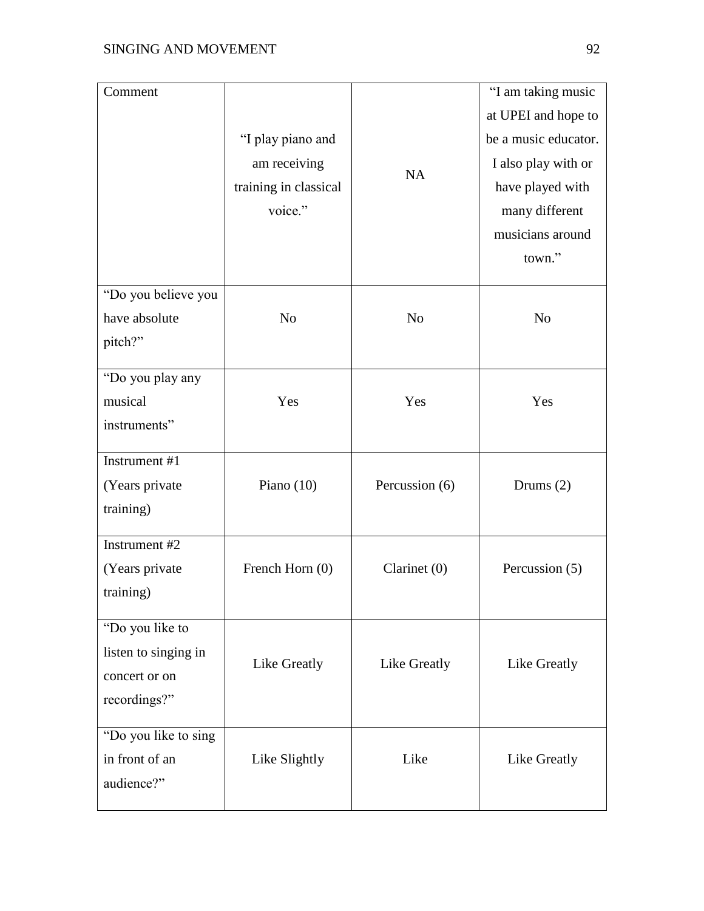| Comment | "I play piano and am receiving training in classical voice." | NA | "I am taking music at UPEI and hope to be a music educator. I also play with or have played with many different musicians around town." |
|---|---|---|---|
| "Do you believe you have absolute pitch?" | No | No | No |
| "Do you play any musical instruments" | Yes | Yes | Yes |
| Instrument #1 (Years private training) | Piano (10) | Percussion (6) | Drums (2) |
| Instrument #2 (Years private training) | French Horn (0) | Clarinet (0) | Percussion (5) |
| "Do you like to listen to singing in concert or on recordings?" | Like Greatly | Like Greatly | Like Greatly |
| "Do you like to sing in front of an audience?" | Like Slightly | Like | Like Greatly |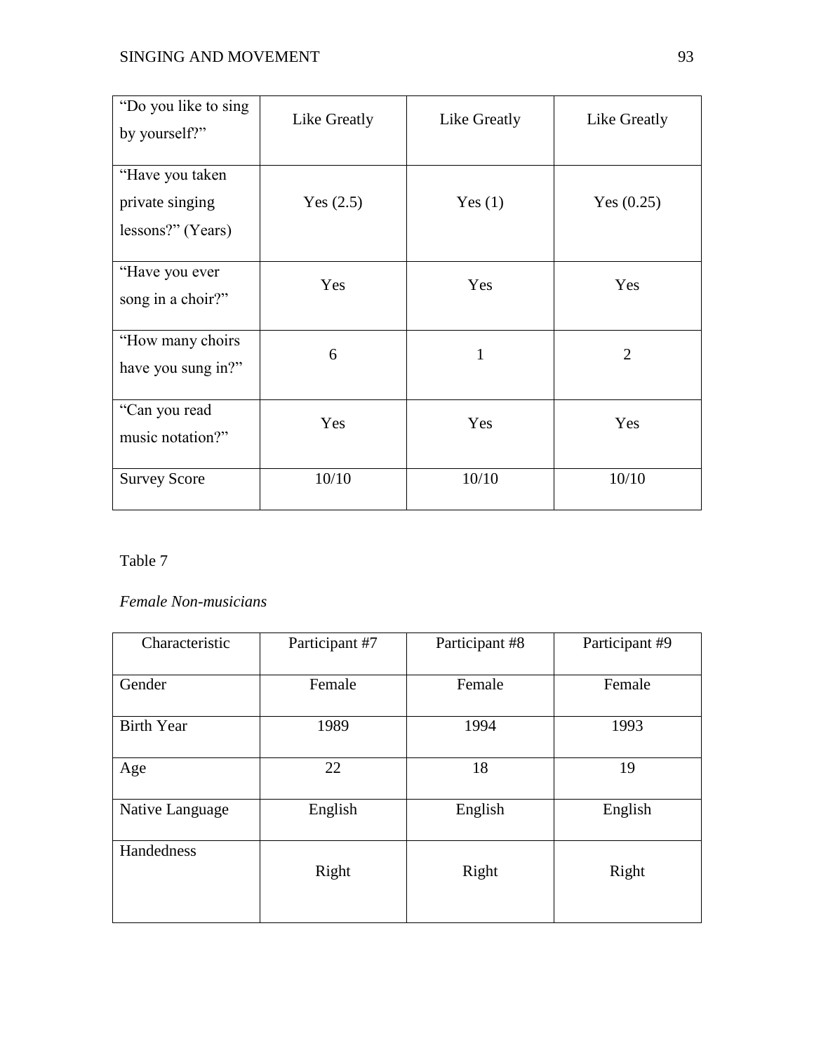| | | | |
|---|---|---|---|
| "Do you like to sing by yourself?" | Like Greatly | Like Greatly | Like Greatly |
| "Have you taken private singing lessons?" (Years) | Yes (2.5) | Yes (1) | Yes (0.25) |
| "Have you ever song in a choir?" | Yes | Yes | Yes |
| "How many choirs have you sung in?" | 6 | 1 | 2 |
| "Can you read music notation?" | Yes | Yes | Yes |
| Survey Score | 10/10 | 10/10 | 10/10 |

Table 7

*Female Non-musicians*

| Characteristic | Participant #7 | Participant #8 | Participant #9 |
|---|---|---|---|
| Gender | Female | Female | Female |
| Birth Year | 1989 | 1994 | 1993 |
| Age | 22 | 18 | 19 |
| Native Language | English | English | English |
| Handedness | Right | Right | Right |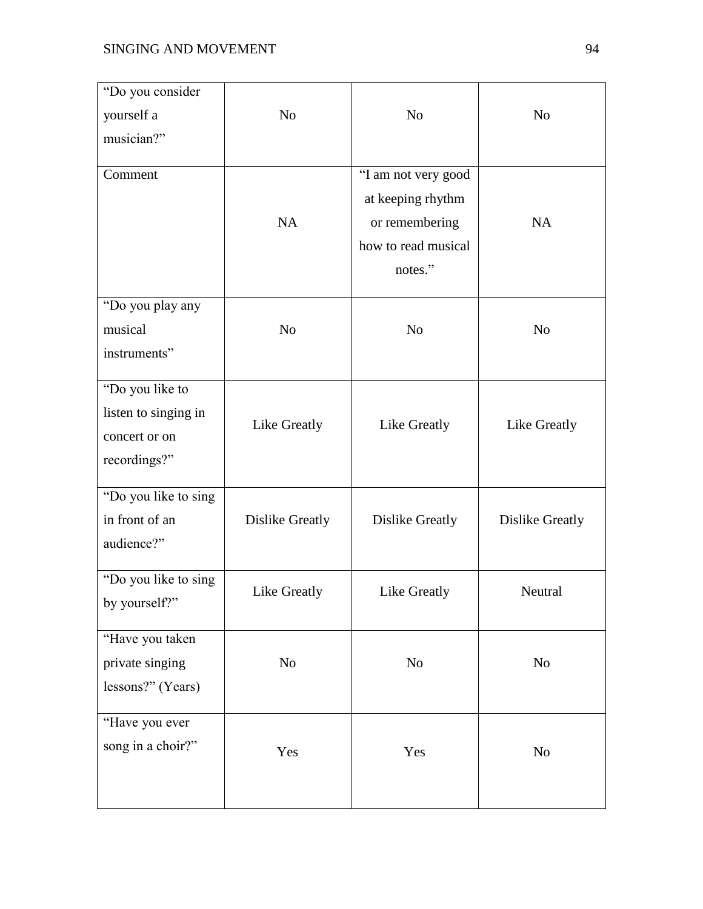| “Do you consider yourself a musician?” | No | No | No |
|---|---|---|---|
| Comment | NA | “I am not very good at keeping rhythm or remembering how to read musical notes.” | NA |
| “Do you play any musical instruments” | No | No | No |
| “Do you like to listen to singing in concert or on recordings?” | Like Greatly | Like Greatly | Like Greatly |
| “Do you like to sing in front of an audience?” | Dislike Greatly | Dislike Greatly | Dislike Greatly |
| “Do you like to sing by yourself?” | Like Greatly | Like Greatly | Neutral |
| “Have you taken private singing lessons?” (Years) | No | No | No |
| “Have you ever song in a choir?” | Yes | Yes | No |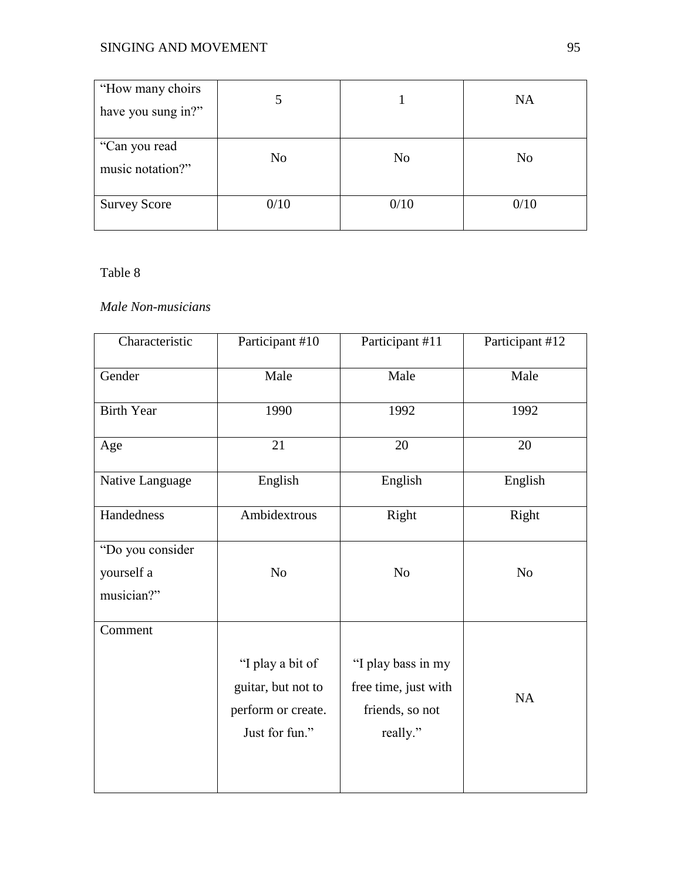| "How many choirs have you sung in?" | 5 | 1 | NA |
| --- | --- | --- | --- |
| "Can you read music notation?" | No | No | No |
| Survey Score | 0/10 | 0/10 | 0/10 |

Table 8

*Male Non-musicians*

| Characteristic | Participant #10 | Participant #11 | Participant #12 |
| --- | --- | --- | --- |
| Gender | Male | Male | Male |
| Birth Year | 1990 | 1992 | 1992 |
| Age | 21 | 20 | 20 |
| Native Language | English | English | English |
| Handedness | Ambidextrous | Right | Right |
| "Do you consider yourself a musician?" | No | No | No |
| Comment | "I play a bit of guitar, but not to perform or create. Just for fun." | "I play bass in my free time, just with friends, so not really." | NA |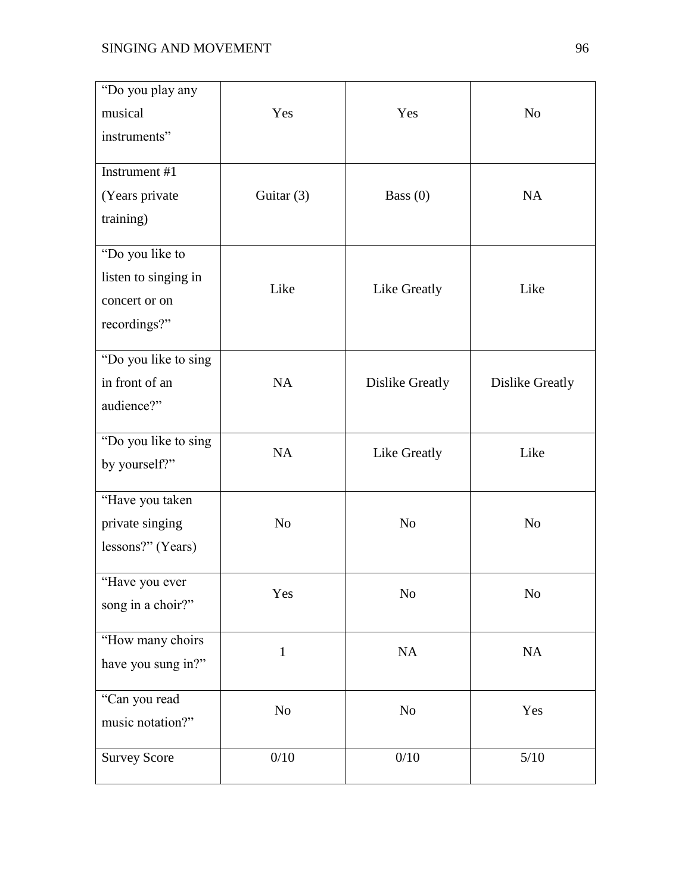| | | | |
|---|---|---|---|
| "Do you play any musical instruments" | Yes | Yes | No |
| Instrument #1 (Years private training) | Guitar (3) | Bass (0) | NA |
| "Do you like to listen to singing in concert or on recordings?" | Like | Like Greatly | Like |
| "Do you like to sing in front of an audience?" | NA | Dislike Greatly | Dislike Greatly |
| "Do you like to sing by yourself?" | NA | Like Greatly | Like |
| "Have you taken private singing lessons?" (Years) | No | No | No |
| "Have you ever song in a choir?" | Yes | No | No |
| "How many choirs have you sung in?" | 1 | NA | NA |
| "Can you read music notation?" | No | No | Yes |
| Survey Score | 0/10 | 0/10 | 5/10 |